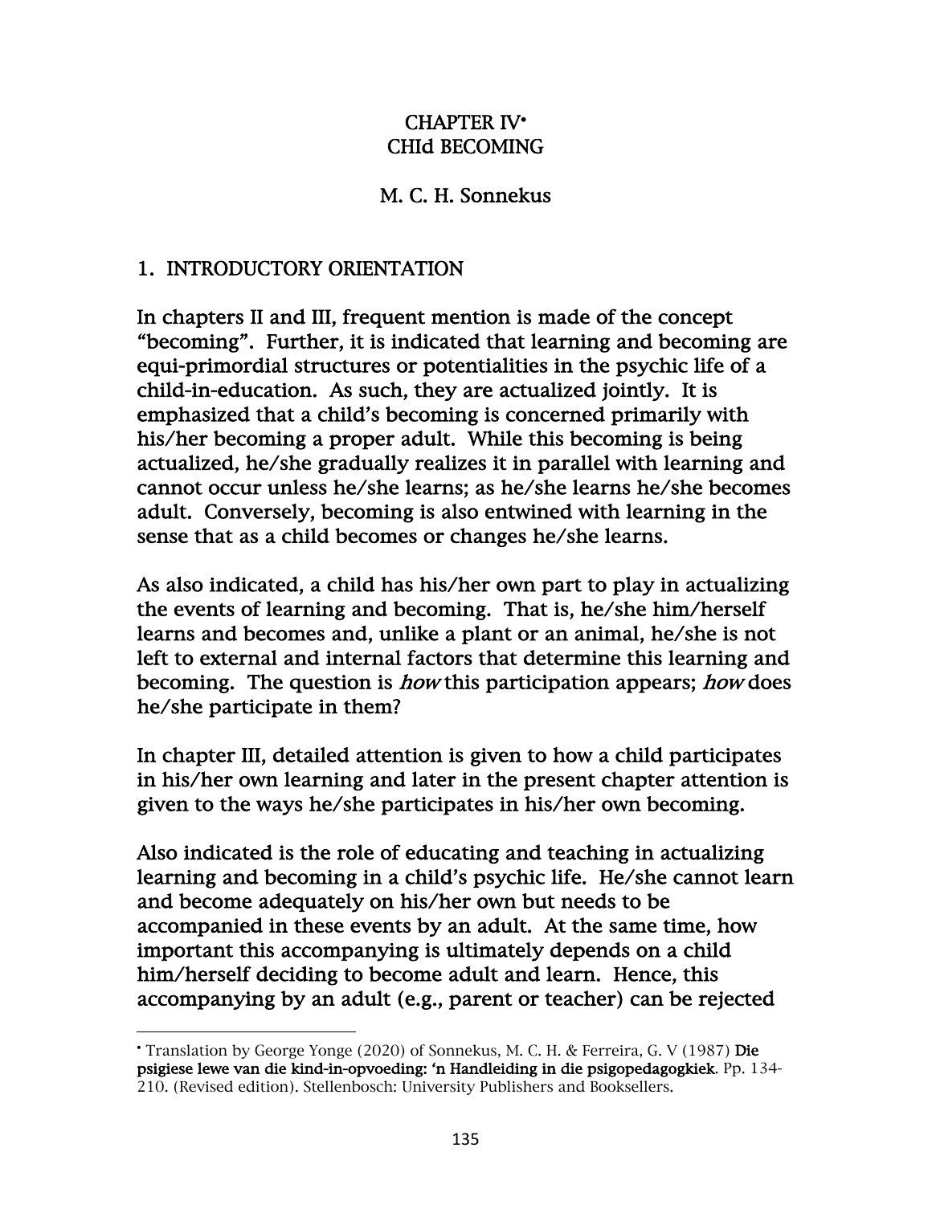# CHAPTER IV[•]
# CHId BECOMING

## M. C. H. Sonnekus

## 1. INTRODUCTORY ORIENTATION

In chapters II and III, frequent mention is made of the concept "becoming". Further, it is indicated that learning and becoming are equi-primordial structures or potentialities in the psychic life of a child-in-education. As such, they are actualized jointly. It is emphasized that a child's becoming is concerned primarily with his/her becoming a proper adult. While this becoming is being actualized, he/she gradually realizes it in parallel with learning and cannot occur unless he/she learns; as he/she learns he/she becomes adult. Conversely, becoming is also entwined with learning in the sense that as a child becomes or changes he/she learns.

As also indicated, a child has his/her own part to play in actualizing the events of learning and becoming. That is, he/she him/herself learns and becomes and, unlike a plant or an animal, he/she is not left to external and internal factors that determine this learning and becoming. The question is *how* this participation appears; *how* does he/she participate in them?

In chapter III, detailed attention is given to how a child participates in his/her own learning and later in the present chapter attention is given to the ways he/she participates in his/her own becoming.

Also indicated is the role of educating and teaching in actualizing learning and becoming in a child's psychic life. He/she cannot learn and become adequately on his/her own but needs to be accompanied in these events by an adult. At the same time, how important this accompanying is ultimately depends on a child him/herself deciding to become adult and learn. Hence, this accompanying by an adult (e.g., parent or teacher) can be rejected

---

[•] Translation by George Yonge (2020) of Sonnekus, M. C. H. & Ferreira, G. V (1987) **Die psigiese lewe van die kind-in-opvoeding: 'n Handleiding in die psigopedagogkiek**. Pp. 134-210. (Revised edition). Stellenbosch: University Publishers and Booksellers.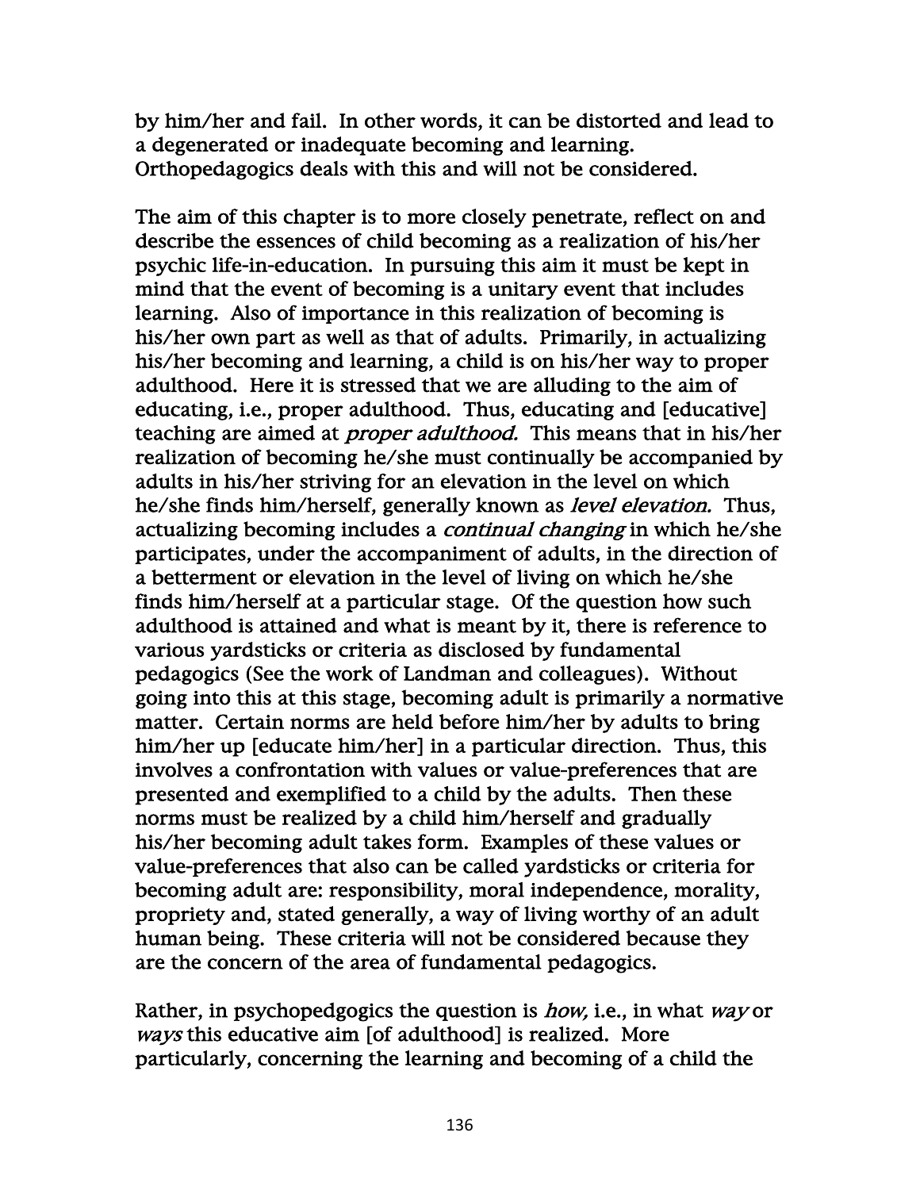by him/her and fail. In other words, it can be distorted and lead to a degenerated or inadequate becoming and learning. Orthopedagogics deals with this and will not be considered.

The aim of this chapter is to more closely penetrate, reflect on and describe the essences of child becoming as a realization of his/her psychic life-in-education. In pursuing this aim it must be kept in mind that the event of becoming is a unitary event that includes learning. Also of importance in this realization of becoming is his/her own part as well as that of adults. Primarily, in actualizing his/her becoming and learning, a child is on his/her way to proper adulthood. Here it is stressed that we are alluding to the aim of educating, i.e., proper adulthood. Thus, educating and [educative] teaching are aimed at *proper adulthood.* This means that in his/her realization of becoming he/she must continually be accompanied by adults in his/her striving for an elevation in the level on which he/she finds him/herself, generally known as *level elevation.* Thus, actualizing becoming includes a *continual changing* in which he/she participates, under the accompaniment of adults, in the direction of a betterment or elevation in the level of living on which he/she finds him/herself at a particular stage. Of the question how such adulthood is attained and what is meant by it, there is reference to various yardsticks or criteria as disclosed by fundamental pedagogics (See the work of Landman and colleagues). Without going into this at this stage, becoming adult is primarily a normative matter. Certain norms are held before him/her by adults to bring him/her up [educate him/her] in a particular direction. Thus, this involves a confrontation with values or value-preferences that are presented and exemplified to a child by the adults. Then these norms must be realized by a child him/herself and gradually his/her becoming adult takes form. Examples of these values or value-preferences that also can be called yardsticks or criteria for becoming adult are: responsibility, moral independence, morality, propriety and, stated generally, a way of living worthy of an adult human being. These criteria will not be considered because they are the concern of the area of fundamental pedagogics.

Rather, in psychopedgogics the question is *how,* i.e., in what *way* or *ways* this educative aim [of adulthood] is realized. More particularly, concerning the learning and becoming of a child the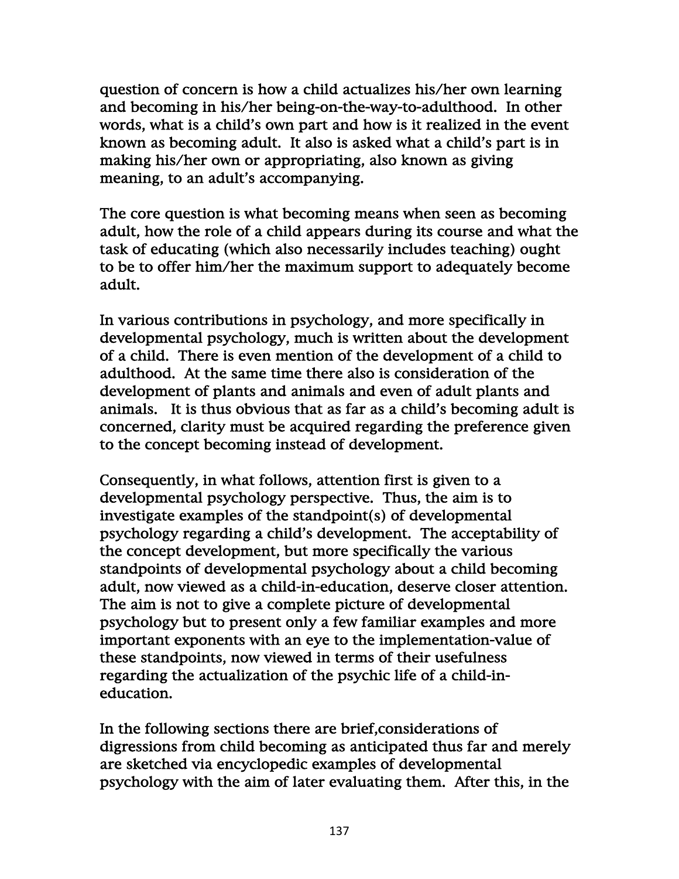question of concern is how a child actualizes his/her own learning and becoming in his/her being-on-the-way-to-adulthood. In other words, what is a child's own part and how is it realized in the event known as becoming adult. It also is asked what a child's part is in making his/her own or appropriating, also known as giving meaning, to an adult's accompanying.

The core question is what becoming means when seen as becoming adult, how the role of a child appears during its course and what the task of educating (which also necessarily includes teaching) ought to be to offer him/her the maximum support to adequately become adult.

In various contributions in psychology, and more specifically in developmental psychology, much is written about the development of a child. There is even mention of the development of a child to adulthood. At the same time there also is consideration of the development of plants and animals and even of adult plants and animals. It is thus obvious that as far as a child's becoming adult is concerned, clarity must be acquired regarding the preference given to the concept becoming instead of development.

Consequently, in what follows, attention first is given to a developmental psychology perspective. Thus, the aim is to investigate examples of the standpoint(s) of developmental psychology regarding a child's development. The acceptability of the concept development, but more specifically the various standpoints of developmental psychology about a child becoming adult, now viewed as a child-in-education, deserve closer attention. The aim is not to give a complete picture of developmental psychology but to present only a few familiar examples and more important exponents with an eye to the implementation-value of these standpoints, now viewed in terms of their usefulness regarding the actualization of the psychic life of a child-in-education.

In the following sections there are brief,considerations of digressions from child becoming as anticipated thus far and merely are sketched via encyclopedic examples of developmental psychology with the aim of later evaluating them. After this, in the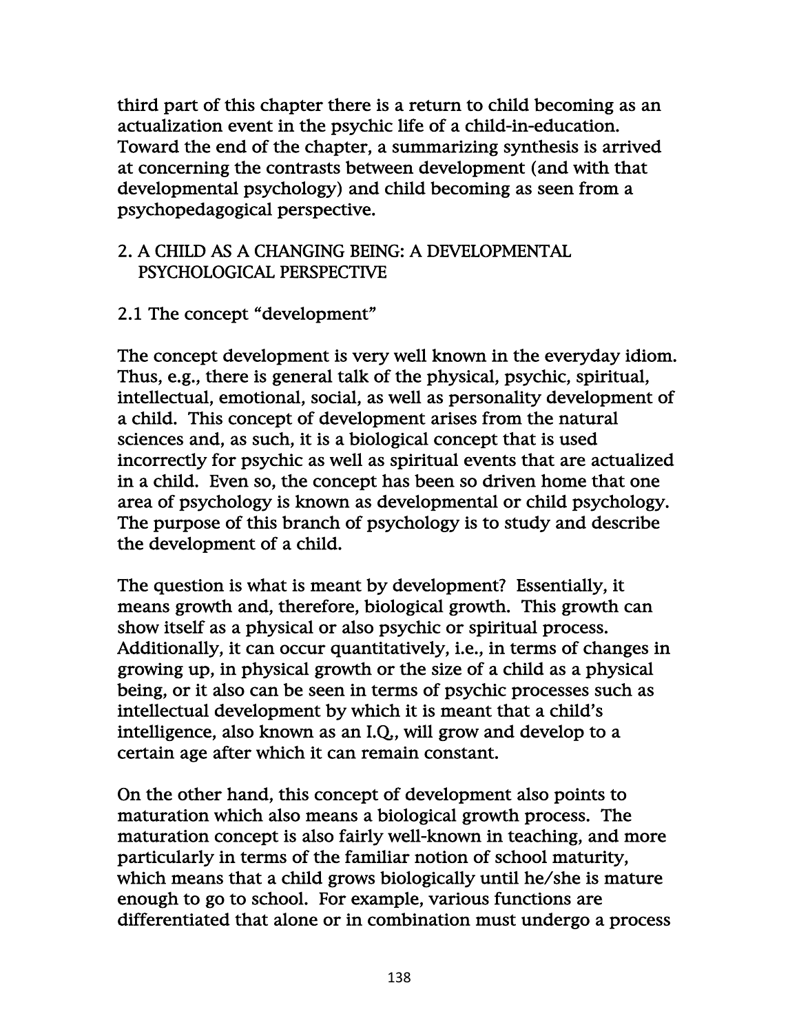third part of this chapter there is a return to child becoming as an actualization event in the psychic life of a child-in-education. Toward the end of the chapter, a summarizing synthesis is arrived at concerning the contrasts between development (and with that developmental psychology) and child becoming as seen from a psychopedagogical perspective.

## 2. A CHILD AS A CHANGING BEING: A DEVELOPMENTAL PSYCHOLOGICAL PERSPECTIVE

### 2.1 The concept "development"

The concept development is very well known in the everyday idiom. Thus, e.g., there is general talk of the physical, psychic, spiritual, intellectual, emotional, social, as well as personality development of a child. This concept of development arises from the natural sciences and, as such, it is a biological concept that is used incorrectly for psychic as well as spiritual events that are actualized in a child. Even so, the concept has been so driven home that one area of psychology is known as developmental or child psychology. The purpose of this branch of psychology is to study and describe the development of a child.

The question is what is meant by development? Essentially, it means growth and, therefore, biological growth. This growth can show itself as a physical or also psychic or spiritual process. Additionally, it can occur quantitatively, i.e., in terms of changes in growing up, in physical growth or the size of a child as a physical being, or it also can be seen in terms of psychic processes such as intellectual development by which it is meant that a child's intelligence, also known as an I.Q., will grow and develop to a certain age after which it can remain constant.

On the other hand, this concept of development also points to maturation which also means a biological growth process. The maturation concept is also fairly well-known in teaching, and more particularly in terms of the familiar notion of school maturity, which means that a child grows biologically until he/she is mature enough to go to school. For example, various functions are differentiated that alone or in combination must undergo a process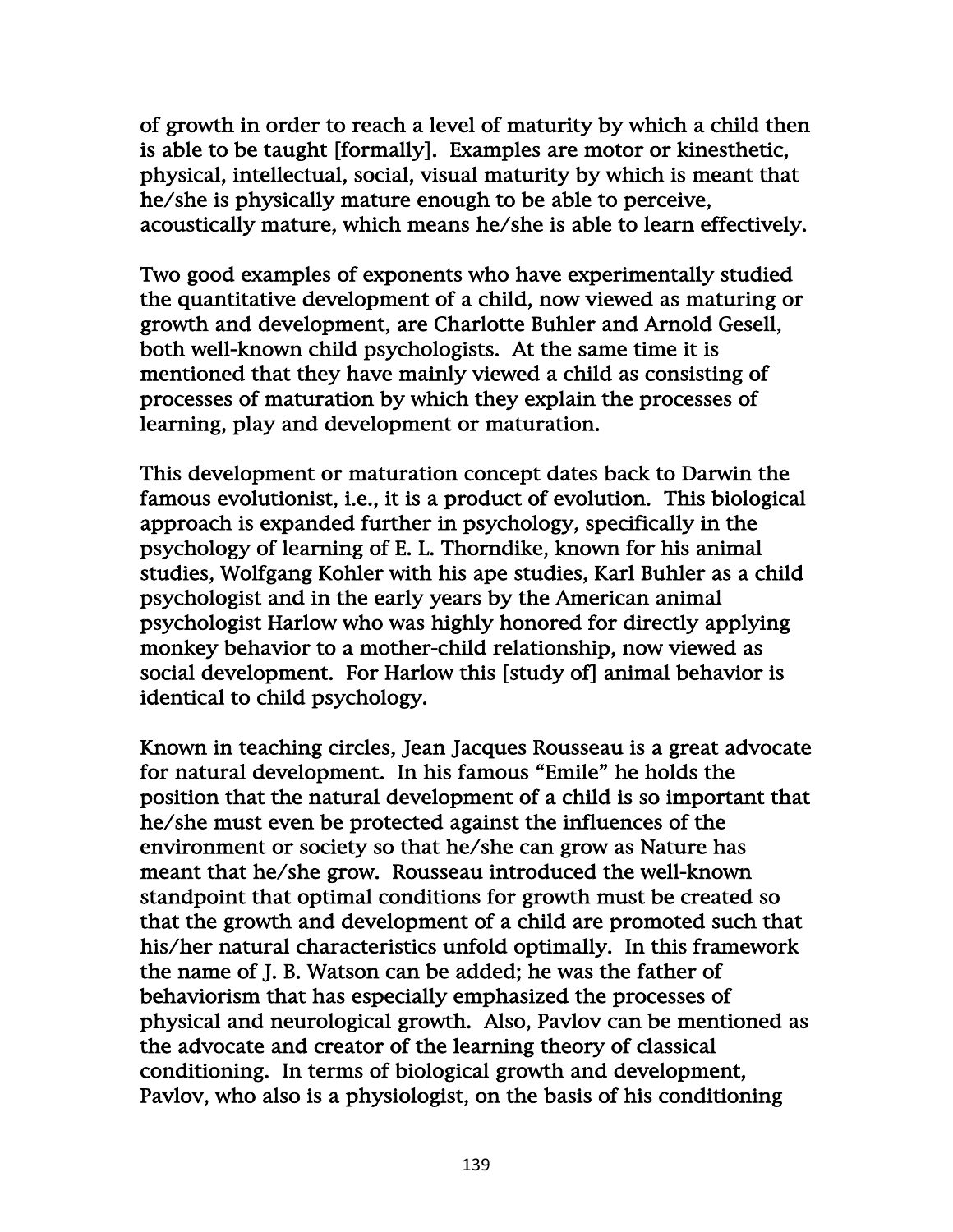of growth in order to reach a level of maturity by which a child then is able to be taught [formally]. Examples are motor or kinesthetic, physical, intellectual, social, visual maturity by which is meant that he/she is physically mature enough to be able to perceive, acoustically mature, which means he/she is able to learn effectively.

Two good examples of exponents who have experimentally studied the quantitative development of a child, now viewed as maturing or growth and development, are Charlotte Buhler and Arnold Gesell, both well-known child psychologists. At the same time it is mentioned that they have mainly viewed a child as consisting of processes of maturation by which they explain the processes of learning, play and development or maturation.

This development or maturation concept dates back to Darwin the famous evolutionist, i.e., it is a product of evolution. This biological approach is expanded further in psychology, specifically in the psychology of learning of E. L. Thorndike, known for his animal studies, Wolfgang Kohler with his ape studies, Karl Buhler as a child psychologist and in the early years by the American animal psychologist Harlow who was highly honored for directly applying monkey behavior to a mother-child relationship, now viewed as social development. For Harlow this [study of] animal behavior is identical to child psychology.

Known in teaching circles, Jean Jacques Rousseau is a great advocate for natural development. In his famous "Emile" he holds the position that the natural development of a child is so important that he/she must even be protected against the influences of the environment or society so that he/she can grow as Nature has meant that he/she grow. Rousseau introduced the well-known standpoint that optimal conditions for growth must be created so that the growth and development of a child are promoted such that his/her natural characteristics unfold optimally. In this framework the name of J. B. Watson can be added; he was the father of behaviorism that has especially emphasized the processes of physical and neurological growth. Also, Pavlov can be mentioned as the advocate and creator of the learning theory of classical conditioning. In terms of biological growth and development, Pavlov, who also is a physiologist, on the basis of his conditioning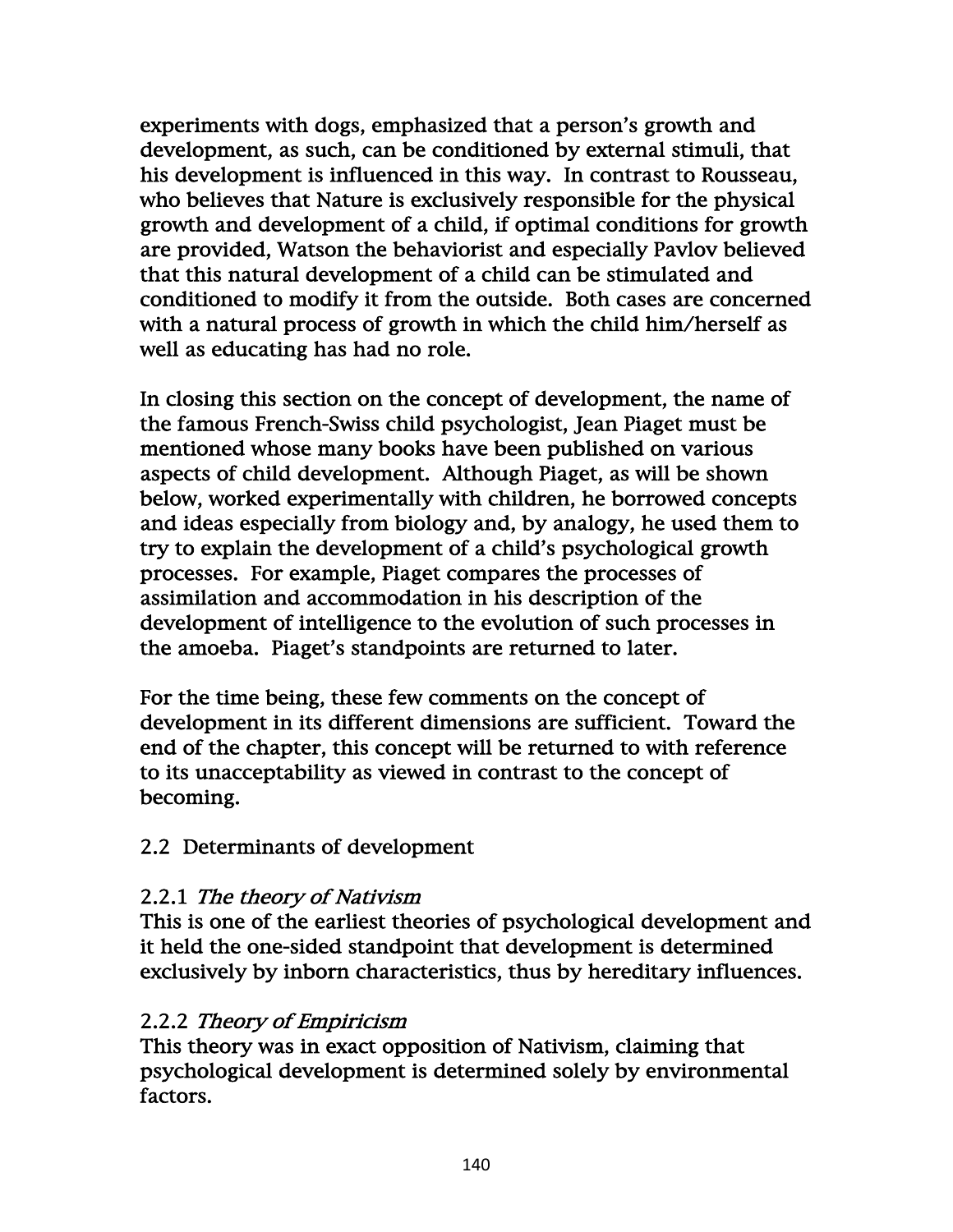experiments with dogs, emphasized that a person's growth and development, as such, can be conditioned by external stimuli, that his development is influenced in this way. In contrast to Rousseau, who believes that Nature is exclusively responsible for the physical growth and development of a child, if optimal conditions for growth are provided, Watson the behaviorist and especially Pavlov believed that this natural development of a child can be stimulated and conditioned to modify it from the outside. Both cases are concerned with a natural process of growth in which the child him/herself as well as educating has had no role.

In closing this section on the concept of development, the name of the famous French-Swiss child psychologist, Jean Piaget must be mentioned whose many books have been published on various aspects of child development. Although Piaget, as will be shown below, worked experimentally with children, he borrowed concepts and ideas especially from biology and, by analogy, he used them to try to explain the development of a child's psychological growth processes. For example, Piaget compares the processes of assimilation and accommodation in his description of the development of intelligence to the evolution of such processes in the amoeba. Piaget's standpoints are returned to later.

For the time being, these few comments on the concept of development in its different dimensions are sufficient. Toward the end of the chapter, this concept will be returned to with reference to its unacceptability as viewed in contrast to the concept of becoming.

## 2.2 Determinants of development

### 2.2.1 *The theory of Nativism*

This is one of the earliest theories of psychological development and it held the one-sided standpoint that development is determined exclusively by inborn characteristics, thus by hereditary influences.

### 2.2.2 *Theory of Empiricism*

This theory was in exact opposition of Nativism, claiming that psychological development is determined solely by environmental factors.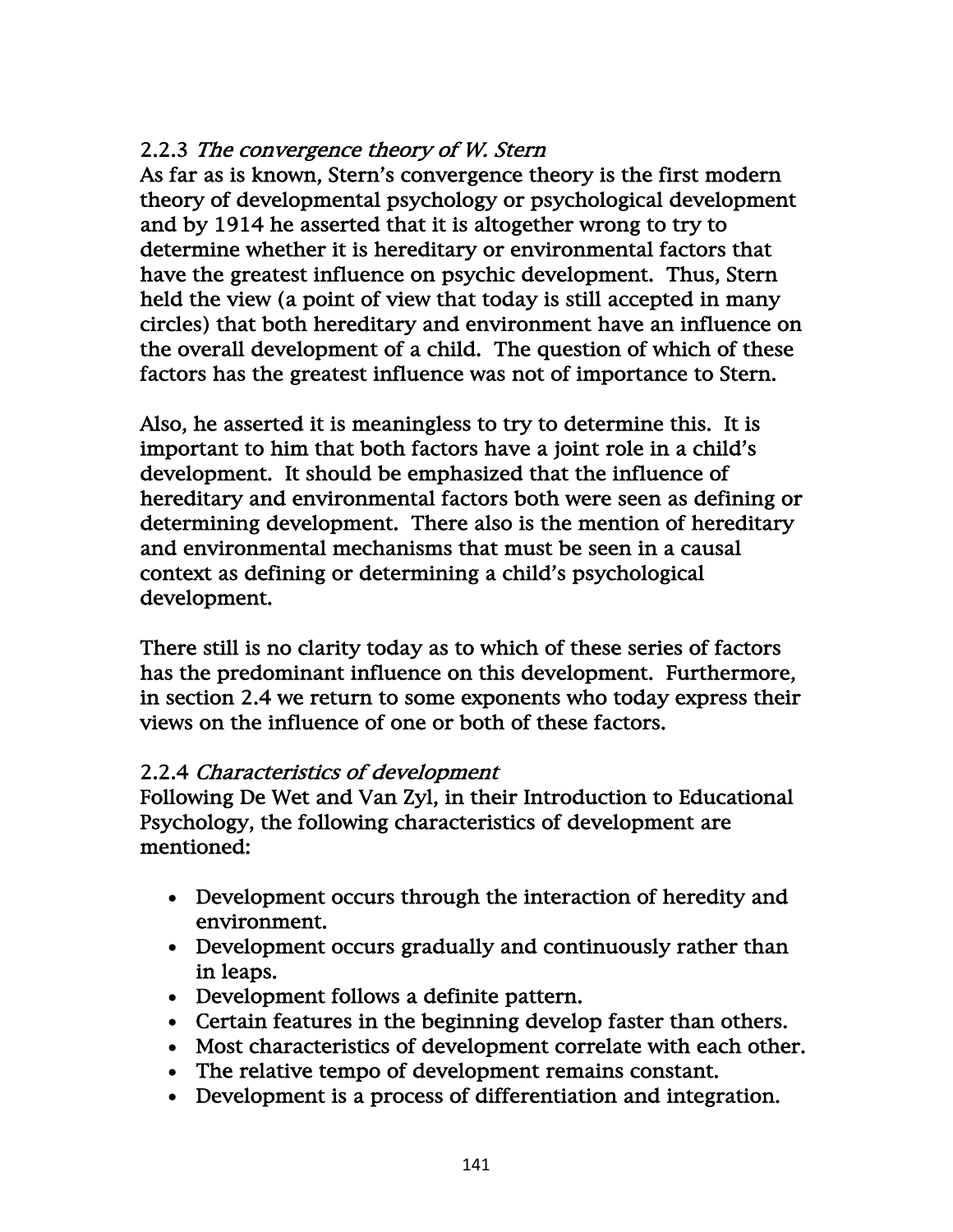### 2.2.3 *The convergence theory of W. Stern*

As far as is known, Stern's convergence theory is the first modern theory of developmental psychology or psychological development and by 1914 he asserted that it is altogether wrong to try to determine whether it is hereditary or environmental factors that have the greatest influence on psychic development. Thus, Stern held the view (a point of view that today is still accepted in many circles) that both hereditary and environment have an influence on the overall development of a child. The question of which of these factors has the greatest influence was not of importance to Stern.

Also, he asserted it is meaningless to try to determine this. It is important to him that both factors have a joint role in a child's development. It should be emphasized that the influence of hereditary and environmental factors both were seen as defining or determining development. There also is the mention of hereditary and environmental mechanisms that must be seen in a causal context as defining or determining a child's psychological development.

There still is no clarity today as to which of these series of factors has the predominant influence on this development. Furthermore, in section 2.4 we return to some exponents who today express their views on the influence of one or both of these factors.

### 2.2.4 *Characteristics of development*

Following De Wet and Van Zyl, in their Introduction to Educational Psychology, the following characteristics of development are mentioned:

- Development occurs through the interaction of heredity and environment.
- Development occurs gradually and continuously rather than in leaps.
- Development follows a definite pattern.
- Certain features in the beginning develop faster than others.
- Most characteristics of development correlate with each other.
- The relative tempo of development remains constant.
- Development is a process of differentiation and integration.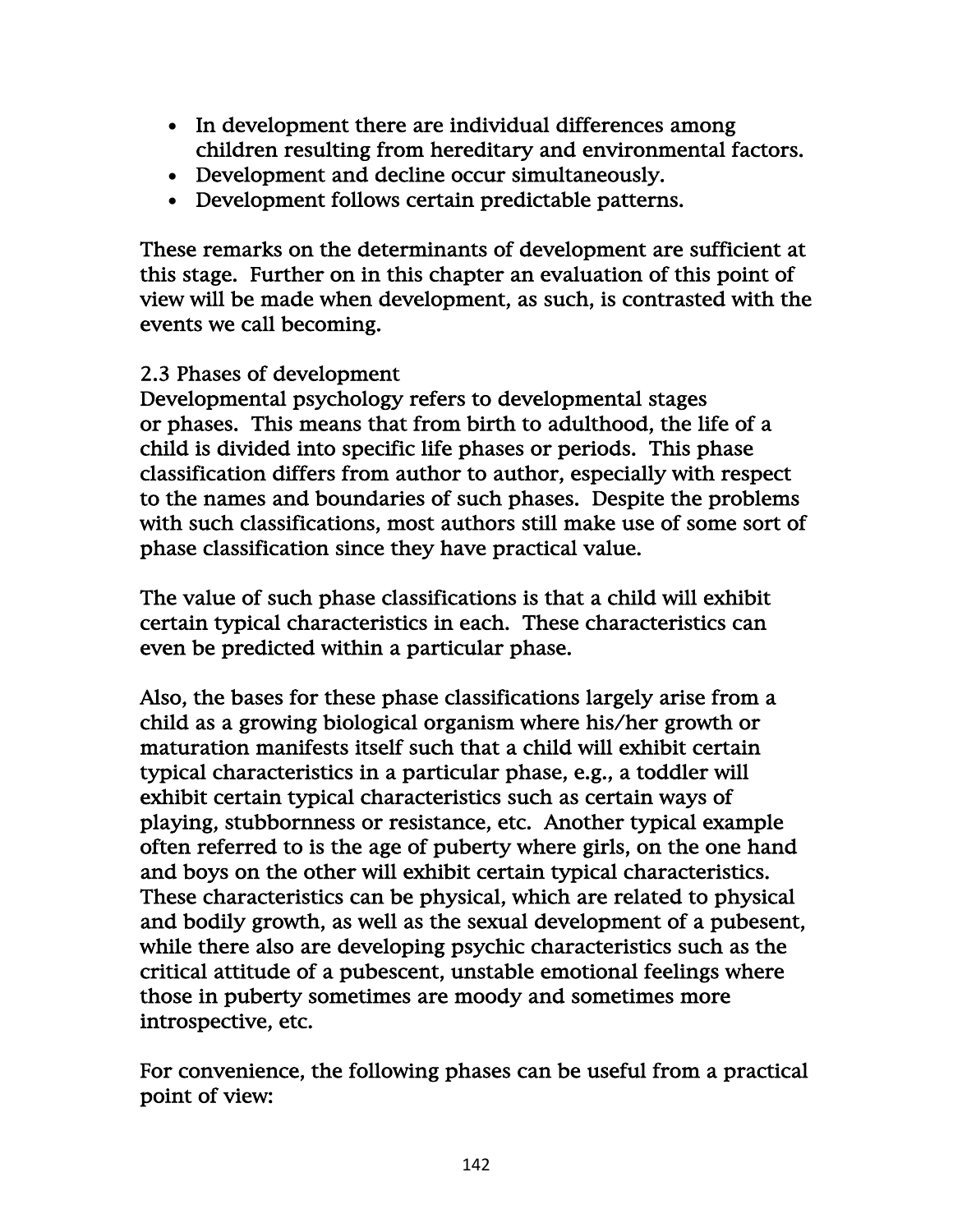- In development there are individual differences among children resulting from hereditary and environmental factors.
- Development and decline occur simultaneously.
- Development follows certain predictable patterns.

These remarks on the determinants of development are sufficient at this stage. Further on in this chapter an evaluation of this point of view will be made when development, as such, is contrasted with the events we call becoming.

## 2.3 Phases of development

Developmental psychology refers to developmental stages or phases. This means that from birth to adulthood, the life of a child is divided into specific life phases or periods. This phase classification differs from author to author, especially with respect to the names and boundaries of such phases. Despite the problems with such classifications, most authors still make use of some sort of phase classification since they have practical value.

The value of such phase classifications is that a child will exhibit certain typical characteristics in each. These characteristics can even be predicted within a particular phase.

Also, the bases for these phase classifications largely arise from a child as a growing biological organism where his/her growth or maturation manifests itself such that a child will exhibit certain typical characteristics in a particular phase, e.g., a toddler will exhibit certain typical characteristics such as certain ways of playing, stubbornness or resistance, etc. Another typical example often referred to is the age of puberty where girls, on the one hand and boys on the other will exhibit certain typical characteristics. These characteristics can be physical, which are related to physical and bodily growth, as well as the sexual development of a pubesent, while there also are developing psychic characteristics such as the critical attitude of a pubescent, unstable emotional feelings where those in puberty sometimes are moody and sometimes more introspective, etc.

For convenience, the following phases can be useful from a practical point of view: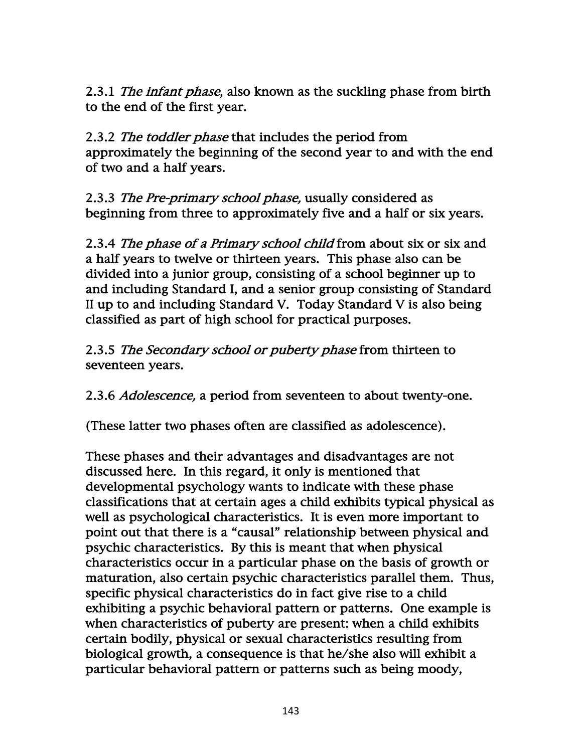2.3.1 *The infant phase*, also known as the suckling phase from birth to the end of the first year.

2.3.2 *The toddler phase* that includes the period from approximately the beginning of the second year to and with the end of two and a half years.

2.3.3 *The Pre-primary school phase,* usually considered as beginning from three to approximately five and a half or six years.

2.3.4 *The phase of a Primary school child* from about six or six and a half years to twelve or thirteen years. This phase also can be divided into a junior group, consisting of a school beginner up to and including Standard I, and a senior group consisting of Standard II up to and including Standard V. Today Standard V is also being classified as part of high school for practical purposes.

2.3.5 *The Secondary school or puberty phase* from thirteen to seventeen years.

2.3.6 *Adolescence,* a period from seventeen to about twenty-one.

(These latter two phases often are classified as adolescence).

These phases and their advantages and disadvantages are not discussed here. In this regard, it only is mentioned that developmental psychology wants to indicate with these phase classifications that at certain ages a child exhibits typical physical as well as psychological characteristics. It is even more important to point out that there is a "causal" relationship between physical and psychic characteristics. By this is meant that when physical characteristics occur in a particular phase on the basis of growth or maturation, also certain psychic characteristics parallel them. Thus, specific physical characteristics do in fact give rise to a child exhibiting a psychic behavioral pattern or patterns. One example is when characteristics of puberty are present: when a child exhibits certain bodily, physical or sexual characteristics resulting from biological growth, a consequence is that he/she also will exhibit a particular behavioral pattern or patterns such as being moody,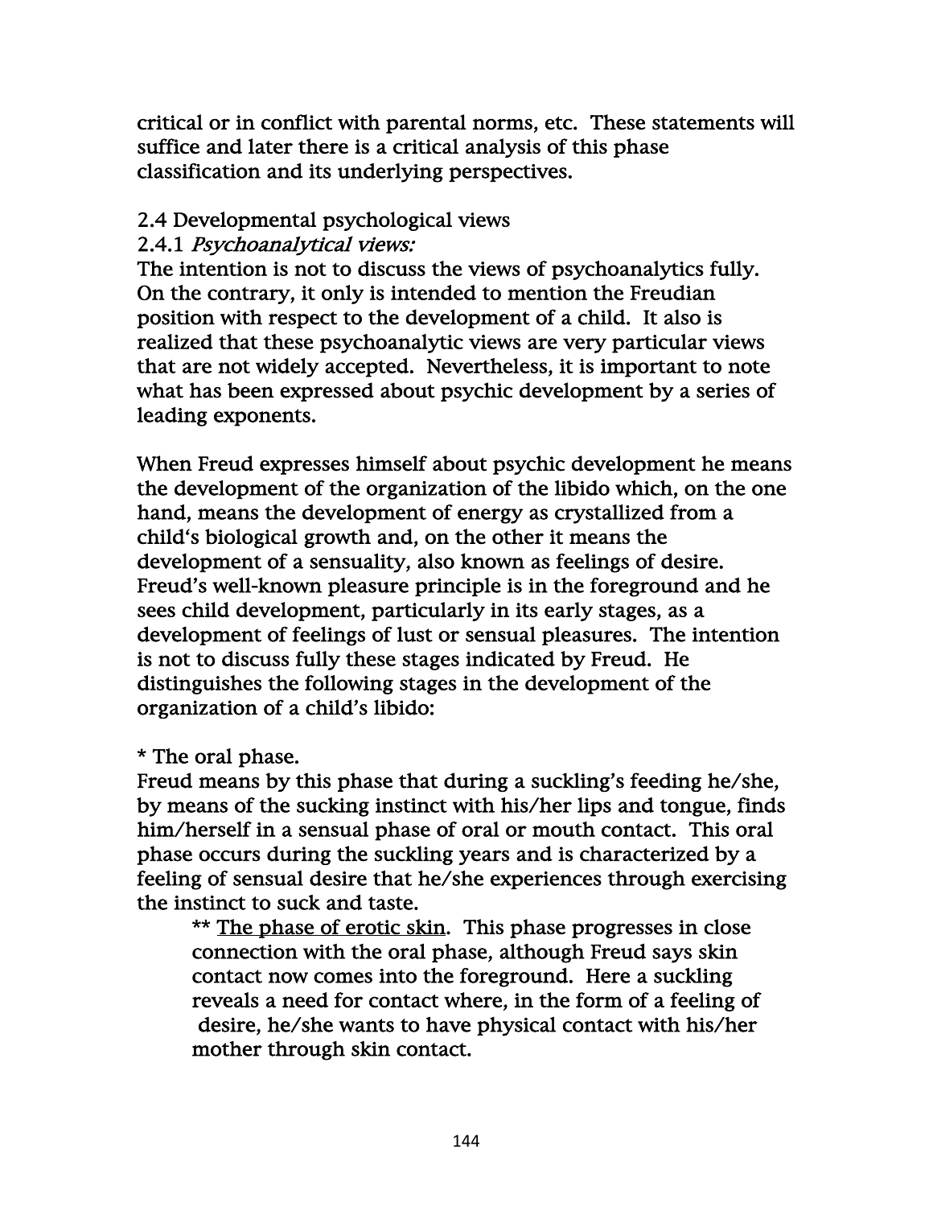critical or in conflict with parental norms, etc. These statements will suffice and later there is a critical analysis of this phase classification and its underlying perspectives.

## 2.4 Developmental psychological views

### 2.4.1 *Psychoanalytical views:*

The intention is not to discuss the views of psychoanalytics fully. On the contrary, it only is intended to mention the Freudian position with respect to the development of a child. It also is realized that these psychoanalytic views are very particular views that are not widely accepted. Nevertheless, it is important to note what has been expressed about psychic development by a series of leading exponents.

When Freud expresses himself about psychic development he means the development of the organization of the libido which, on the one hand, means the development of energy as crystallized from a child's biological growth and, on the other it means the development of a sensuality, also known as feelings of desire. Freud's well-known pleasure principle is in the foreground and he sees child development, particularly in its early stages, as a development of feelings of lust or sensual pleasures. The intention is not to discuss fully these stages indicated by Freud. He distinguishes the following stages in the development of the organization of a child's libido:

* The oral phase.

Freud means by this phase that during a suckling's feeding he/she, by means of the sucking instinct with his/her lips and tongue, finds him/herself in a sensual phase of oral or mouth contact. This oral phase occurs during the suckling years and is characterized by a feeling of sensual desire that he/she experiences through exercising the instinct to suck and taste.

> ** <u>The phase of erotic skin</u>. This phase progresses in close connection with the oral phase, although Freud says skin contact now comes into the foreground. Here a suckling reveals a need for contact where, in the form of a feeling of desire, he/she wants to have physical contact with his/her mother through skin contact.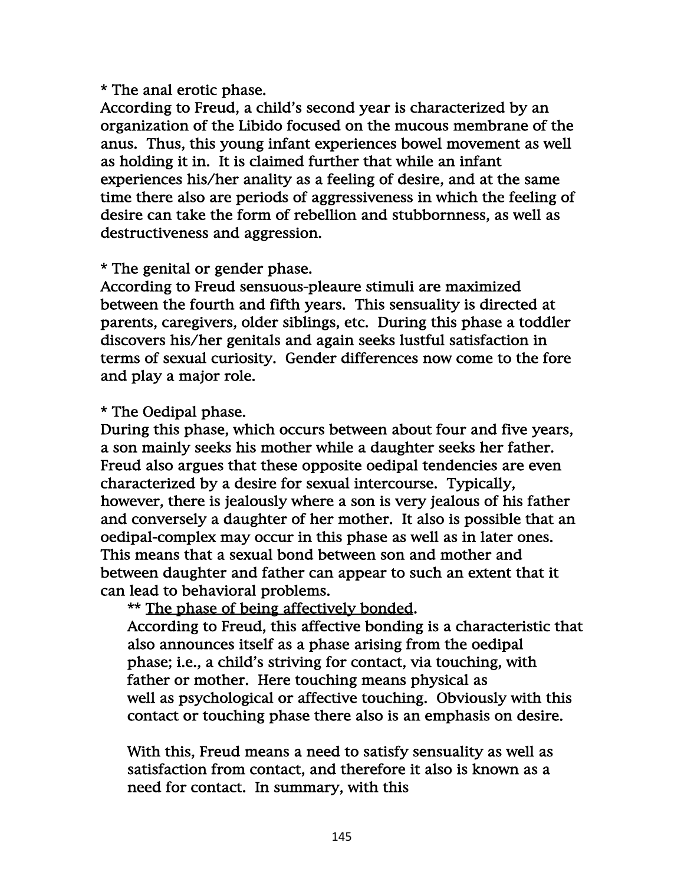* The anal erotic phase.
According to Freud, a child's second year is characterized by an organization of the Libido focused on the mucous membrane of the anus. Thus, this young infant experiences bowel movement as well as holding it in. It is claimed further that while an infant experiences his/her anality as a feeling of desire, and at the same time there also are periods of aggressiveness in which the feeling of desire can take the form of rebellion and stubbornness, as well as destructiveness and aggression.

* The genital or gender phase.
According to Freud sensuous-pleaure stimuli are maximized between the fourth and fifth years. This sensuality is directed at parents, caregivers, older siblings, etc. During this phase a toddler discovers his/her genitals and again seeks lustful satisfaction in terms of sexual curiosity. Gender differences now come to the fore and play a major role.

* The Oedipal phase.
During this phase, which occurs between about four and five years, a son mainly seeks his mother while a daughter seeks her father. Freud also argues that these opposite oedipal tendencies are even characterized by a desire for sexual intercourse. Typically, however, there is jealously where a son is very jealous of his father and conversely a daughter of her mother. It also is possible that an oedipal-complex may occur in this phase as well as in later ones. This means that a sexual bond between son and mother and between daughter and father can appear to such an extent that it can lead to behavioral problems.

> ** <u>The phase of being affectively bonded</u>.
> According to Freud, this affective bonding is a characteristic that also announces itself as a phase arising from the oedipal phase; i.e., a child's striving for contact, via touching, with father or mother. Here touching means physical as well as psychological or affective touching. Obviously with this contact or touching phase there also is an emphasis on desire.
>
> With this, Freud means a need to satisfy sensuality as well as satisfaction from contact, and therefore it also is known as a need for contact. In summary, with this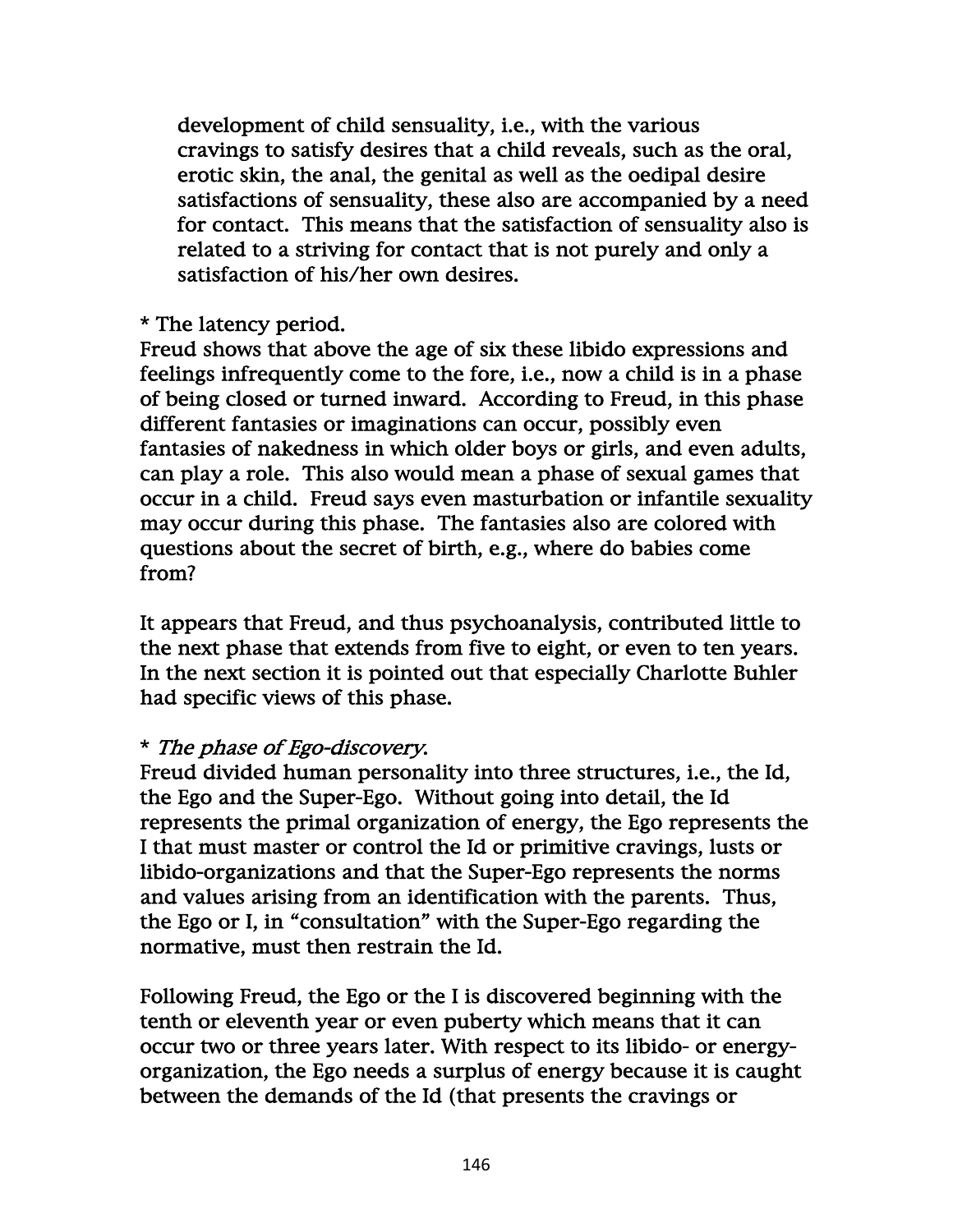development of child sensuality, i.e., with the various cravings to satisfy desires that a child reveals, such as the oral, erotic skin, the anal, the genital as well as the oedipal desire satisfactions of sensuality, these also are accompanied by a need for contact. This means that the satisfaction of sensuality also is related to a striving for contact that is not purely and only a satisfaction of his/her own desires.

* The latency period.
Freud shows that above the age of six these libido expressions and feelings infrequently come to the fore, i.e., now a child is in a phase of being closed or turned inward. According to Freud, in this phase different fantasies or imaginations can occur, possibly even fantasies of nakedness in which older boys or girls, and even adults, can play a role. This also would mean a phase of sexual games that occur in a child. Freud says even masturbation or infantile sexuality may occur during this phase. The fantasies also are colored with questions about the secret of birth, e.g., where do babies come from?

It appears that Freud, and thus psychoanalysis, contributed little to the next phase that extends from five to eight, or even to ten years. In the next section it is pointed out that especially Charlotte Buhler had specific views of this phase.

* *The phase of Ego-discovery.*
Freud divided human personality into three structures, i.e., the Id, the Ego and the Super-Ego. Without going into detail, the Id represents the primal organization of energy, the Ego represents the I that must master or control the Id or primitive cravings, lusts or libido-organizations and that the Super-Ego represents the norms and values arising from an identification with the parents. Thus, the Ego or I, in "consultation" with the Super-Ego regarding the normative, must then restrain the Id.

Following Freud, the Ego or the I is discovered beginning with the tenth or eleventh year or even puberty which means that it can occur two or three years later. With respect to its libido- or energy-organization, the Ego needs a surplus of energy because it is caught between the demands of the Id (that presents the cravings or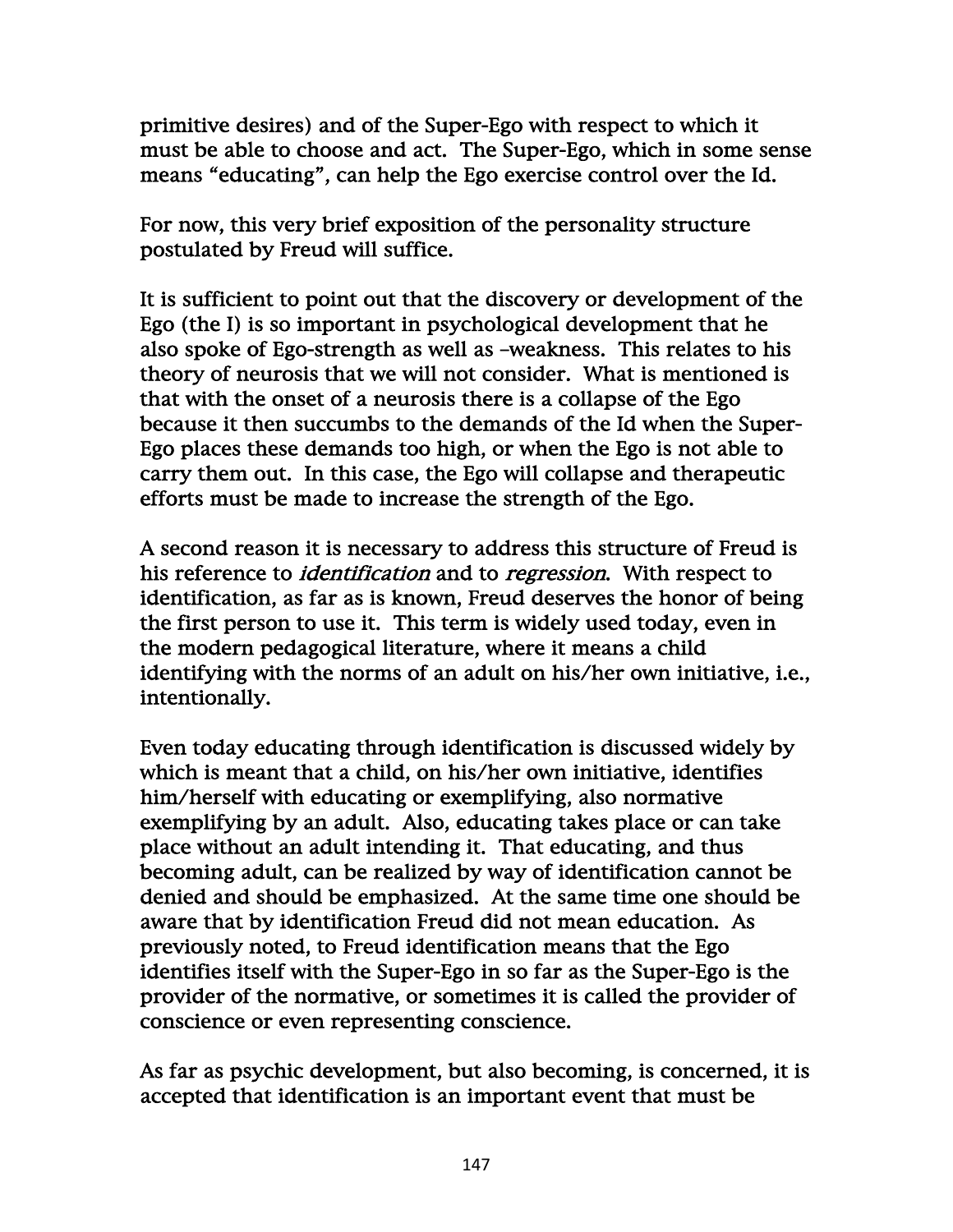primitive desires) and of the Super-Ego with respect to which it must be able to choose and act. The Super-Ego, which in some sense means "educating", can help the Ego exercise control over the Id.

For now, this very brief exposition of the personality structure postulated by Freud will suffice.

It is sufficient to point out that the discovery or development of the Ego (the I) is so important in psychological development that he also spoke of Ego-strength as well as –weakness. This relates to his theory of neurosis that we will not consider. What is mentioned is that with the onset of a neurosis there is a collapse of the Ego because it then succumbs to the demands of the Id when the Super-Ego places these demands too high, or when the Ego is not able to carry them out. In this case, the Ego will collapse and therapeutic efforts must be made to increase the strength of the Ego.

A second reason it is necessary to address this structure of Freud is his reference to *identification* and to *regression*. With respect to identification, as far as is known, Freud deserves the honor of being the first person to use it. This term is widely used today, even in the modern pedagogical literature, where it means a child identifying with the norms of an adult on his/her own initiative, i.e., intentionally.

Even today educating through identification is discussed widely by which is meant that a child, on his/her own initiative, identifies him/herself with educating or exemplifying, also normative exemplifying by an adult. Also, educating takes place or can take place without an adult intending it. That educating, and thus becoming adult, can be realized by way of identification cannot be denied and should be emphasized. At the same time one should be aware that by identification Freud did not mean education. As previously noted, to Freud identification means that the Ego identifies itself with the Super-Ego in so far as the Super-Ego is the provider of the normative, or sometimes it is called the provider of conscience or even representing conscience.

As far as psychic development, but also becoming, is concerned, it is accepted that identification is an important event that must be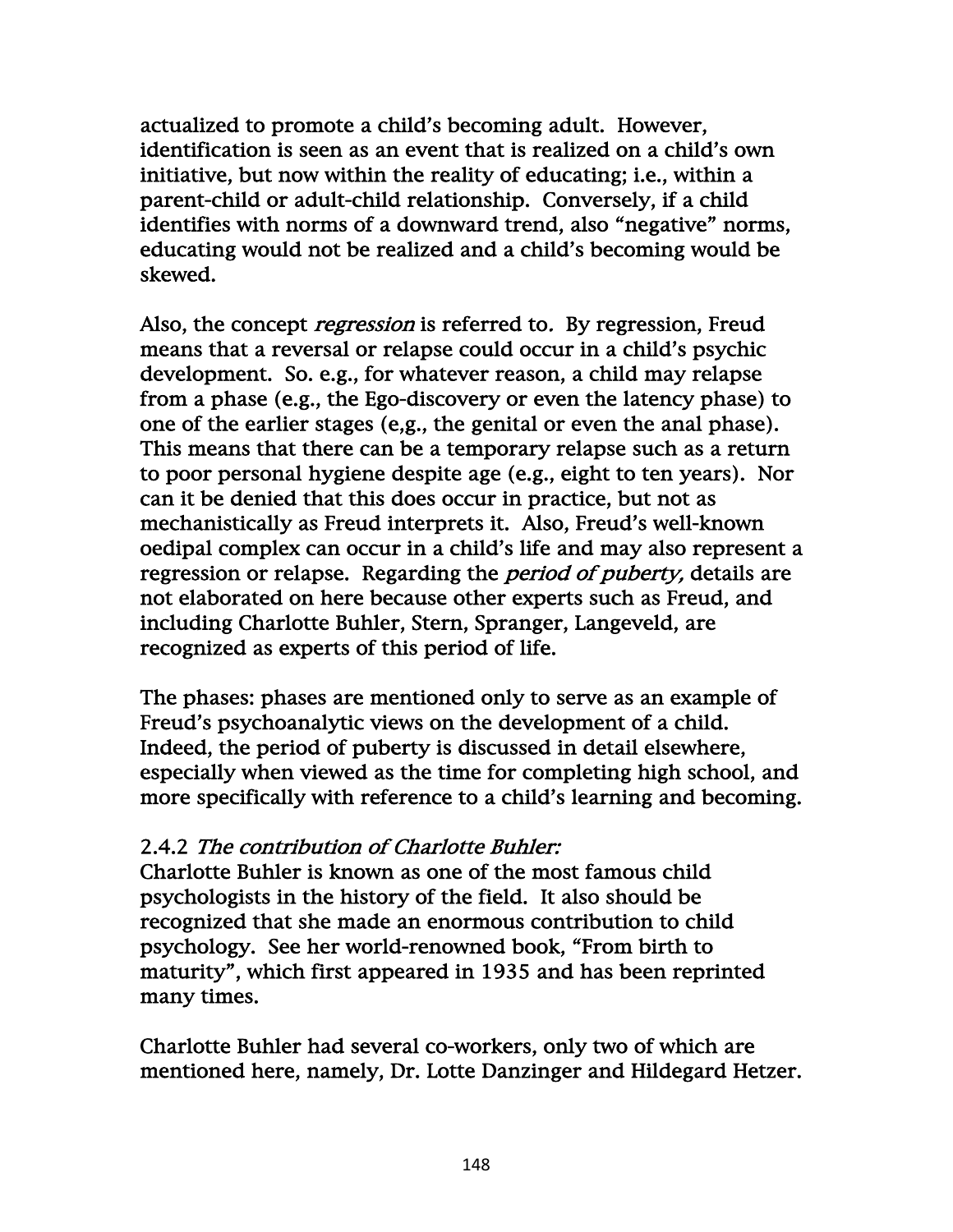actualized to promote a child's becoming adult. However, identification is seen as an event that is realized on a child's own initiative, but now within the reality of educating; i.e., within a parent-child or adult-child relationship. Conversely, if a child identifies with norms of a downward trend, also "negative" norms, educating would not be realized and a child's becoming would be skewed.

Also, the concept *regression* is referred to. By regression, Freud means that a reversal or relapse could occur in a child's psychic development. So. e.g., for whatever reason, a child may relapse from a phase (e.g., the Ego-discovery or even the latency phase) to one of the earlier stages (e,g., the genital or even the anal phase). This means that there can be a temporary relapse such as a return to poor personal hygiene despite age (e.g., eight to ten years). Nor can it be denied that this does occur in practice, but not as mechanistically as Freud interprets it. Also, Freud's well-known oedipal complex can occur in a child's life and may also represent a regression or relapse. Regarding the *period of puberty,* details are not elaborated on here because other experts such as Freud, and including Charlotte Buhler, Stern, Spranger, Langeveld, are recognized as experts of this period of life.

The phases: phases are mentioned only to serve as an example of Freud's psychoanalytic views on the development of a child. Indeed, the period of puberty is discussed in detail elsewhere, especially when viewed as the time for completing high school, and more specifically with reference to a child's learning and becoming.

### 2.4.2 *The contribution of Charlotte Buhler:*

Charlotte Buhler is known as one of the most famous child psychologists in the history of the field. It also should be recognized that she made an enormous contribution to child psychology. See her world-renowned book, "From birth to maturity", which first appeared in 1935 and has been reprinted many times.

Charlotte Buhler had several co-workers, only two of which are mentioned here, namely, Dr. Lotte Danzinger and Hildegard Hetzer.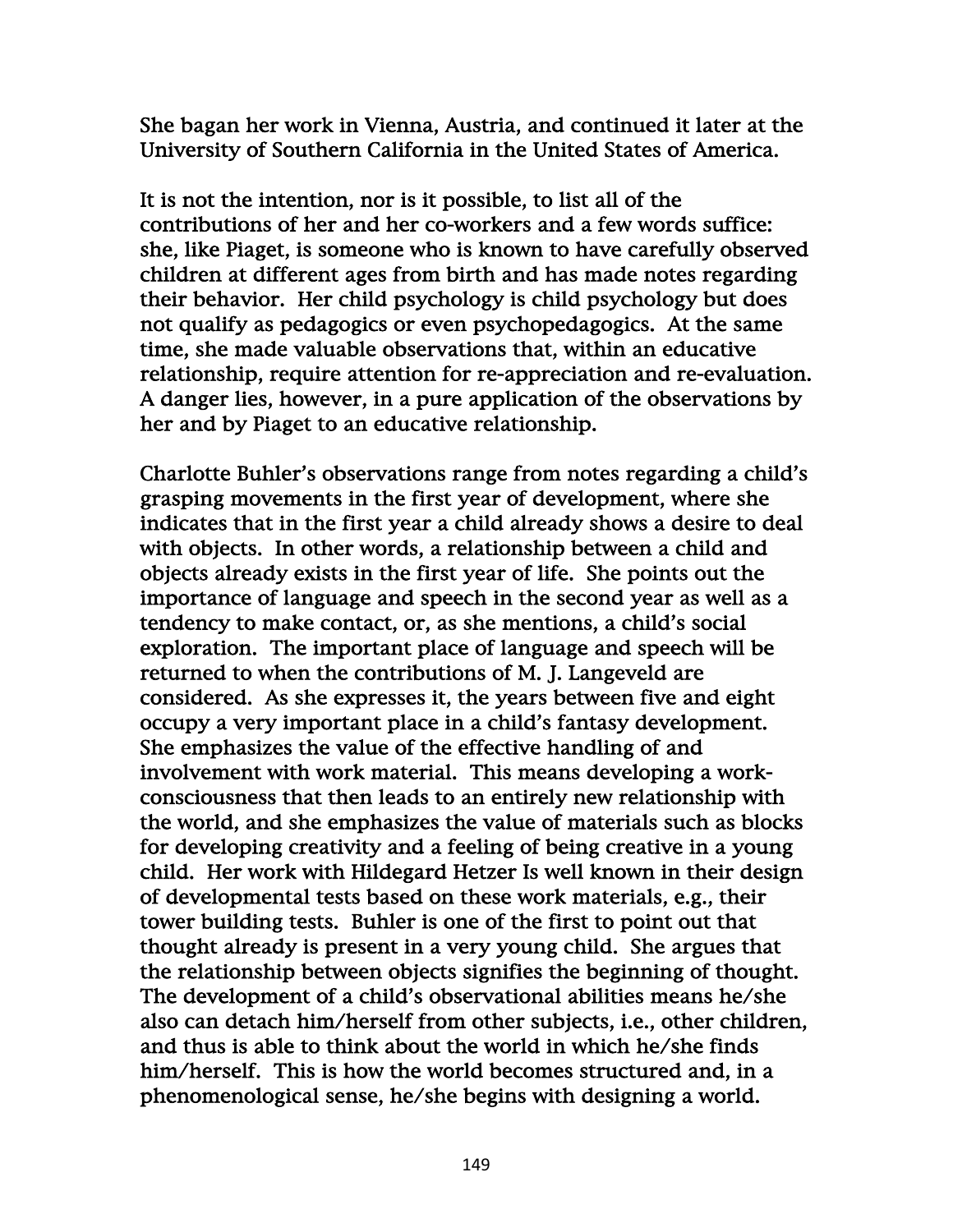She bagan her work in Vienna, Austria, and continued it later at the University of Southern California in the United States of America.

It is not the intention, nor is it possible, to list all of the contributions of her and her co-workers and a few words suffice: she, like Piaget, is someone who is known to have carefully observed children at different ages from birth and has made notes regarding their behavior. Her child psychology is child psychology but does not qualify as pedagogics or even psychopedagogics. At the same time, she made valuable observations that, within an educative relationship, require attention for re-appreciation and re-evaluation. A danger lies, however, in a pure application of the observations by her and by Piaget to an educative relationship.

Charlotte Buhler's observations range from notes regarding a child's grasping movements in the first year of development, where she indicates that in the first year a child already shows a desire to deal with objects. In other words, a relationship between a child and objects already exists in the first year of life. She points out the importance of language and speech in the second year as well as a tendency to make contact, or, as she mentions, a child's social exploration. The important place of language and speech will be returned to when the contributions of M. J. Langeveld are considered. As she expresses it, the years between five and eight occupy a very important place in a child's fantasy development. She emphasizes the value of the effective handling of and involvement with work material. This means developing a work-consciousness that then leads to an entirely new relationship with the world, and she emphasizes the value of materials such as blocks for developing creativity and a feeling of being creative in a young child. Her work with Hildegard Hetzer Is well known in their design of developmental tests based on these work materials, e.g., their tower building tests. Buhler is one of the first to point out that thought already is present in a very young child. She argues that the relationship between objects signifies the beginning of thought. The development of a child's observational abilities means he/she also can detach him/herself from other subjects, i.e., other children, and thus is able to think about the world in which he/she finds him/herself. This is how the world becomes structured and, in a phenomenological sense, he/she begins with designing a world.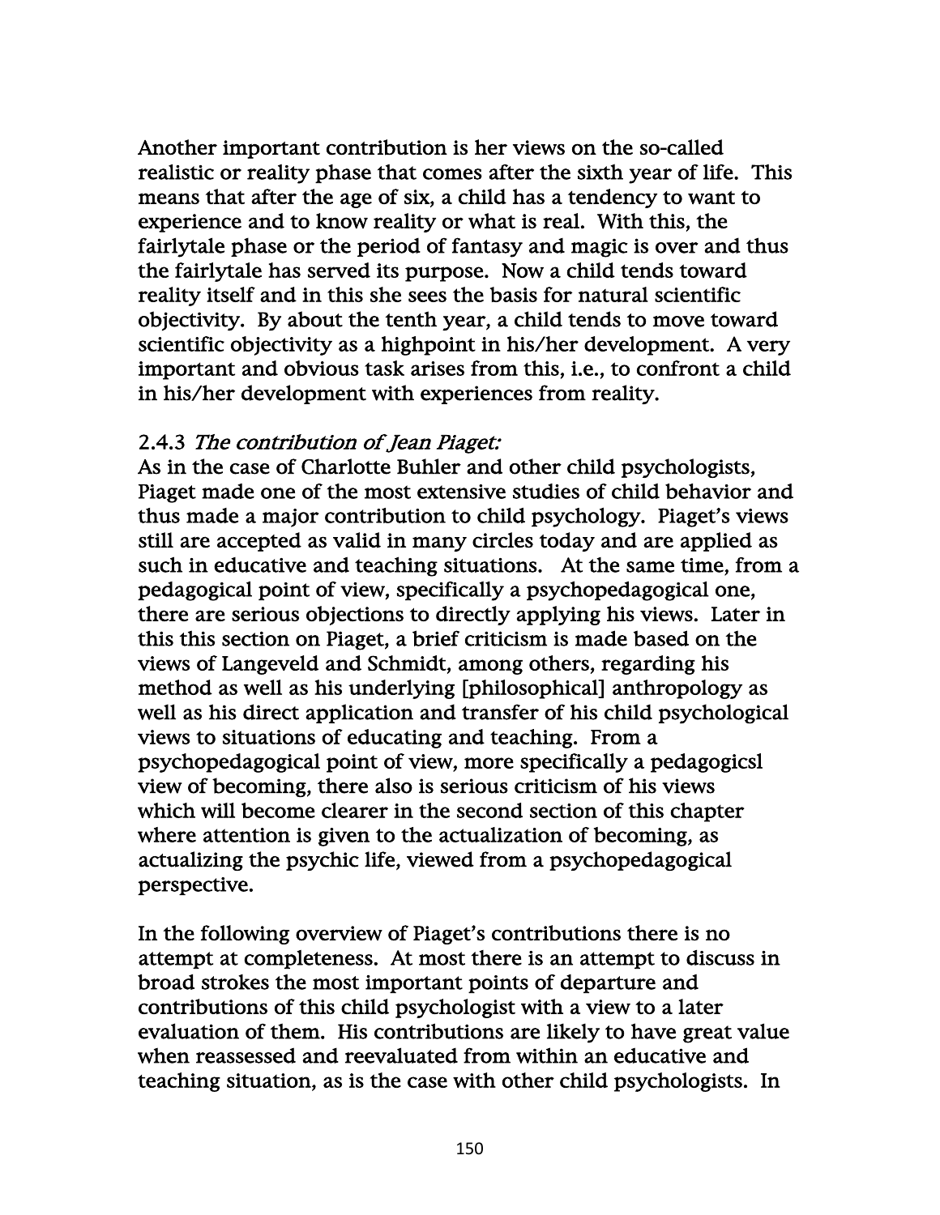Another important contribution is her views on the so-called realistic or reality phase that comes after the sixth year of life. This means that after the age of six, a child has a tendency to want to experience and to know reality or what is real. With this, the fairlytale phase or the period of fantasy and magic is over and thus the fairlytale has served its purpose. Now a child tends toward reality itself and in this she sees the basis for natural scientific objectivity. By about the tenth year, a child tends to move toward scientific objectivity as a highpoint in his/her development. A very important and obvious task arises from this, i.e., to confront a child in his/her development with experiences from reality.

### 2.4.3 *The contribution of Jean Piaget:*

As in the case of Charlotte Buhler and other child psychologists, Piaget made one of the most extensive studies of child behavior and thus made a major contribution to child psychology. Piaget's views still are accepted as valid in many circles today and are applied as such in educative and teaching situations. At the same time, from a pedagogical point of view, specifically a psychopedagogical one, there are serious objections to directly applying his views. Later in this this section on Piaget, a brief criticism is made based on the views of Langeveld and Schmidt, among others, regarding his method as well as his underlying [philosophical] anthropology as well as his direct application and transfer of his child psychological views to situations of educating and teaching. From a psychopedagogical point of view, more specifically a pedagogicsl view of becoming, there also is serious criticism of his views which will become clearer in the second section of this chapter where attention is given to the actualization of becoming, as actualizing the psychic life, viewed from a psychopedagogical perspective.

In the following overview of Piaget's contributions there is no attempt at completeness. At most there is an attempt to discuss in broad strokes the most important points of departure and contributions of this child psychologist with a view to a later evaluation of them. His contributions are likely to have great value when reassessed and reevaluated from within an educative and teaching situation, as is the case with other child psychologists. In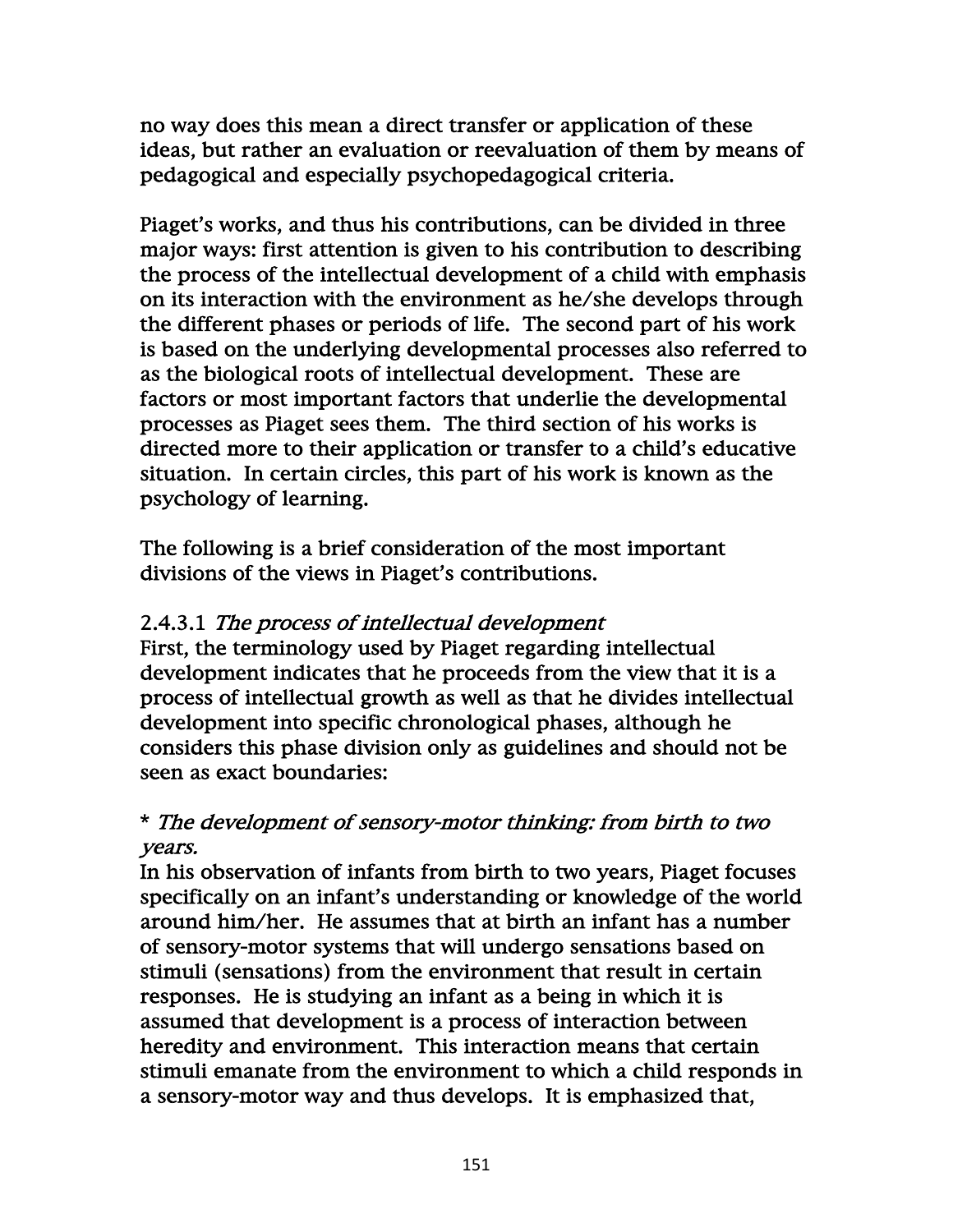no way does this mean a direct transfer or application of these ideas, but rather an evaluation or reevaluation of them by means of pedagogical and especially psychopedagogical criteria.

Piaget's works, and thus his contributions, can be divided in three major ways: first attention is given to his contribution to describing the process of the intellectual development of a child with emphasis on its interaction with the environment as he/she develops through the different phases or periods of life. The second part of his work is based on the underlying developmental processes also referred to as the biological roots of intellectual development. These are factors or most important factors that underlie the developmental processes as Piaget sees them. The third section of his works is directed more to their application or transfer to a child's educative situation. In certain circles, this part of his work is known as the psychology of learning.

The following is a brief consideration of the most important divisions of the views in Piaget's contributions.

2.4.3.1 *The process of intellectual development*

First, the terminology used by Piaget regarding intellectual development indicates that he proceeds from the view that it is a process of intellectual growth as well as that he divides intellectual development into specific chronological phases, although he considers this phase division only as guidelines and should not be seen as exact boundaries:

* *The development of sensory-motor thinking: from birth to two years.*

In his observation of infants from birth to two years, Piaget focuses specifically on an infant's understanding or knowledge of the world around him/her. He assumes that at birth an infant has a number of sensory-motor systems that will undergo sensations based on stimuli (sensations) from the environment that result in certain responses. He is studying an infant as a being in which it is assumed that development is a process of interaction between heredity and environment. This interaction means that certain stimuli emanate from the environment to which a child responds in a sensory-motor way and thus develops. It is emphasized that,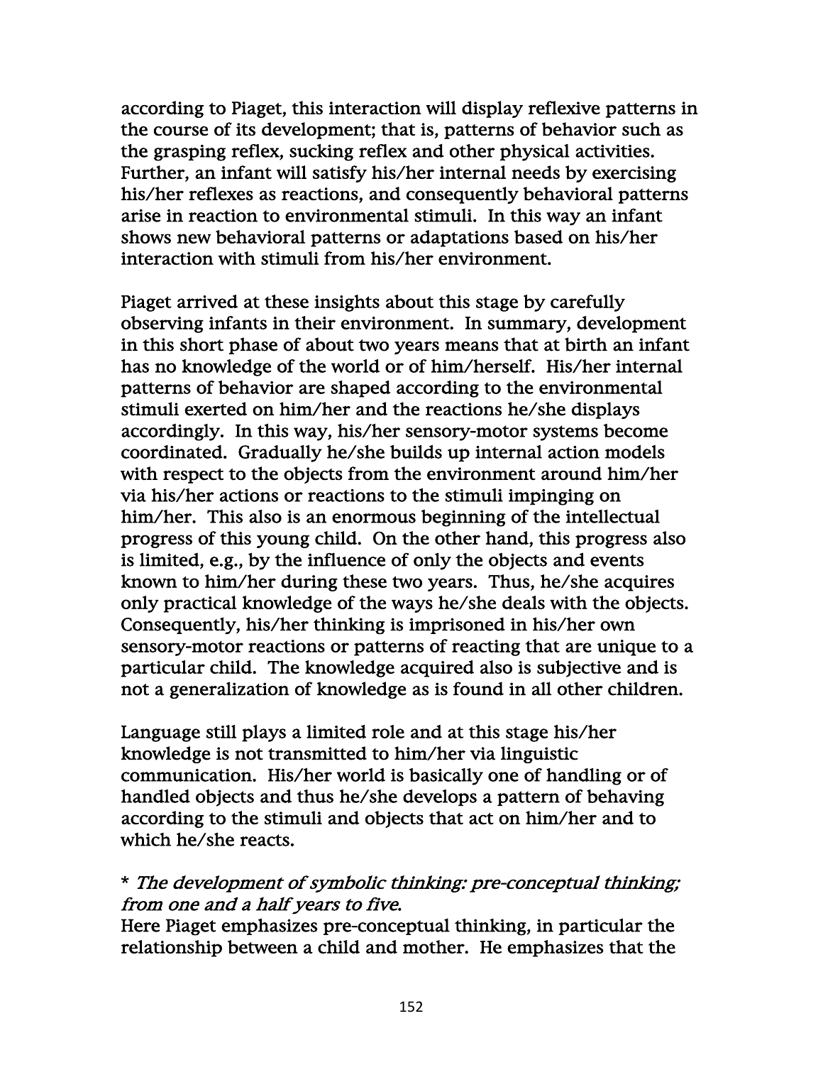according to Piaget, this interaction will display reflexive patterns in the course of its development; that is, patterns of behavior such as the grasping reflex, sucking reflex and other physical activities. Further, an infant will satisfy his/her internal needs by exercising his/her reflexes as reactions, and consequently behavioral patterns arise in reaction to environmental stimuli. In this way an infant shows new behavioral patterns or adaptations based on his/her interaction with stimuli from his/her environment.

Piaget arrived at these insights about this stage by carefully observing infants in their environment. In summary, development in this short phase of about two years means that at birth an infant has no knowledge of the world or of him/herself. His/her internal patterns of behavior are shaped according to the environmental stimuli exerted on him/her and the reactions he/she displays accordingly. In this way, his/her sensory-motor systems become coordinated. Gradually he/she builds up internal action models with respect to the objects from the environment around him/her via his/her actions or reactions to the stimuli impinging on him/her. This also is an enormous beginning of the intellectual progress of this young child. On the other hand, this progress also is limited, e.g., by the influence of only the objects and events known to him/her during these two years. Thus, he/she acquires only practical knowledge of the ways he/she deals with the objects. Consequently, his/her thinking is imprisoned in his/her own sensory-motor reactions or patterns of reacting that are unique to a particular child. The knowledge acquired also is subjective and is not a generalization of knowledge as is found in all other children.

Language still plays a limited role and at this stage his/her knowledge is not transmitted to him/her via linguistic communication. His/her world is basically one of handling or of handled objects and thus he/she develops a pattern of behaving according to the stimuli and objects that act on him/her and to which he/she reacts.

* *The development of symbolic thinking: pre-conceptual thinking; from one and a half years to five.*
Here Piaget emphasizes pre-conceptual thinking, in particular the relationship between a child and mother. He emphasizes that the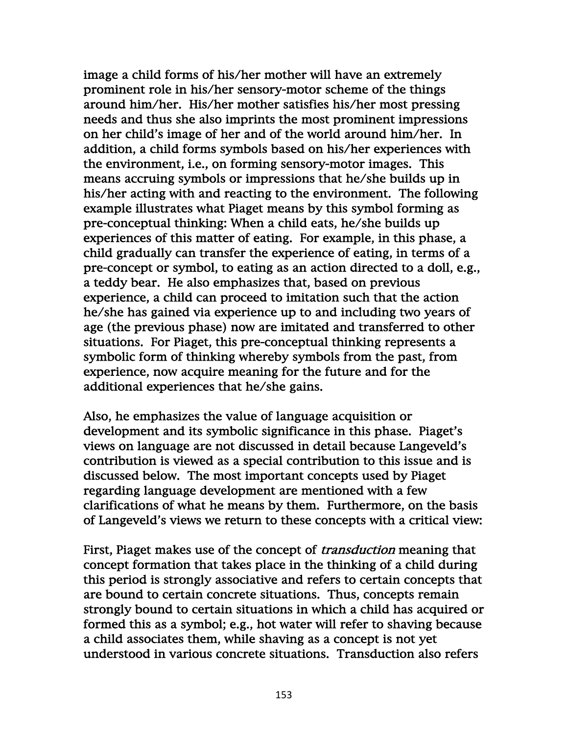image a child forms of his/her mother will have an extremely prominent role in his/her sensory-motor scheme of the things around him/her. His/her mother satisfies his/her most pressing needs and thus she also imprints the most prominent impressions on her child's image of her and of the world around him/her. In addition, a child forms symbols based on his/her experiences with the environment, i.e., on forming sensory-motor images. This means accruing symbols or impressions that he/she builds up in his/her acting with and reacting to the environment. The following example illustrates what Piaget means by this symbol forming as pre-conceptual thinking: When a child eats, he/she builds up experiences of this matter of eating. For example, in this phase, a child gradually can transfer the experience of eating, in terms of a pre-concept or symbol, to eating as an action directed to a doll, e.g., a teddy bear. He also emphasizes that, based on previous experience, a child can proceed to imitation such that the action he/she has gained via experience up to and including two years of age (the previous phase) now are imitated and transferred to other situations. For Piaget, this pre-conceptual thinking represents a symbolic form of thinking whereby symbols from the past, from experience, now acquire meaning for the future and for the additional experiences that he/she gains.

Also, he emphasizes the value of language acquisition or development and its symbolic significance in this phase. Piaget's views on language are not discussed in detail because Langeveld's contribution is viewed as a special contribution to this issue and is discussed below. The most important concepts used by Piaget regarding language development are mentioned with a few clarifications of what he means by them. Furthermore, on the basis of Langeveld's views we return to these concepts with a critical view:

First, Piaget makes use of the concept of *transduction* meaning that concept formation that takes place in the thinking of a child during this period is strongly associative and refers to certain concepts that are bound to certain concrete situations. Thus, concepts remain strongly bound to certain situations in which a child has acquired or formed this as a symbol; e.g., hot water will refer to shaving because a child associates them, while shaving as a concept is not yet understood in various concrete situations. Transduction also refers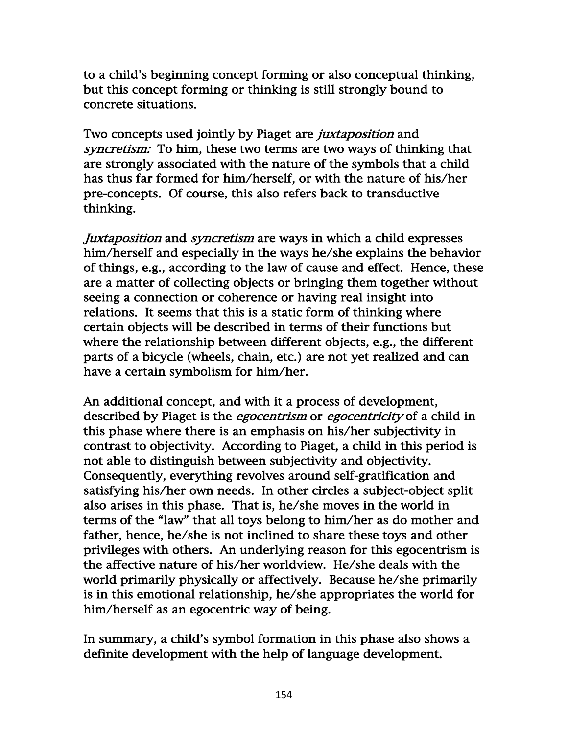to a child's beginning concept forming or also conceptual thinking, but this concept forming or thinking is still strongly bound to concrete situations.

Two concepts used jointly by Piaget are *juxtaposition* and *syncretism:* To him, these two terms are two ways of thinking that are strongly associated with the nature of the symbols that a child has thus far formed for him/herself, or with the nature of his/her pre-concepts. Of course, this also refers back to transductive thinking.

*Juxtaposition* and *syncretism* are ways in which a child expresses him/herself and especially in the ways he/she explains the behavior of things, e.g., according to the law of cause and effect. Hence, these are a matter of collecting objects or bringing them together without seeing a connection or coherence or having real insight into relations. It seems that this is a static form of thinking where certain objects will be described in terms of their functions but where the relationship between different objects, e.g., the different parts of a bicycle (wheels, chain, etc.) are not yet realized and can have a certain symbolism for him/her.

An additional concept, and with it a process of development, described by Piaget is the *egocentrism* or *egocentricity* of a child in this phase where there is an emphasis on his/her subjectivity in contrast to objectivity. According to Piaget, a child in this period is not able to distinguish between subjectivity and objectivity. Consequently, everything revolves around self-gratification and satisfying his/her own needs. In other circles a subject-object split also arises in this phase. That is, he/she moves in the world in terms of the "law" that all toys belong to him/her as do mother and father, hence, he/she is not inclined to share these toys and other privileges with others. An underlying reason for this egocentrism is the affective nature of his/her worldview. He/she deals with the world primarily physically or affectively. Because he/she primarily is in this emotional relationship, he/she appropriates the world for him/herself as an egocentric way of being.

In summary, a child's symbol formation in this phase also shows a definite development with the help of language development.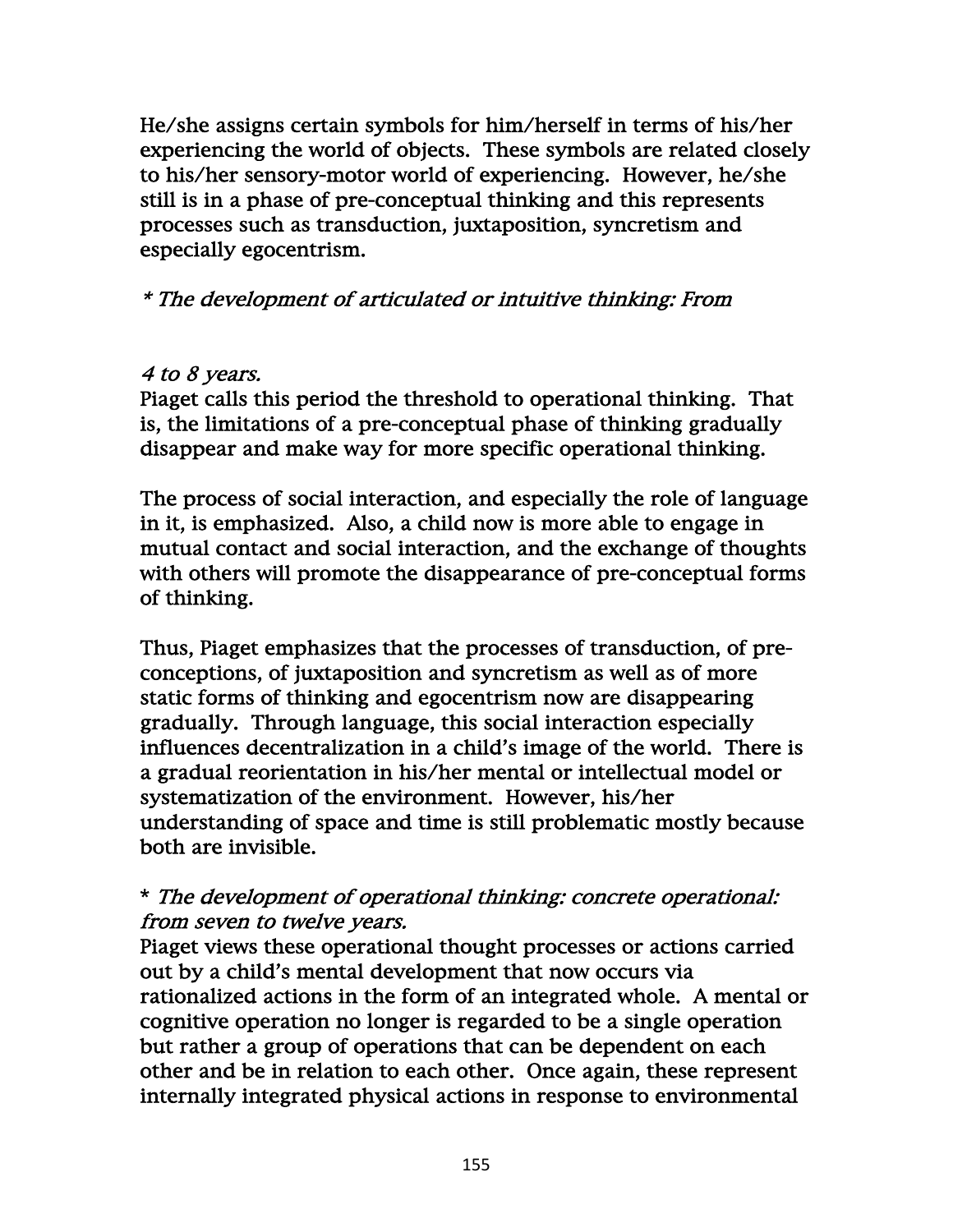He/she assigns certain symbols for him/herself in terms of his/her experiencing the world of objects. These symbols are related closely to his/her sensory-motor world of experiencing. However, he/she still is in a phase of pre-conceptual thinking and this represents processes such as transduction, juxtaposition, syncretism and especially egocentrism.

* *The development of articulated or intuitive thinking: From 4 to 8 years.*

Piaget calls this period the threshold to operational thinking. That is, the limitations of a pre-conceptual phase of thinking gradually disappear and make way for more specific operational thinking.

The process of social interaction, and especially the role of language in it, is emphasized. Also, a child now is more able to engage in mutual contact and social interaction, and the exchange of thoughts with others will promote the disappearance of pre-conceptual forms of thinking.

Thus, Piaget emphasizes that the processes of transduction, of pre-conceptions, of juxtaposition and syncretism as well as of more static forms of thinking and egocentrism now are disappearing gradually. Through language, this social interaction especially influences decentralization in a child's image of the world. There is a gradual reorientation in his/her mental or intellectual model or systematization of the environment. However, his/her understanding of space and time is still problematic mostly because both are invisible.

* *The development of operational thinking: concrete operational: from seven to twelve years.*

Piaget views these operational thought processes or actions carried out by a child's mental development that now occurs via rationalized actions in the form of an integrated whole. A mental or cognitive operation no longer is regarded to be a single operation but rather a group of operations that can be dependent on each other and be in relation to each other. Once again, these represent internally integrated physical actions in response to environmental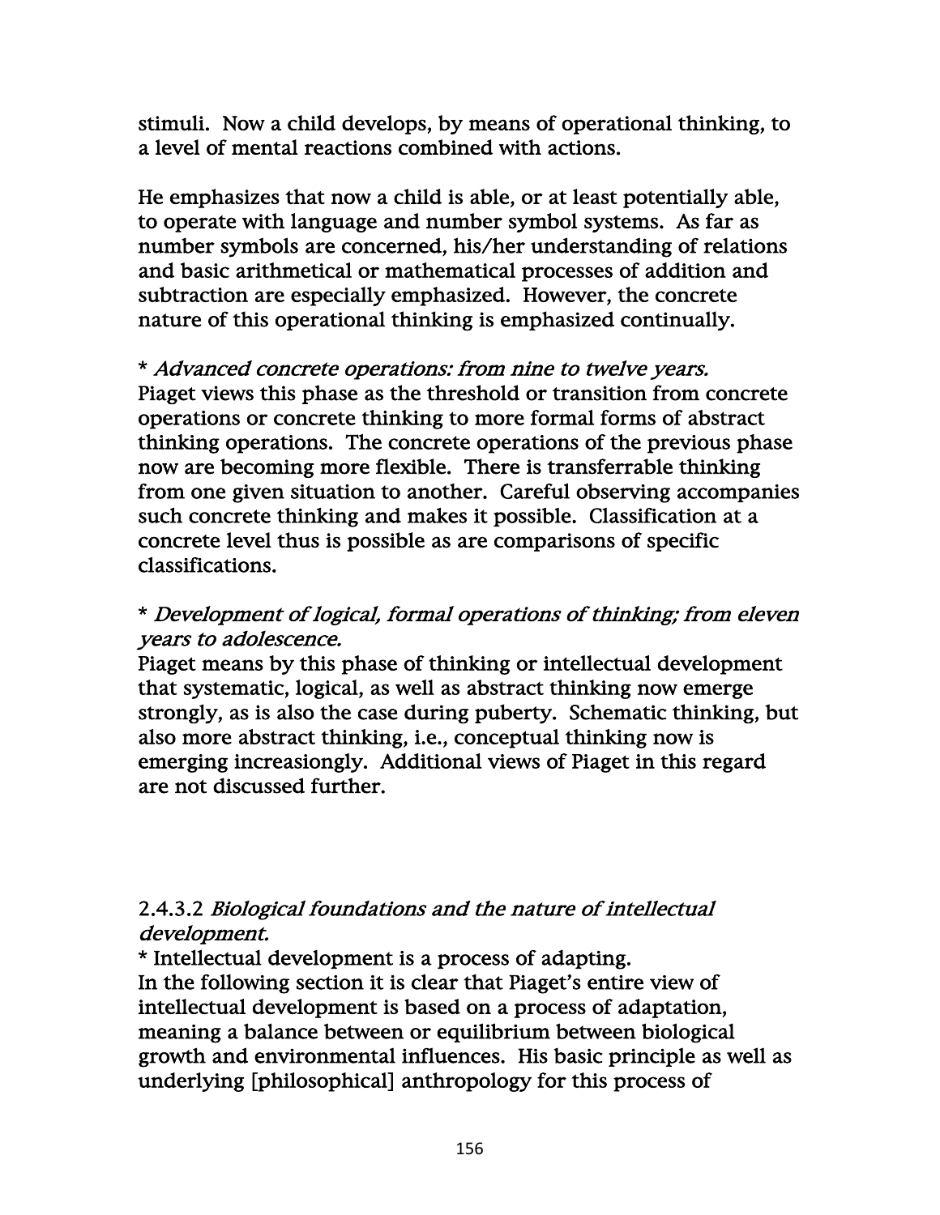stimuli.  Now a child develops, by means of operational thinking, to a level of mental reactions combined with actions.

He emphasizes that now a child is able, or at least potentially able, to operate with language and number symbol systems.  As far as number symbols are concerned, his/her understanding of relations and basic arithmetical or mathematical processes of addition and subtraction are especially emphasized.  However, the concrete nature of this operational thinking is emphasized continually.

\* *Advanced concrete operations: from nine to twelve years.*
Piaget views this phase as the threshold or transition from concrete operations or concrete thinking to more formal forms of abstract thinking operations.  The concrete operations of the previous phase now are becoming more flexible.  There is transferrable thinking from one given situation to another.  Careful observing accompanies such concrete thinking and makes it possible.  Classification at a concrete level thus is possible as are comparisons of specific classifications.

\* *Development of logical, formal operations of thinking; from eleven years to adolescence.*
Piaget means by this phase of thinking or intellectual development that systematic, logical, as well as abstract thinking now emerge strongly, as is also the case during puberty.  Schematic thinking, but also more abstract thinking, i.e., conceptual thinking now is emerging increasiongly.  Additional views of Piaget in this regard are not discussed further.

2.4.3.2 *Biological foundations and the nature of intellectual development.*

\* Intellectual development is a process of adapting.
In the following section it is clear that Piaget's entire view of intellectual development is based on a process of adaptation, meaning a balance between or equilibrium between biological growth and environmental influences.  His basic principle as well as underlying [philosophical] anthropology for this process of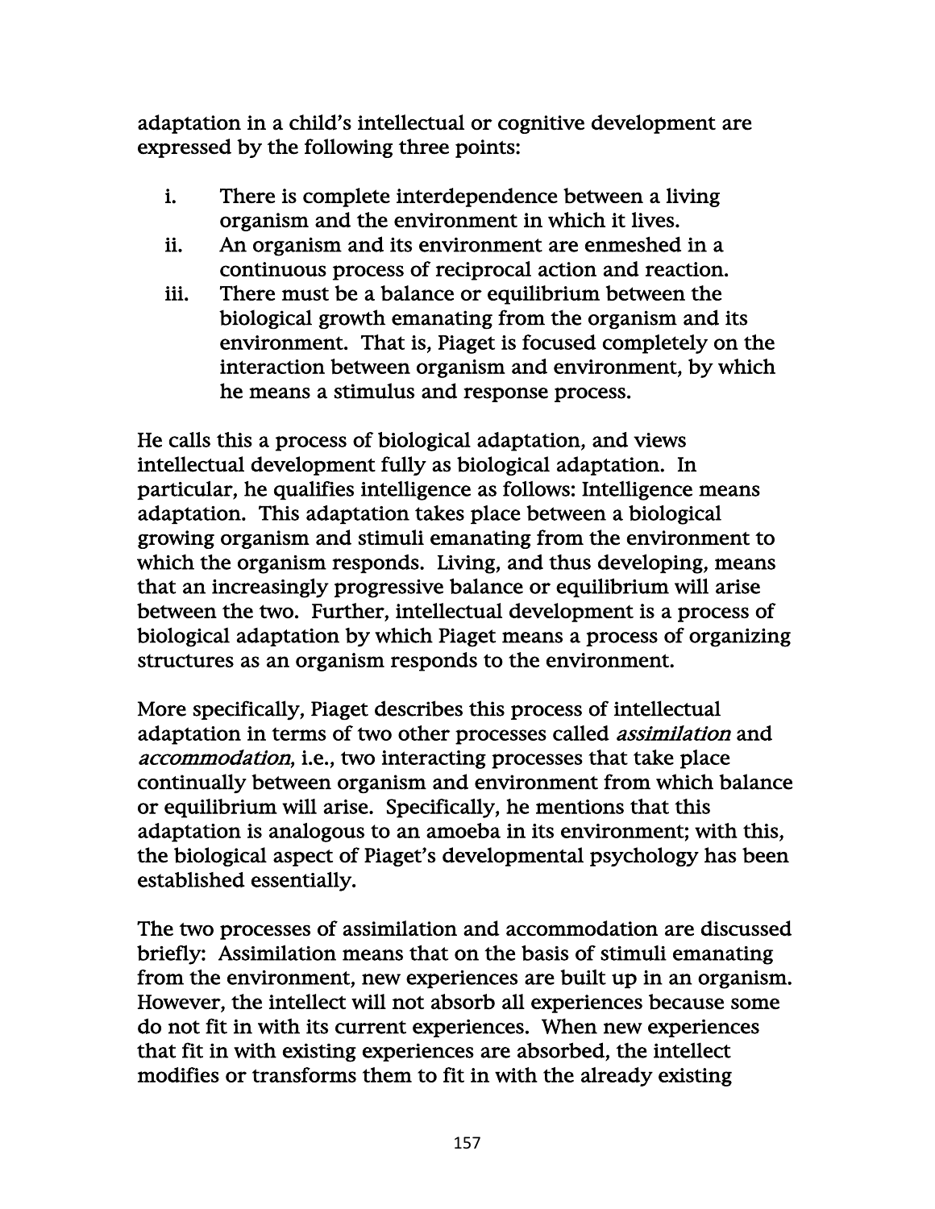adaptation in a child's intellectual or cognitive development are expressed by the following three points:

i. There is complete interdependence between a living organism and the environment in which it lives.
ii. An organism and its environment are enmeshed in a continuous process of reciprocal action and reaction.
iii. There must be a balance or equilibrium between the biological growth emanating from the organism and its environment. That is, Piaget is focused completely on the interaction between organism and environment, by which he means a stimulus and response process.

He calls this a process of biological adaptation, and views intellectual development fully as biological adaptation. In particular, he qualifies intelligence as follows: Intelligence means adaptation. This adaptation takes place between a biological growing organism and stimuli emanating from the environment to which the organism responds. Living, and thus developing, means that an increasingly progressive balance or equilibrium will arise between the two. Further, intellectual development is a process of biological adaptation by which Piaget means a process of organizing structures as an organism responds to the environment.

More specifically, Piaget describes this process of intellectual adaptation in terms of two other processes called *assimilation* and *accommodation*, i.e., two interacting processes that take place continually between organism and environment from which balance or equilibrium will arise. Specifically, he mentions that this adaptation is analogous to an amoeba in its environment; with this, the biological aspect of Piaget's developmental psychology has been established essentially.

The two processes of assimilation and accommodation are discussed briefly: Assimilation means that on the basis of stimuli emanating from the environment, new experiences are built up in an organism. However, the intellect will not absorb all experiences because some do not fit in with its current experiences. When new experiences that fit in with existing experiences are absorbed, the intellect modifies or transforms them to fit in with the already existing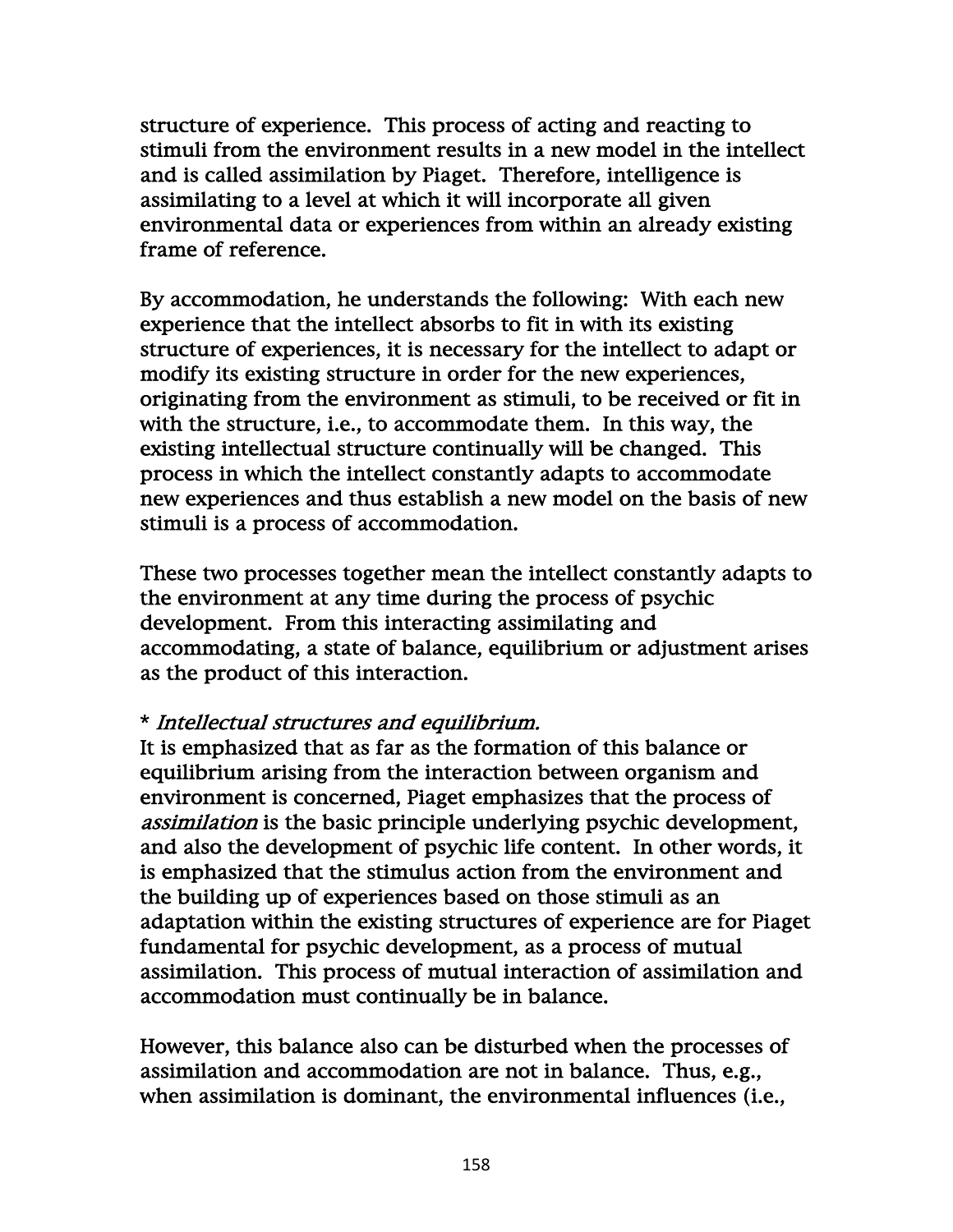structure of experience. This process of acting and reacting to stimuli from the environment results in a new model in the intellect and is called assimilation by Piaget. Therefore, intelligence is assimilating to a level at which it will incorporate all given environmental data or experiences from within an already existing frame of reference.

By accommodation, he understands the following: With each new experience that the intellect absorbs to fit in with its existing structure of experiences, it is necessary for the intellect to adapt or modify its existing structure in order for the new experiences, originating from the environment as stimuli, to be received or fit in with the structure, i.e., to accommodate them. In this way, the existing intellectual structure continually will be changed. This process in which the intellect constantly adapts to accommodate new experiences and thus establish a new model on the basis of new stimuli is a process of accommodation.

These two processes together mean the intellect constantly adapts to the environment at any time during the process of psychic development. From this interacting assimilating and accommodating, a state of balance, equilibrium or adjustment arises as the product of this interaction.

\* *Intellectual structures and equilibrium.*
It is emphasized that as far as the formation of this balance or equilibrium arising from the interaction between organism and environment is concerned, Piaget emphasizes that the process of *assimilation* is the basic principle underlying psychic development, and also the development of psychic life content. In other words, it is emphasized that the stimulus action from the environment and the building up of experiences based on those stimuli as an adaptation within the existing structures of experience are for Piaget fundamental for psychic development, as a process of mutual assimilation. This process of mutual interaction of assimilation and accommodation must continually be in balance.

However, this balance also can be disturbed when the processes of assimilation and accommodation are not in balance. Thus, e.g., when assimilation is dominant, the environmental influences (i.e.,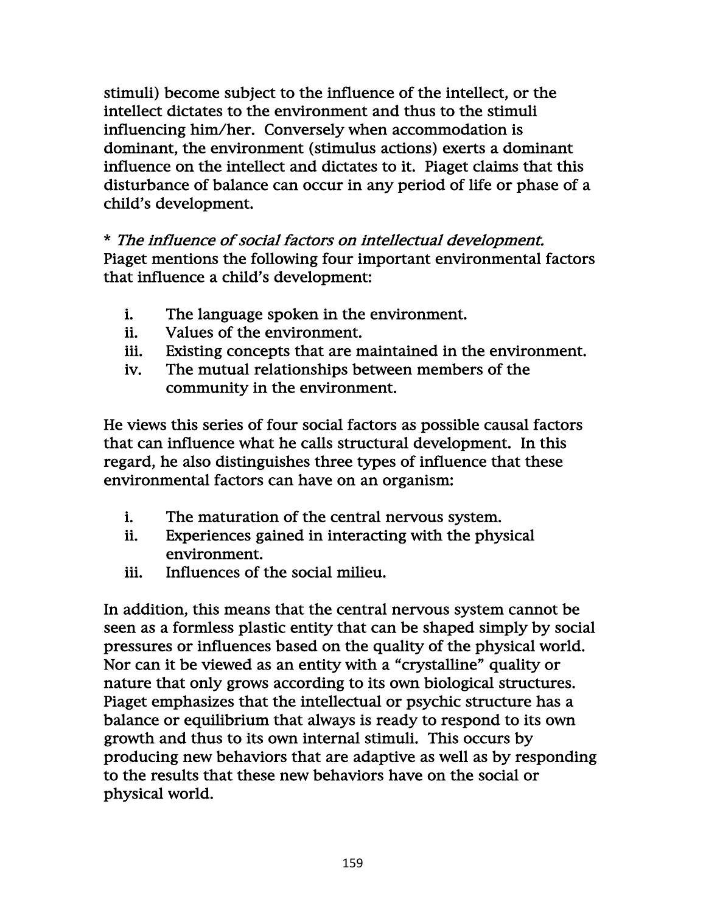stimuli) become subject to the influence of the intellect, or the intellect dictates to the environment and thus to the stimuli influencing him/her. Conversely when accommodation is dominant, the environment (stimulus actions) exerts a dominant influence on the intellect and dictates to it. Piaget claims that this disturbance of balance can occur in any period of life or phase of a child's development.

\* *The influence of social factors on intellectual development.* Piaget mentions the following four important environmental factors that influence a child's development:

i. The language spoken in the environment.
ii. Values of the environment.
iii. Existing concepts that are maintained in the environment.
iv. The mutual relationships between members of the community in the environment.

He views this series of four social factors as possible causal factors that can influence what he calls structural development. In this regard, he also distinguishes three types of influence that these environmental factors can have on an organism:

i. The maturation of the central nervous system.
ii. Experiences gained in interacting with the physical environment.
iii. Influences of the social milieu.

In addition, this means that the central nervous system cannot be seen as a formless plastic entity that can be shaped simply by social pressures or influences based on the quality of the physical world. Nor can it be viewed as an entity with a "crystalline" quality or nature that only grows according to its own biological structures. Piaget emphasizes that the intellectual or psychic structure has a balance or equilibrium that always is ready to respond to its own growth and thus to its own internal stimuli. This occurs by producing new behaviors that are adaptive as well as by responding to the results that these new behaviors have on the social or physical world.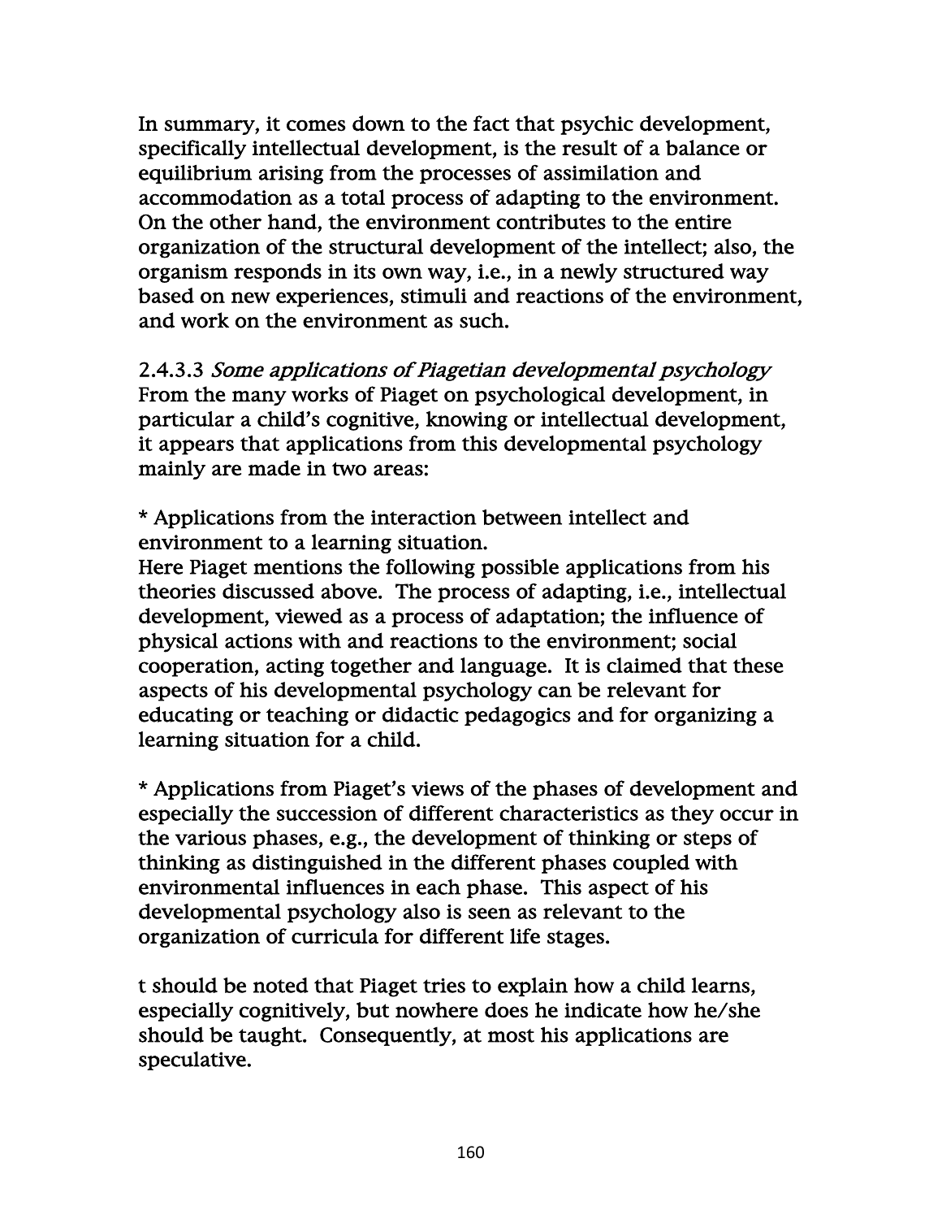In summary, it comes down to the fact that psychic development, specifically intellectual development, is the result of a balance or equilibrium arising from the processes of assimilation and accommodation as a total process of adapting to the environment. On the other hand, the environment contributes to the entire organization of the structural development of the intellect; also, the organism responds in its own way, i.e., in a newly structured way based on new experiences, stimuli and reactions of the environment, and work on the environment as such.

2.4.3.3 *Some applications of Piagetian developmental psychology*
From the many works of Piaget on psychological development, in particular a child's cognitive, knowing or intellectual development, it appears that applications from this developmental psychology mainly are made in two areas:

* Applications from the interaction between intellect and environment to a learning situation.
Here Piaget mentions the following possible applications from his theories discussed above. The process of adapting, i.e., intellectual development, viewed as a process of adaptation; the influence of physical actions with and reactions to the environment; social cooperation, acting together and language. It is claimed that these aspects of his developmental psychology can be relevant for educating or teaching or didactic pedagogics and for organizing a learning situation for a child.

* Applications from Piaget's views of the phases of development and especially the succession of different characteristics as they occur in the various phases, e.g., the development of thinking or steps of thinking as distinguished in the different phases coupled with environmental influences in each phase. This aspect of his developmental psychology also is seen as relevant to the organization of curricula for different life stages.

t should be noted that Piaget tries to explain how a child learns, especially cognitively, but nowhere does he indicate how he/she should be taught. Consequently, at most his applications are speculative.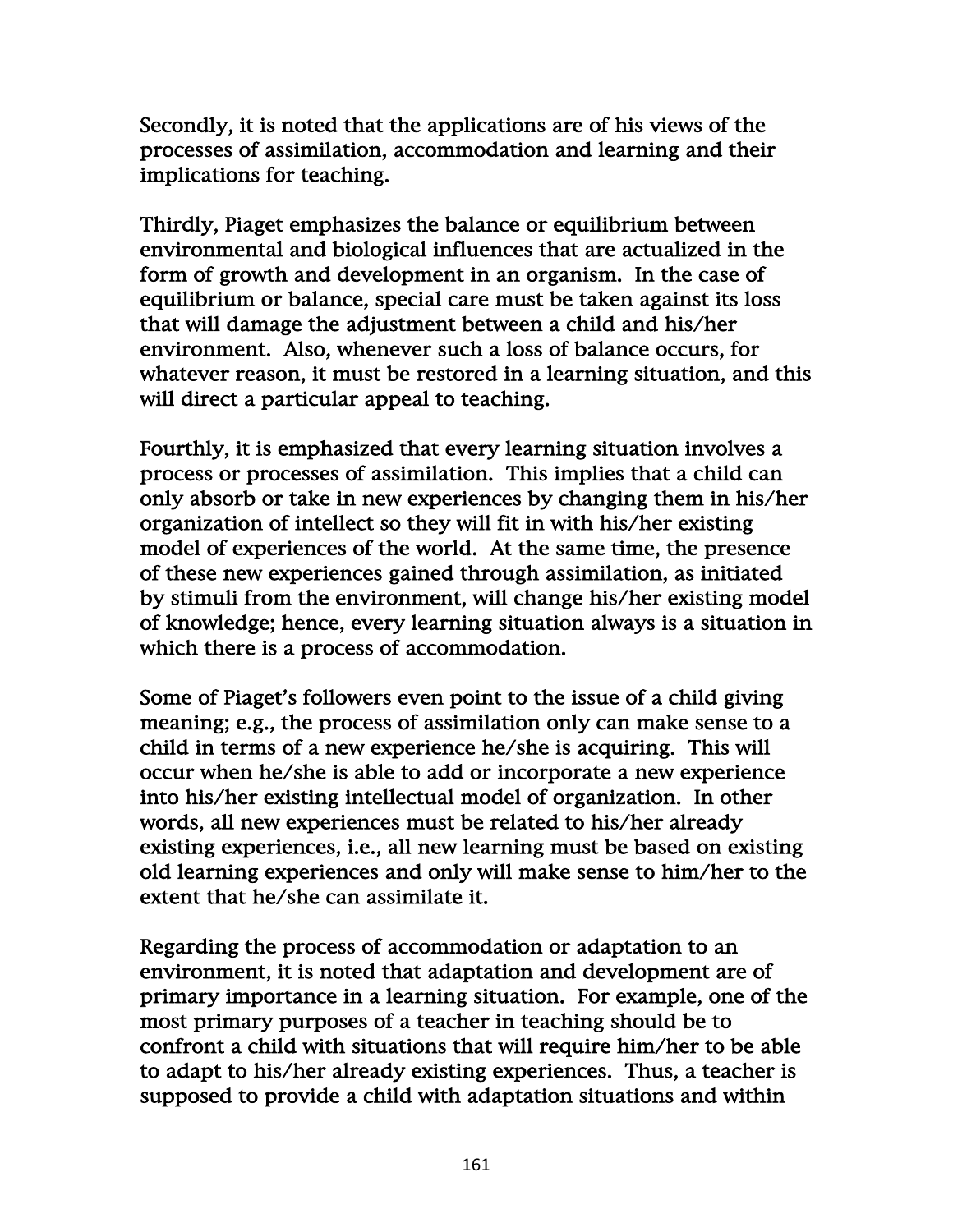Secondly, it is noted that the applications are of his views of the processes of assimilation, accommodation and learning and their implications for teaching.

Thirdly, Piaget emphasizes the balance or equilibrium between environmental and biological influences that are actualized in the form of growth and development in an organism. In the case of equilibrium or balance, special care must be taken against its loss that will damage the adjustment between a child and his/her environment. Also, whenever such a loss of balance occurs, for whatever reason, it must be restored in a learning situation, and this will direct a particular appeal to teaching.

Fourthly, it is emphasized that every learning situation involves a process or processes of assimilation. This implies that a child can only absorb or take in new experiences by changing them in his/her organization of intellect so they will fit in with his/her existing model of experiences of the world. At the same time, the presence of these new experiences gained through assimilation, as initiated by stimuli from the environment, will change his/her existing model of knowledge; hence, every learning situation always is a situation in which there is a process of accommodation.

Some of Piaget's followers even point to the issue of a child giving meaning; e.g., the process of assimilation only can make sense to a child in terms of a new experience he/she is acquiring. This will occur when he/she is able to add or incorporate a new experience into his/her existing intellectual model of organization. In other words, all new experiences must be related to his/her already existing experiences, i.e., all new learning must be based on existing old learning experiences and only will make sense to him/her to the extent that he/she can assimilate it.

Regarding the process of accommodation or adaptation to an environment, it is noted that adaptation and development are of primary importance in a learning situation. For example, one of the most primary purposes of a teacher in teaching should be to confront a child with situations that will require him/her to be able to adapt to his/her already existing experiences. Thus, a teacher is supposed to provide a child with adaptation situations and within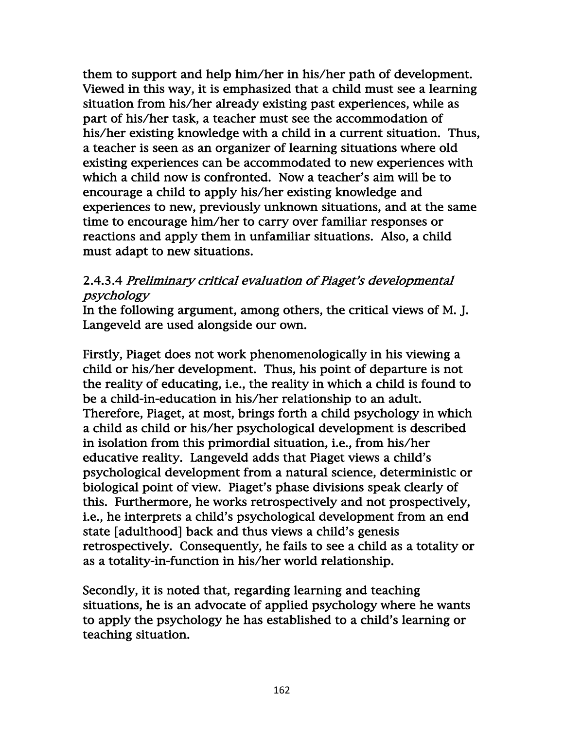them to support and help him/her in his/her path of development. Viewed in this way, it is emphasized that a child must see a learning situation from his/her already existing past experiences, while as part of his/her task, a teacher must see the accommodation of his/her existing knowledge with a child in a current situation. Thus, a teacher is seen as an organizer of learning situations where old existing experiences can be accommodated to new experiences with which a child now is confronted. Now a teacher's aim will be to encourage a child to apply his/her existing knowledge and experiences to new, previously unknown situations, and at the same time to encourage him/her to carry over familiar responses or reactions and apply them in unfamiliar situations. Also, a child must adapt to new situations.

#### 2.4.3.4 *Preliminary critical evaluation of Piaget's developmental psychology*

In the following argument, among others, the critical views of M. J. Langeveld are used alongside our own.

Firstly, Piaget does not work phenomenologically in his viewing a child or his/her development. Thus, his point of departure is not the reality of educating, i.e., the reality in which a child is found to be a child-in-education in his/her relationship to an adult. Therefore, Piaget, at most, brings forth a child psychology in which a child as child or his/her psychological development is described in isolation from this primordial situation, i.e., from his/her educative reality. Langeveld adds that Piaget views a child's psychological development from a natural science, deterministic or biological point of view. Piaget's phase divisions speak clearly of this. Furthermore, he works retrospectively and not prospectively, i.e., he interprets a child's psychological development from an end state [adulthood] back and thus views a child's genesis retrospectively. Consequently, he fails to see a child as a totality or as a totality-in-function in his/her world relationship.

Secondly, it is noted that, regarding learning and teaching situations, he is an advocate of applied psychology where he wants to apply the psychology he has established to a child's learning or teaching situation.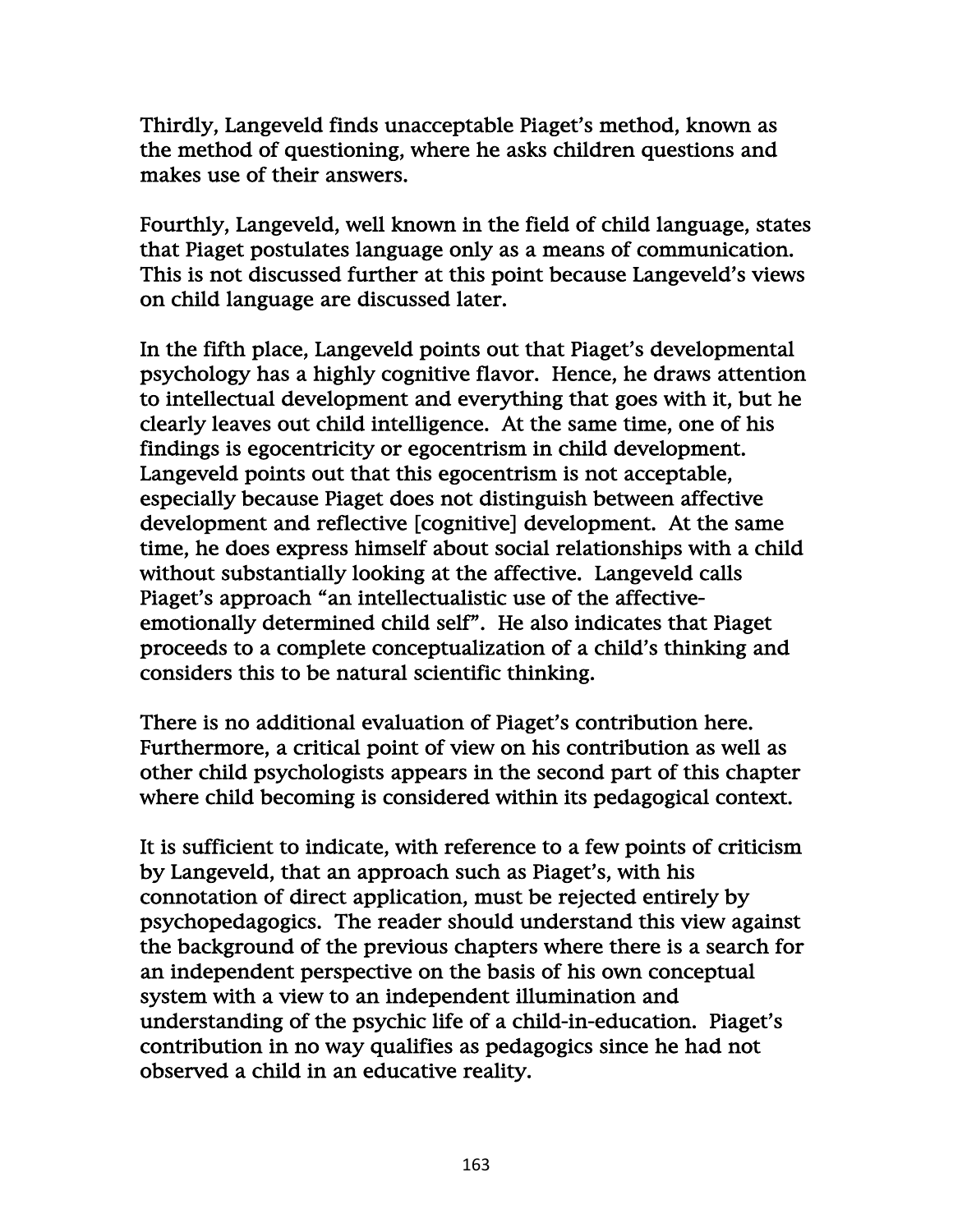Thirdly, Langeveld finds unacceptable Piaget's method, known as the method of questioning, where he asks children questions and makes use of their answers.

Fourthly, Langeveld, well known in the field of child language, states that Piaget postulates language only as a means of communication. This is not discussed further at this point because Langeveld's views on child language are discussed later.

In the fifth place, Langeveld points out that Piaget's developmental psychology has a highly cognitive flavor. Hence, he draws attention to intellectual development and everything that goes with it, but he clearly leaves out child intelligence. At the same time, one of his findings is egocentricity or egocentrism in child development. Langeveld points out that this egocentrism is not acceptable, especially because Piaget does not distinguish between affective development and reflective [cognitive] development. At the same time, he does express himself about social relationships with a child without substantially looking at the affective. Langeveld calls Piaget's approach "an intellectualistic use of the affective-emotionally determined child self". He also indicates that Piaget proceeds to a complete conceptualization of a child's thinking and considers this to be natural scientific thinking.

There is no additional evaluation of Piaget's contribution here. Furthermore, a critical point of view on his contribution as well as other child psychologists appears in the second part of this chapter where child becoming is considered within its pedagogical context.

It is sufficient to indicate, with reference to a few points of criticism by Langeveld, that an approach such as Piaget's, with his connotation of direct application, must be rejected entirely by psychopedagogics. The reader should understand this view against the background of the previous chapters where there is a search for an independent perspective on the basis of his own conceptual system with a view to an independent illumination and understanding of the psychic life of a child-in-education. Piaget's contribution in no way qualifies as pedagogics since he had not observed a child in an educative reality.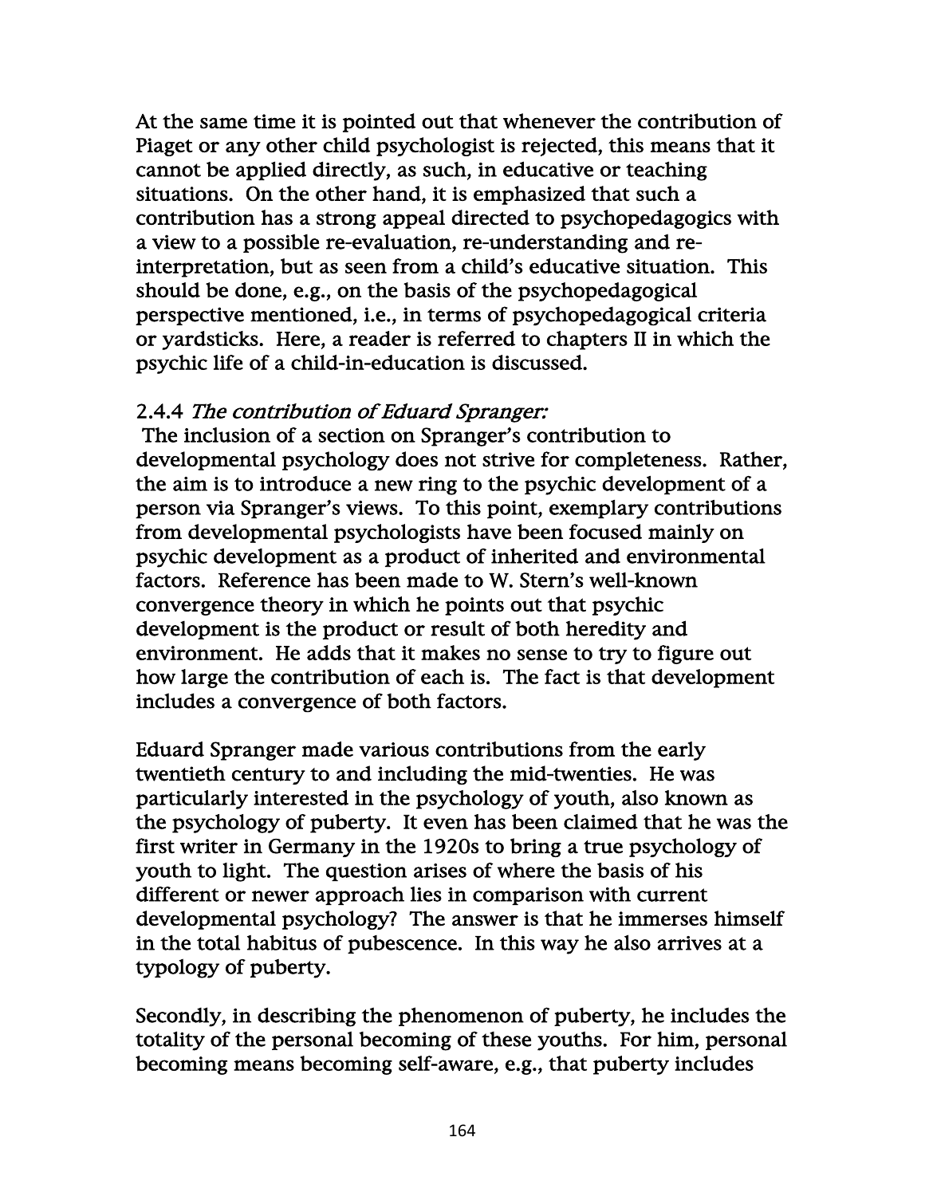At the same time it is pointed out that whenever the contribution of Piaget or any other child psychologist is rejected, this means that it cannot be applied directly, as such, in educative or teaching situations. On the other hand, it is emphasized that such a contribution has a strong appeal directed to psychopedagogics with a view to a possible re-evaluation, re-understanding and re-interpretation, but as seen from a child's educative situation. This should be done, e.g., on the basis of the psychopedagogical perspective mentioned, i.e., in terms of psychopedagogical criteria or yardsticks. Here, a reader is referred to chapters II in which the psychic life of a child-in-education is discussed.

2.4.4 *The contribution of Eduard Spranger:*

The inclusion of a section on Spranger's contribution to developmental psychology does not strive for completeness. Rather, the aim is to introduce a new ring to the psychic development of a person via Spranger's views. To this point, exemplary contributions from developmental psychologists have been focused mainly on psychic development as a product of inherited and environmental factors. Reference has been made to W. Stern's well-known convergence theory in which he points out that psychic development is the product or result of both heredity and environment. He adds that it makes no sense to try to figure out how large the contribution of each is. The fact is that development includes a convergence of both factors.

Eduard Spranger made various contributions from the early twentieth century to and including the mid-twenties. He was particularly interested in the psychology of youth, also known as the psychology of puberty. It even has been claimed that he was the first writer in Germany in the 1920s to bring a true psychology of youth to light. The question arises of where the basis of his different or newer approach lies in comparison with current developmental psychology? The answer is that he immerses himself in the total habitus of pubescence. In this way he also arrives at a typology of puberty.

Secondly, in describing the phenomenon of puberty, he includes the totality of the personal becoming of these youths. For him, personal becoming means becoming self-aware, e.g., that puberty includes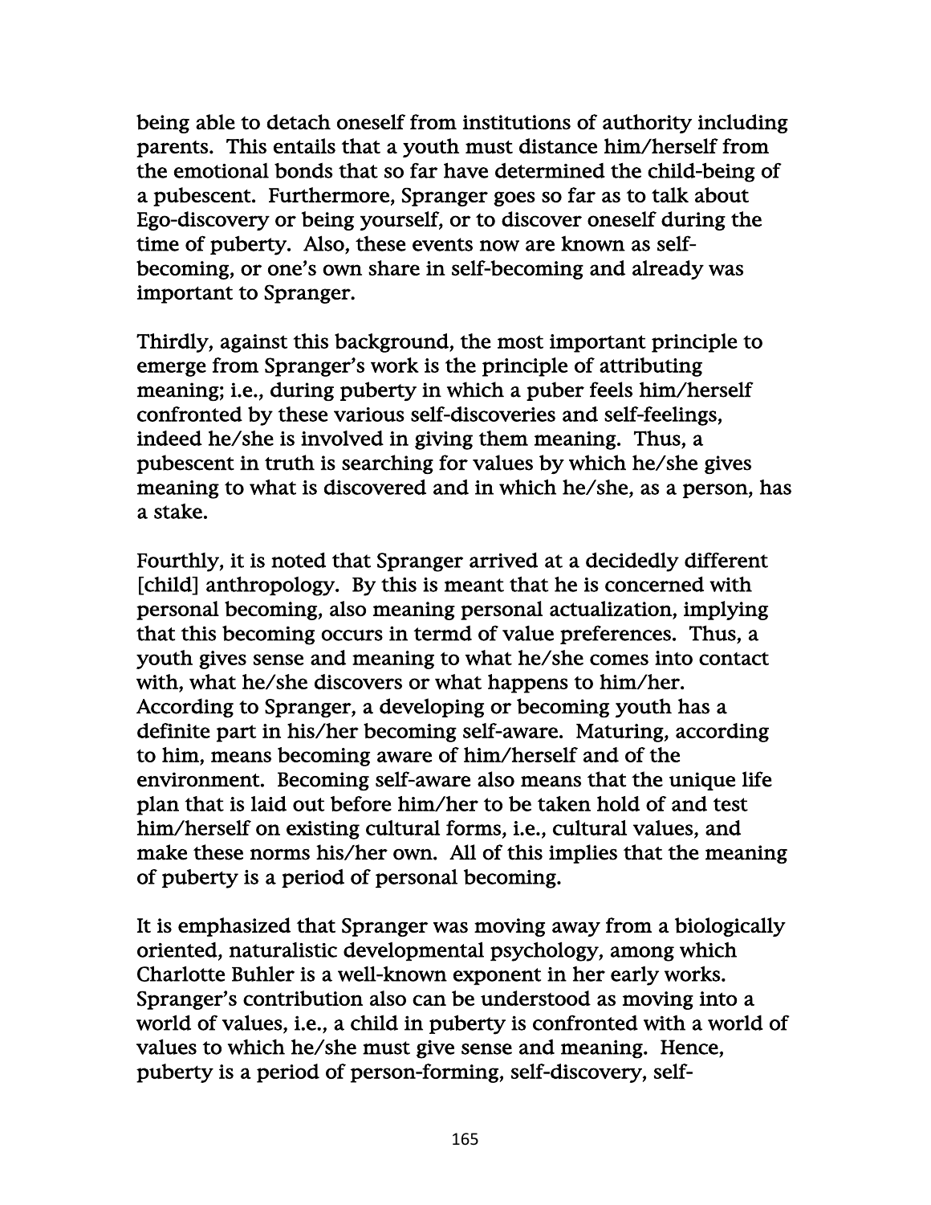being able to detach oneself from institutions of authority including parents. This entails that a youth must distance him/herself from the emotional bonds that so far have determined the child-being of a pubescent. Furthermore, Spranger goes so far as to talk about Ego-discovery or being yourself, or to discover oneself during the time of puberty. Also, these events now are known as self-becoming, or one's own share in self-becoming and already was important to Spranger.

Thirdly, against this background, the most important principle to emerge from Spranger's work is the principle of attributing meaning; i.e., during puberty in which a puber feels him/herself confronted by these various self-discoveries and self-feelings, indeed he/she is involved in giving them meaning. Thus, a pubescent in truth is searching for values by which he/she gives meaning to what is discovered and in which he/she, as a person, has a stake.

Fourthly, it is noted that Spranger arrived at a decidedly different [child] anthropology. By this is meant that he is concerned with personal becoming, also meaning personal actualization, implying that this becoming occurs in termd of value preferences. Thus, a youth gives sense and meaning to what he/she comes into contact with, what he/she discovers or what happens to him/her. According to Spranger, a developing or becoming youth has a definite part in his/her becoming self-aware. Maturing, according to him, means becoming aware of him/herself and of the environment. Becoming self-aware also means that the unique life plan that is laid out before him/her to be taken hold of and test him/herself on existing cultural forms, i.e., cultural values, and make these norms his/her own. All of this implies that the meaning of puberty is a period of personal becoming.

It is emphasized that Spranger was moving away from a biologically oriented, naturalistic developmental psychology, among which Charlotte Buhler is a well-known exponent in her early works. Spranger's contribution also can be understood as moving into a world of values, i.e., a child in puberty is confronted with a world of values to which he/she must give sense and meaning. Hence, puberty is a period of person-forming, self-discovery, self-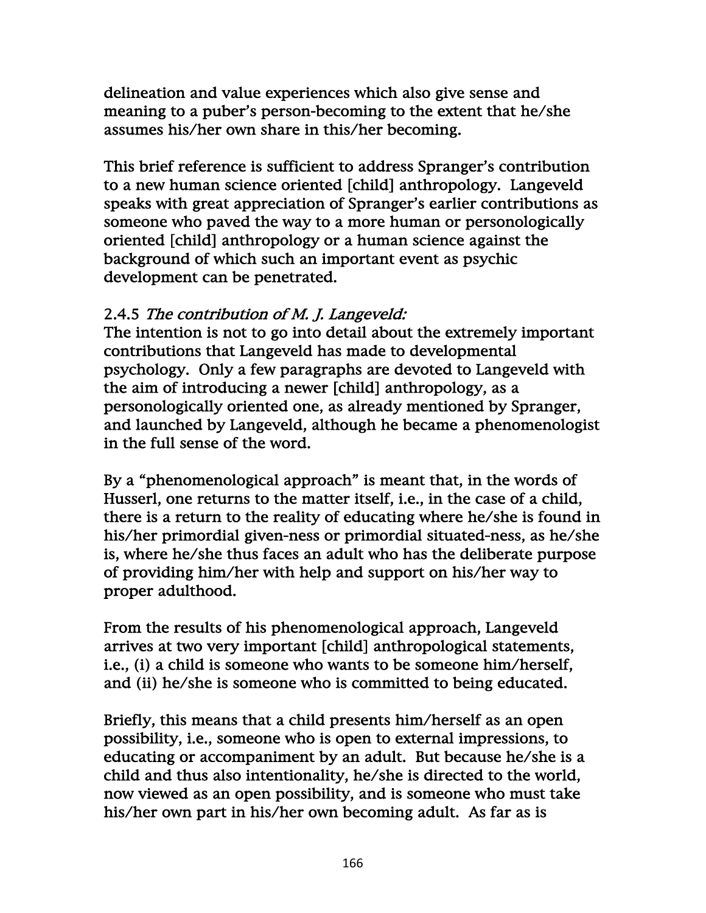delineation and value experiences which also give sense and meaning to a puber's person-becoming to the extent that he/she assumes his/her own share in this/her becoming.

This brief reference is sufficient to address Spranger's contribution to a new human science oriented [child] anthropology. Langeveld speaks with great appreciation of Spranger's earlier contributions as someone who paved the way to a more human or personologically oriented [child] anthropology or a human science against the background of which such an important event as psychic development can be penetrated.

### 2.4.5 *The contribution of M. J. Langeveld:*

The intention is not to go into detail about the extremely important contributions that Langeveld has made to developmental psychology. Only a few paragraphs are devoted to Langeveld with the aim of introducing a newer [child] anthropology, as a personologically oriented one, as already mentioned by Spranger, and launched by Langeveld, although he became a phenomenologist in the full sense of the word.

By a "phenomenological approach" is meant that, in the words of Husserl, one returns to the matter itself, i.e., in the case of a child, there is a return to the reality of educating where he/she is found in his/her primordial given-ness or primordial situated-ness, as he/she is, where he/she thus faces an adult who has the deliberate purpose of providing him/her with help and support on his/her way to proper adulthood.

From the results of his phenomenological approach, Langeveld arrives at two very important [child] anthropological statements, i.e., (i) a child is someone who wants to be someone him/herself, and (ii) he/she is someone who is committed to being educated.

Briefly, this means that a child presents him/herself as an open possibility, i.e., someone who is open to external impressions, to educating or accompaniment by an adult. But because he/she is a child and thus also intentionality, he/she is directed to the world, now viewed as an open possibility, and is someone who must take his/her own part in his/her own becoming adult. As far as is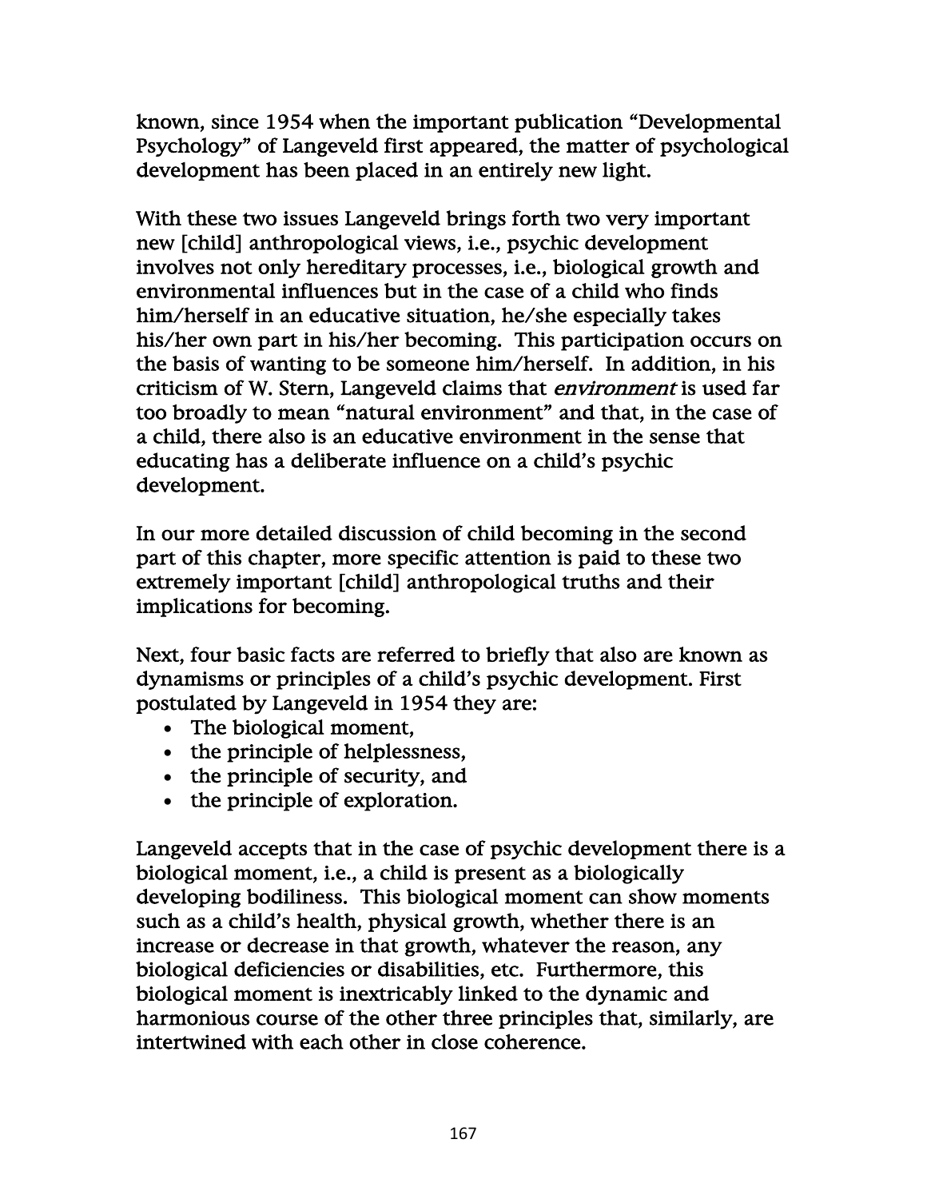known, since 1954 when the important publication "Developmental Psychology" of Langeveld first appeared, the matter of psychological development has been placed in an entirely new light.

With these two issues Langeveld brings forth two very important new [child] anthropological views, i.e., psychic development involves not only hereditary processes, i.e., biological growth and environmental influences but in the case of a child who finds him/herself in an educative situation, he/she especially takes his/her own part in his/her becoming. This participation occurs on the basis of wanting to be someone him/herself. In addition, in his criticism of W. Stern, Langeveld claims that *environment* is used far too broadly to mean "natural environment" and that, in the case of a child, there also is an educative environment in the sense that educating has a deliberate influence on a child's psychic development.

In our more detailed discussion of child becoming in the second part of this chapter, more specific attention is paid to these two extremely important [child] anthropological truths and their implications for becoming.

Next, four basic facts are referred to briefly that also are known as dynamisms or principles of a child's psychic development. First postulated by Langeveld in 1954 they are:

- The biological moment,
- the principle of helplessness,
- the principle of security, and
- the principle of exploration.

Langeveld accepts that in the case of psychic development there is a biological moment, i.e., a child is present as a biologically developing bodiliness. This biological moment can show moments such as a child's health, physical growth, whether there is an increase or decrease in that growth, whatever the reason, any biological deficiencies or disabilities, etc. Furthermore, this biological moment is inextricably linked to the dynamic and harmonious course of the other three principles that, similarly, are intertwined with each other in close coherence.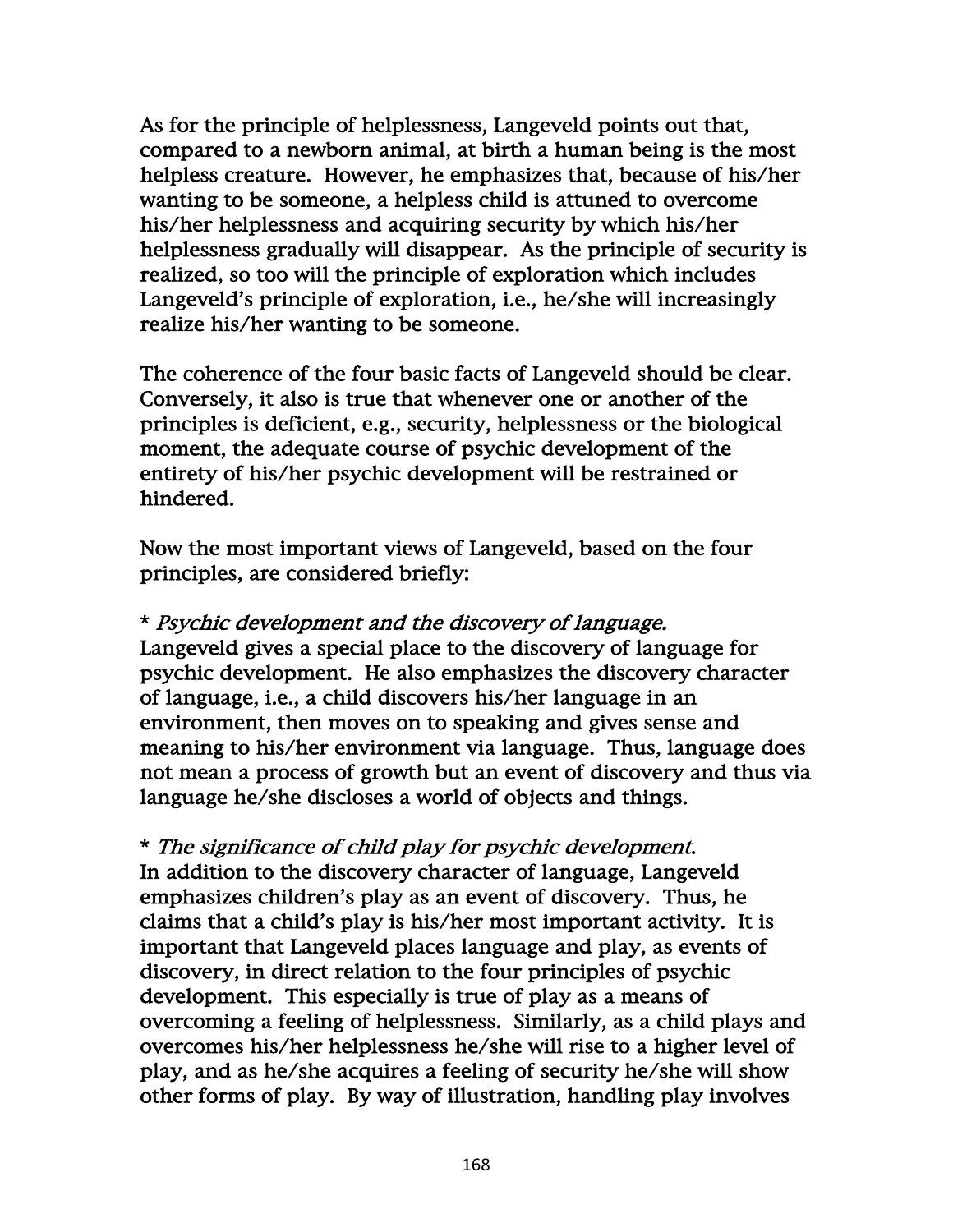As for the principle of helplessness, Langeveld points out that, compared to a newborn animal, at birth a human being is the most helpless creature. However, he emphasizes that, because of his/her wanting to be someone, a helpless child is attuned to overcome his/her helplessness and acquiring security by which his/her helplessness gradually will disappear. As the principle of security is realized, so too will the principle of exploration which includes Langeveld's principle of exploration, i.e., he/she will increasingly realize his/her wanting to be someone.

The coherence of the four basic facts of Langeveld should be clear. Conversely, it also is true that whenever one or another of the principles is deficient, e.g., security, helplessness or the biological moment, the adequate course of psychic development of the entirety of his/her psychic development will be restrained or hindered.

Now the most important views of Langeveld, based on the four principles, are considered briefly:

* *Psychic development and the discovery of language.*
Langeveld gives a special place to the discovery of language for psychic development. He also emphasizes the discovery character of language, i.e., a child discovers his/her language in an environment, then moves on to speaking and gives sense and meaning to his/her environment via language. Thus, language does not mean a process of growth but an event of discovery and thus via language he/she discloses a world of objects and things.

* *The significance of child play for psychic development.*
In addition to the discovery character of language, Langeveld emphasizes children's play as an event of discovery. Thus, he claims that a child's play is his/her most important activity. It is important that Langeveld places language and play, as events of discovery, in direct relation to the four principles of psychic development. This especially is true of play as a means of overcoming a feeling of helplessness. Similarly, as a child plays and overcomes his/her helplessness he/she will rise to a higher level of play, and as he/she acquires a feeling of security he/she will show other forms of play. By way of illustration, handling play involves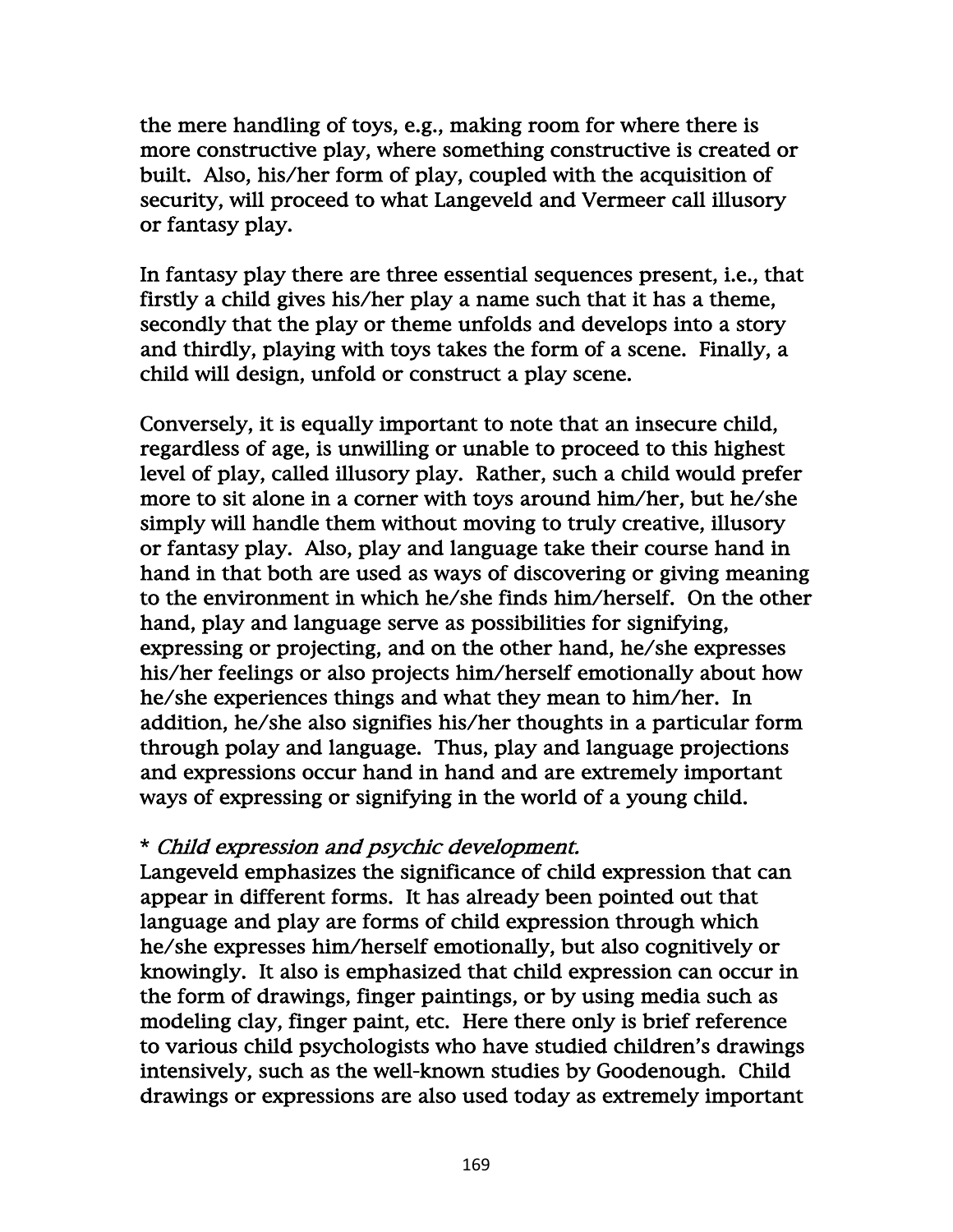the mere handling of toys, e.g., making room for where there is more constructive play, where something constructive is created or built. Also, his/her form of play, coupled with the acquisition of security, will proceed to what Langeveld and Vermeer call illusory or fantasy play.

In fantasy play there are three essential sequences present, i.e., that firstly a child gives his/her play a name such that it has a theme, secondly that the play or theme unfolds and develops into a story and thirdly, playing with toys takes the form of a scene. Finally, a child will design, unfold or construct a play scene.

Conversely, it is equally important to note that an insecure child, regardless of age, is unwilling or unable to proceed to this highest level of play, called illusory play. Rather, such a child would prefer more to sit alone in a corner with toys around him/her, but he/she simply will handle them without moving to truly creative, illusory or fantasy play. Also, play and language take their course hand in hand in that both are used as ways of discovering or giving meaning to the environment in which he/she finds him/herself. On the other hand, play and language serve as possibilities for signifying, expressing or projecting, and on the other hand, he/she expresses his/her feelings or also projects him/herself emotionally about how he/she experiences things and what they mean to him/her. In addition, he/she also signifies his/her thoughts in a particular form through polay and language. Thus, play and language projections and expressions occur hand in hand and are extremely important ways of expressing or signifying in the world of a young child.

* *Child expression and psychic development.*

Langeveld emphasizes the significance of child expression that can appear in different forms. It has already been pointed out that language and play are forms of child expression through which he/she expresses him/herself emotionally, but also cognitively or knowingly. It also is emphasized that child expression can occur in the form of drawings, finger paintings, or by using media such as modeling clay, finger paint, etc. Here there only is brief reference to various child psychologists who have studied children's drawings intensively, such as the well-known studies by Goodenough. Child drawings or expressions are also used today as extremely important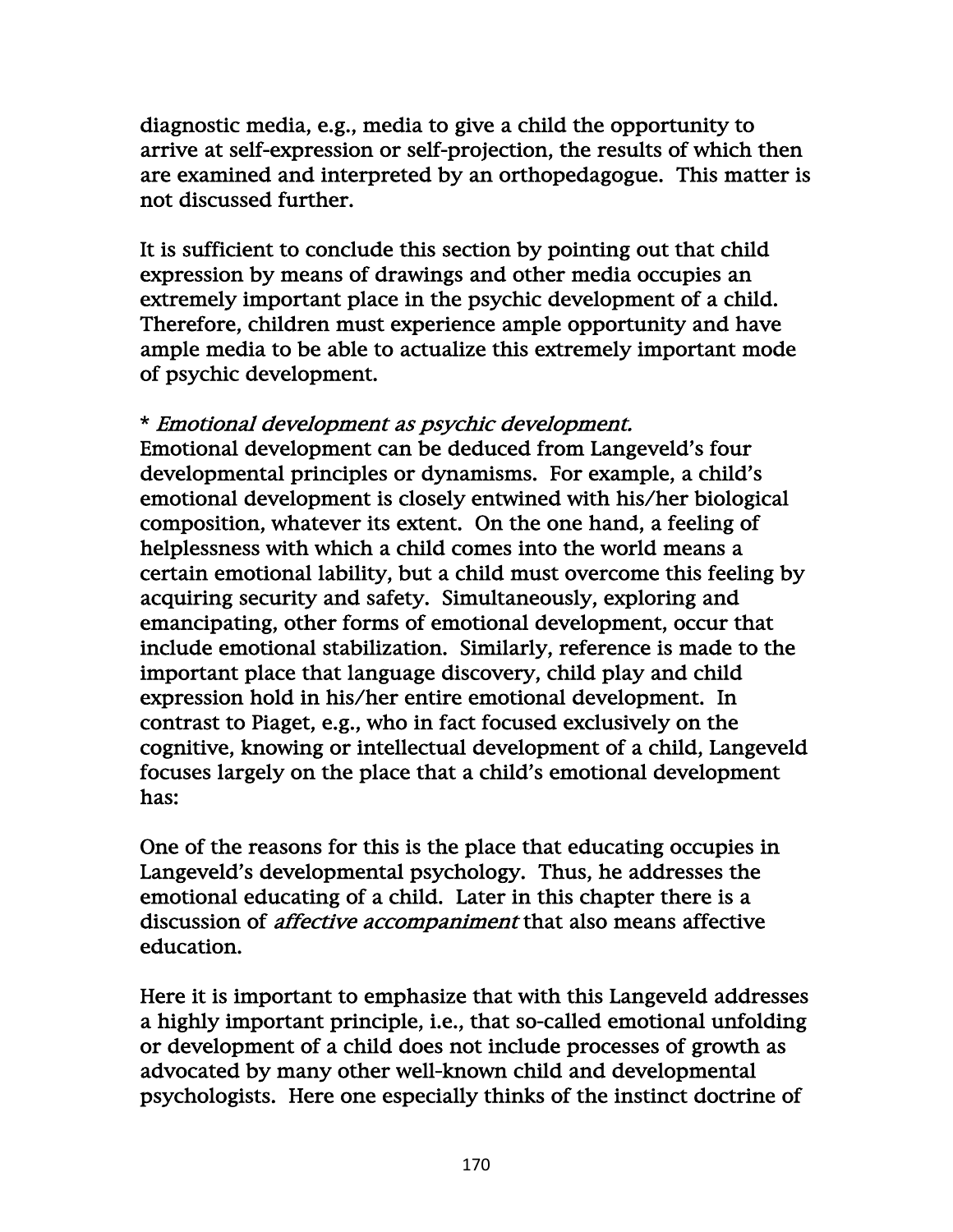diagnostic media, e.g., media to give a child the opportunity to arrive at self-expression or self-projection, the results of which then are examined and interpreted by an orthopedagogue. This matter is not discussed further.

It is sufficient to conclude this section by pointing out that child expression by means of drawings and other media occupies an extremely important place in the psychic development of a child. Therefore, children must experience ample opportunity and have ample media to be able to actualize this extremely important mode of psychic development.

\* *Emotional development as psychic development.*
Emotional development can be deduced from Langeveld's four developmental principles or dynamisms. For example, a child's emotional development is closely entwined with his/her biological composition, whatever its extent. On the one hand, a feeling of helplessness with which a child comes into the world means a certain emotional lability, but a child must overcome this feeling by acquiring security and safety. Simultaneously, exploring and emancipating, other forms of emotional development, occur that include emotional stabilization. Similarly, reference is made to the important place that language discovery, child play and child expression hold in his/her entire emotional development. In contrast to Piaget, e.g., who in fact focused exclusively on the cognitive, knowing or intellectual development of a child, Langeveld focuses largely on the place that a child's emotional development has:

One of the reasons for this is the place that educating occupies in Langeveld's developmental psychology. Thus, he addresses the emotional educating of a child. Later in this chapter there is a discussion of *affective accompaniment* that also means affective education.

Here it is important to emphasize that with this Langeveld addresses a highly important principle, i.e., that so-called emotional unfolding or development of a child does not include processes of growth as advocated by many other well-known child and developmental psychologists. Here one especially thinks of the instinct doctrine of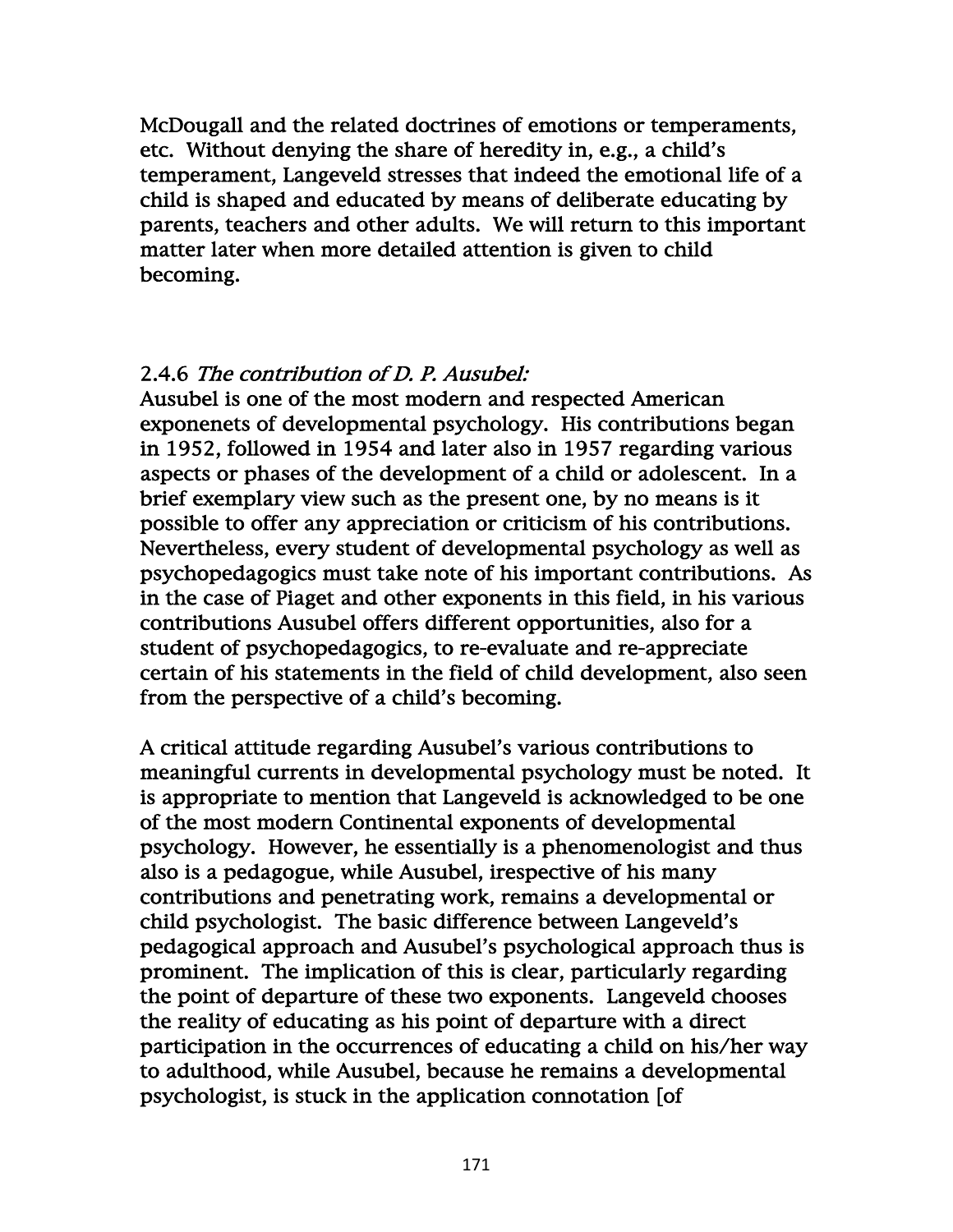McDougall and the related doctrines of emotions or temperaments, etc. Without denying the share of heredity in, e.g., a child's temperament, Langeveld stresses that indeed the emotional life of a child is shaped and educated by means of deliberate educating by parents, teachers and other adults. We will return to this important matter later when more detailed attention is given to child becoming.

### 2.4.6 *The contribution of D. P. Ausubel:*

Ausubel is one of the most modern and respected American exponenets of developmental psychology. His contributions began in 1952, followed in 1954 and later also in 1957 regarding various aspects or phases of the development of a child or adolescent. In a brief exemplary view such as the present one, by no means is it possible to offer any appreciation or criticism of his contributions. Nevertheless, every student of developmental psychology as well as psychopedagogics must take note of his important contributions. As in the case of Piaget and other exponents in this field, in his various contributions Ausubel offers different opportunities, also for a student of psychopedagogics, to re-evaluate and re-appreciate certain of his statements in the field of child development, also seen from the perspective of a child's becoming.

A critical attitude regarding Ausubel's various contributions to meaningful currents in developmental psychology must be noted. It is appropriate to mention that Langeveld is acknowledged to be one of the most modern Continental exponents of developmental psychology. However, he essentially is a phenomenologist and thus also is a pedagogue, while Ausubel, irespective of his many contributions and penetrating work, remains a developmental or child psychologist. The basic difference between Langeveld's pedagogical approach and Ausubel's psychological approach thus is prominent. The implication of this is clear, particularly regarding the point of departure of these two exponents. Langeveld chooses the reality of educating as his point of departure with a direct participation in the occurrences of educating a child on his/her way to adulthood, while Ausubel, because he remains a developmental psychologist, is stuck in the application connotation [of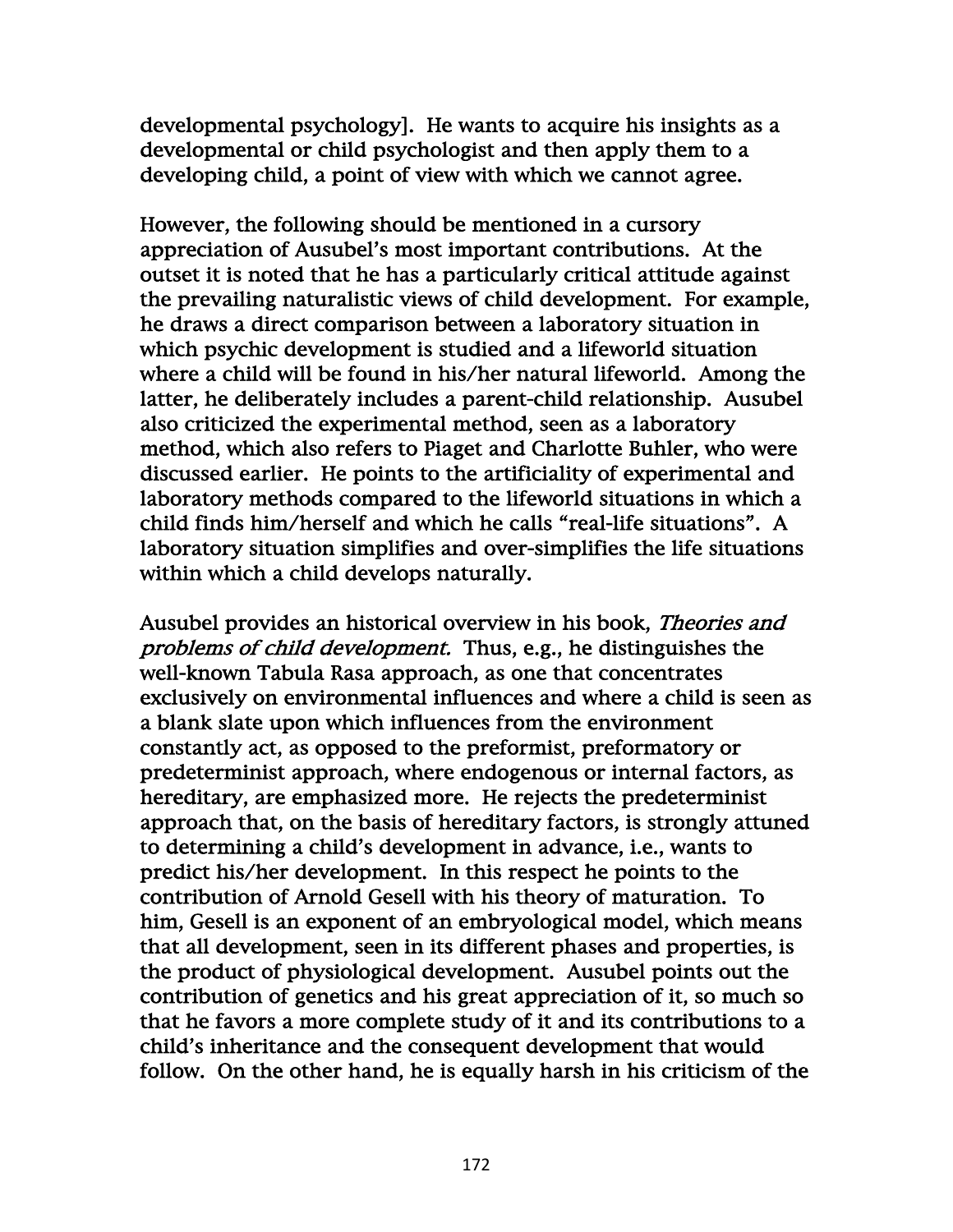developmental psychology]. He wants to acquire his insights as a developmental or child psychologist and then apply them to a developing child, a point of view with which we cannot agree.

However, the following should be mentioned in a cursory appreciation of Ausubel's most important contributions. At the outset it is noted that he has a particularly critical attitude against the prevailing naturalistic views of child development. For example, he draws a direct comparison between a laboratory situation in which psychic development is studied and a lifeworld situation where a child will be found in his/her natural lifeworld. Among the latter, he deliberately includes a parent-child relationship. Ausubel also criticized the experimental method, seen as a laboratory method, which also refers to Piaget and Charlotte Buhler, who were discussed earlier. He points to the artificiality of experimental and laboratory methods compared to the lifeworld situations in which a child finds him/herself and which he calls "real-life situations". A laboratory situation simplifies and over-simplifies the life situations within which a child develops naturally.

Ausubel provides an historical overview in his book, *Theories and problems of child development.* Thus, e.g., he distinguishes the well-known Tabula Rasa approach, as one that concentrates exclusively on environmental influences and where a child is seen as a blank slate upon which influences from the environment constantly act, as opposed to the preformist, preformatory or predeterminist approach, where endogenous or internal factors, as hereditary, are emphasized more. He rejects the predeterminist approach that, on the basis of hereditary factors, is strongly attuned to determining a child's development in advance, i.e., wants to predict his/her development. In this respect he points to the contribution of Arnold Gesell with his theory of maturation. To him, Gesell is an exponent of an embryological model, which means that all development, seen in its different phases and properties, is the product of physiological development. Ausubel points out the contribution of genetics and his great appreciation of it, so much so that he favors a more complete study of it and its contributions to a child's inheritance and the consequent development that would follow. On the other hand, he is equally harsh in his criticism of the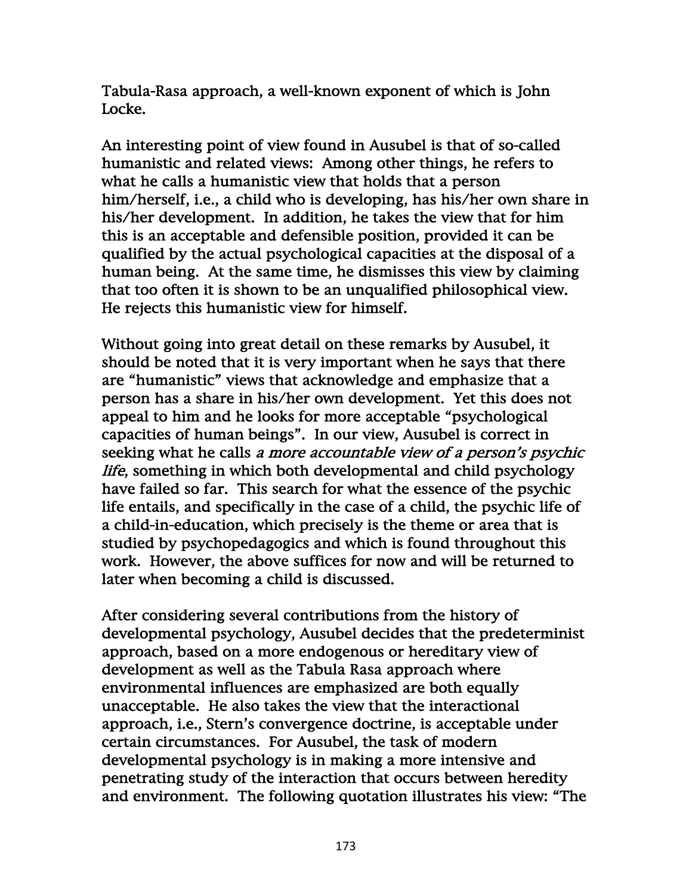Tabula-Rasa approach, a well-known exponent of which is John Locke.

An interesting point of view found in Ausubel is that of so-called humanistic and related views: Among other things, he refers to what he calls a humanistic view that holds that a person him/herself, i.e., a child who is developing, has his/her own share in his/her development. In addition, he takes the view that for him this is an acceptable and defensible position, provided it can be qualified by the actual psychological capacities at the disposal of a human being. At the same time, he dismisses this view by claiming that too often it is shown to be an unqualified philosophical view. He rejects this humanistic view for himself.

Without going into great detail on these remarks by Ausubel, it should be noted that it is very important when he says that there are "humanistic" views that acknowledge and emphasize that a person has a share in his/her own development. Yet this does not appeal to him and he looks for more acceptable "psychological capacities of human beings". In our view, Ausubel is correct in seeking what he calls *a more accountable view of a person's psychic life*, something in which both developmental and child psychology have failed so far. This search for what the essence of the psychic life entails, and specifically in the case of a child, the psychic life of a child-in-education, which precisely is the theme or area that is studied by psychopedagogics and which is found throughout this work. However, the above suffices for now and will be returned to later when becoming a child is discussed.

After considering several contributions from the history of developmental psychology, Ausubel decides that the predeterminist approach, based on a more endogenous or hereditary view of development as well as the Tabula Rasa approach where environmental influences are emphasized are both equally unacceptable. He also takes the view that the interactional approach, i.e., Stern's convergence doctrine, is acceptable under certain circumstances. For Ausubel, the task of modern developmental psychology is in making a more intensive and penetrating study of the interaction that occurs between heredity and environment. The following quotation illustrates his view: "The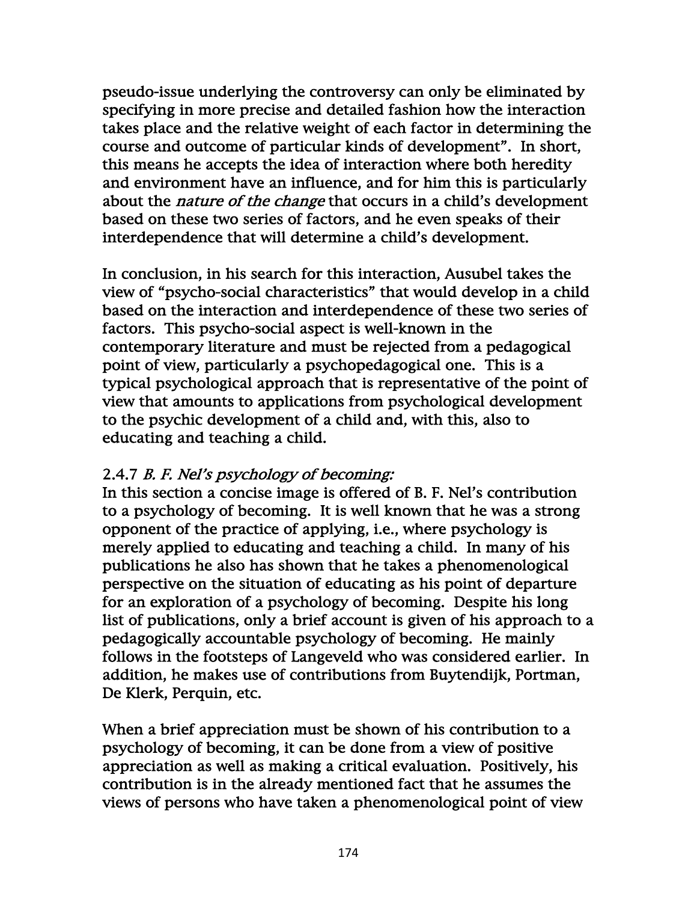pseudo-issue underlying the controversy can only be eliminated by specifying in more precise and detailed fashion how the interaction takes place and the relative weight of each factor in determining the course and outcome of particular kinds of development". In short, this means he accepts the idea of interaction where both heredity and environment have an influence, and for him this is particularly about the *nature of the change* that occurs in a child's development based on these two series of factors, and he even speaks of their interdependence that will determine a child's development.

In conclusion, in his search for this interaction, Ausubel takes the view of "psycho-social characteristics" that would develop in a child based on the interaction and interdependence of these two series of factors. This psycho-social aspect is well-known in the contemporary literature and must be rejected from a pedagogical point of view, particularly a psychopedagogical one. This is a typical psychological approach that is representative of the point of view that amounts to applications from psychological development to the psychic development of a child and, with this, also to educating and teaching a child.

### 2.4.7 *B. F. Nel's psychology of becoming:*

In this section a concise image is offered of B. F. Nel's contribution to a psychology of becoming. It is well known that he was a strong opponent of the practice of applying, i.e., where psychology is merely applied to educating and teaching a child. In many of his publications he also has shown that he takes a phenomenological perspective on the situation of educating as his point of departure for an exploration of a psychology of becoming. Despite his long list of publications, only a brief account is given of his approach to a pedagogically accountable psychology of becoming. He mainly follows in the footsteps of Langeveld who was considered earlier. In addition, he makes use of contributions from Buytendijk, Portman, De Klerk, Perquin, etc.

When a brief appreciation must be shown of his contribution to a psychology of becoming, it can be done from a view of positive appreciation as well as making a critical evaluation. Positively, his contribution is in the already mentioned fact that he assumes the views of persons who have taken a phenomenological point of view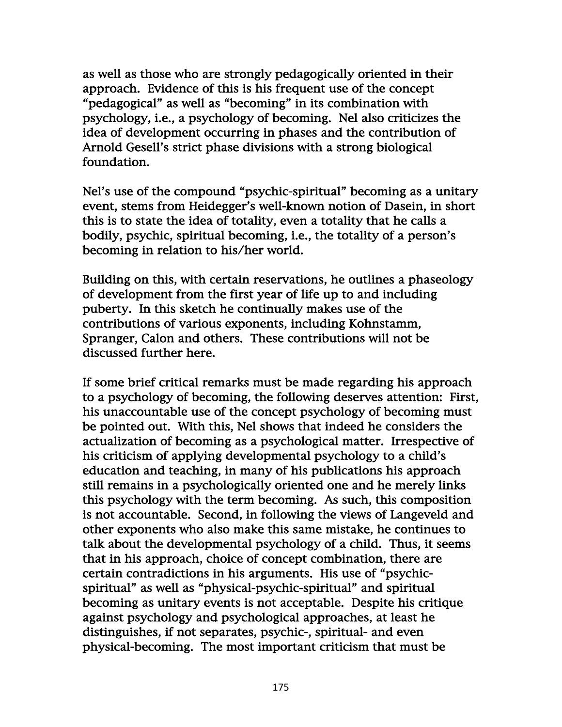as well as those who are strongly pedagogically oriented in their approach. Evidence of this is his frequent use of the concept "pedagogical" as well as "becoming" in its combination with psychology, i.e., a psychology of becoming. Nel also criticizes the idea of development occurring in phases and the contribution of Arnold Gesell's strict phase divisions with a strong biological foundation.

Nel's use of the compound "psychic-spiritual" becoming as a unitary event, stems from Heidegger's well-known notion of Dasein, in short this is to state the idea of totality, even a totality that he calls a bodily, psychic, spiritual becoming, i.e., the totality of a person's becoming in relation to his/her world.

Building on this, with certain reservations, he outlines a phaseology of development from the first year of life up to and including puberty. In this sketch he continually makes use of the contributions of various exponents, including Kohnstamm, Spranger, Calon and others. These contributions will not be discussed further here.

If some brief critical remarks must be made regarding his approach to a psychology of becoming, the following deserves attention: First, his unaccountable use of the concept psychology of becoming must be pointed out. With this, Nel shows that indeed he considers the actualization of becoming as a psychological matter. Irrespective of his criticism of applying developmental psychology to a child's education and teaching, in many of his publications his approach still remains in a psychologically oriented one and he merely links this psychology with the term becoming. As such, this composition is not accountable. Second, in following the views of Langeveld and other exponents who also make this same mistake, he continues to talk about the developmental psychology of a child. Thus, it seems that in his approach, choice of concept combination, there are certain contradictions in his arguments. His use of "psychic-spiritual" as well as "physical-psychic-spiritual" and spiritual becoming as unitary events is not acceptable. Despite his critique against psychology and psychological approaches, at least he distinguishes, if not separates, psychic-, spiritual- and even physical-becoming. The most important criticism that must be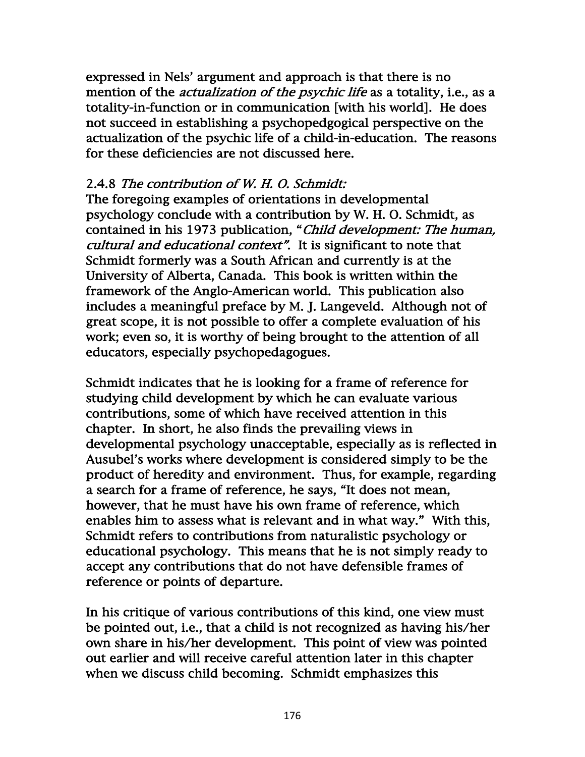expressed in Nels' argument and approach is that there is no mention of the *actualization of the psychic life* as a totality, i.e., as a totality-in-function or in communication [with his world]. He does not succeed in establishing a psychopedgogical perspective on the actualization of the psychic life of a child-in-education. The reasons for these deficiencies are not discussed here.

2.4.8 *The contribution of W. H. O. Schmidt:*

The foregoing examples of orientations in developmental psychology conclude with a contribution by W. H. O. Schmidt, as contained in his 1973 publication, "*Child development: The human, cultural and educational context*". It is significant to note that Schmidt formerly was a South African and currently is at the University of Alberta, Canada. This book is written within the framework of the Anglo-American world. This publication also includes a meaningful preface by M. J. Langeveld. Although not of great scope, it is not possible to offer a complete evaluation of his work; even so, it is worthy of being brought to the attention of all educators, especially psychopedagogues.

Schmidt indicates that he is looking for a frame of reference for studying child development by which he can evaluate various contributions, some of which have received attention in this chapter. In short, he also finds the prevailing views in developmental psychology unacceptable, especially as is reflected in Ausubel's works where development is considered simply to be the product of heredity and environment. Thus, for example, regarding a search for a frame of reference, he says, "It does not mean, however, that he must have his own frame of reference, which enables him to assess what is relevant and in what way." With this, Schmidt refers to contributions from naturalistic psychology or educational psychology. This means that he is not simply ready to accept any contributions that do not have defensible frames of reference or points of departure.

In his critique of various contributions of this kind, one view must be pointed out, i.e., that a child is not recognized as having his/her own share in his/her development. This point of view was pointed out earlier and will receive careful attention later in this chapter when we discuss child becoming. Schmidt emphasizes this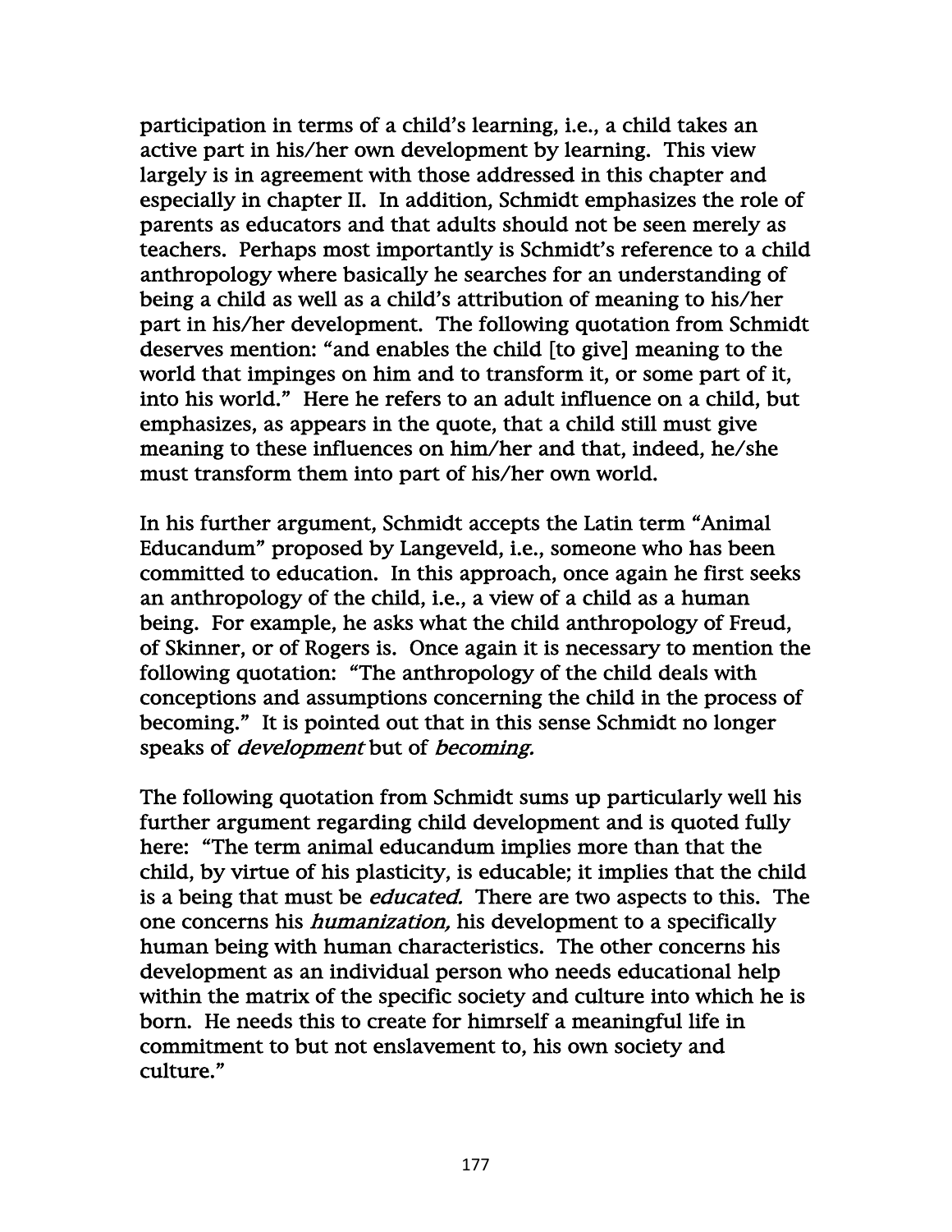participation in terms of a child's learning, i.e., a child takes an active part in his/her own development by learning. This view largely is in agreement with those addressed in this chapter and especially in chapter II. In addition, Schmidt emphasizes the role of parents as educators and that adults should not be seen merely as teachers. Perhaps most importantly is Schmidt's reference to a child anthropology where basically he searches for an understanding of being a child as well as a child's attribution of meaning to his/her part in his/her development. The following quotation from Schmidt deserves mention: "and enables the child [to give] meaning to the world that impinges on him and to transform it, or some part of it, into his world." Here he refers to an adult influence on a child, but emphasizes, as appears in the quote, that a child still must give meaning to these influences on him/her and that, indeed, he/she must transform them into part of his/her own world.

In his further argument, Schmidt accepts the Latin term "Animal Educandum" proposed by Langeveld, i.e., someone who has been committed to education. In this approach, once again he first seeks an anthropology of the child, i.e., a view of a child as a human being. For example, he asks what the child anthropology of Freud, of Skinner, or of Rogers is. Once again it is necessary to mention the following quotation: "The anthropology of the child deals with conceptions and assumptions concerning the child in the process of becoming." It is pointed out that in this sense Schmidt no longer speaks of *development* but of *becoming.*

The following quotation from Schmidt sums up particularly well his further argument regarding child development and is quoted fully here: "The term animal educandum implies more than that the child, by virtue of his plasticity, is educable; it implies that the child is a being that must be *educated.* There are two aspects to this. The one concerns his *humanization,* his development to a specifically human being with human characteristics. The other concerns his development as an individual person who needs educational help within the matrix of the specific society and culture into which he is born. He needs this to create for himrself a meaningful life in commitment to but not enslavement to, his own society and culture."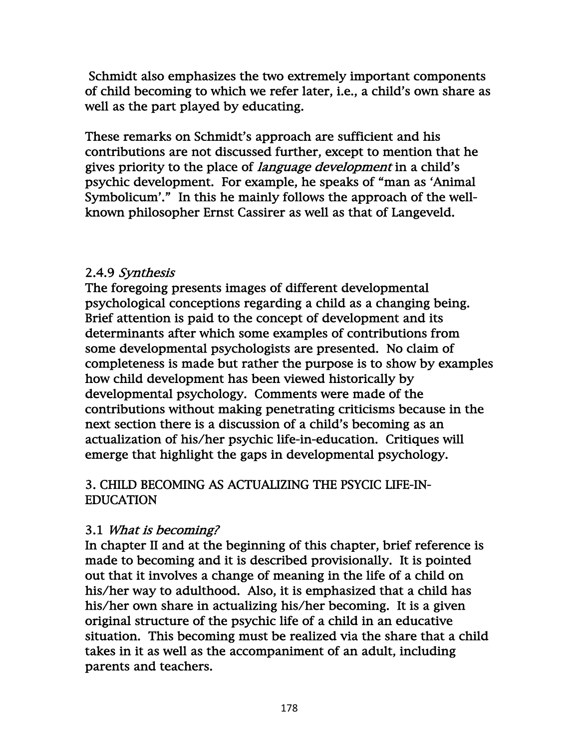Schmidt also emphasizes the two extremely important components of child becoming to which we refer later, i.e., a child's own share as well as the part played by educating.

These remarks on Schmidt's approach are sufficient and his contributions are not discussed further, except to mention that he gives priority to the place of *language development* in a child's psychic development. For example, he speaks of "man as 'Animal Symbolicum'." In this he mainly follows the approach of the well-known philosopher Ernst Cassirer as well as that of Langeveld.

### 2.4.9 *Synthesis*

The foregoing presents images of different developmental psychological conceptions regarding a child as a changing being. Brief attention is paid to the concept of development and its determinants after which some examples of contributions from some developmental psychologists are presented. No claim of completeness is made but rather the purpose is to show by examples how child development has been viewed historically by developmental psychology. Comments were made of the contributions without making penetrating criticisms because in the next section there is a discussion of a child's becoming as an actualization of his/her psychic life-in-education. Critiques will emerge that highlight the gaps in developmental psychology.

## 3. CHILD BECOMING AS ACTUALIZING THE PSYCIC LIFE-IN-EDUCATION

### 3.1 *What is becoming?*

In chapter II and at the beginning of this chapter, brief reference is made to becoming and it is described provisionally. It is pointed out that it involves a change of meaning in the life of a child on his/her way to adulthood. Also, it is emphasized that a child has his/her own share in actualizing his/her becoming. It is a given original structure of the psychic life of a child in an educative situation. This becoming must be realized via the share that a child takes in it as well as the accompaniment of an adult, including parents and teachers.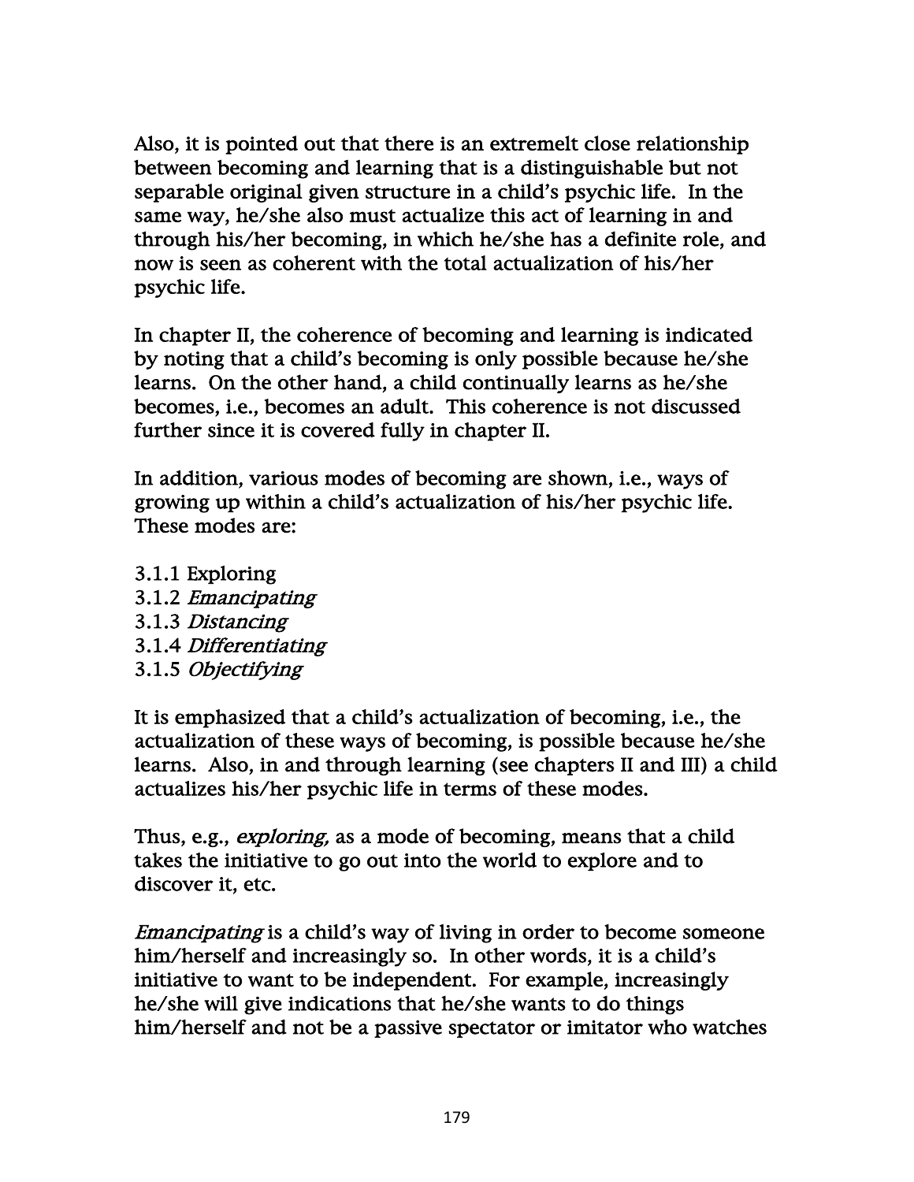Also, it is pointed out that there is an extremelt close relationship between becoming and learning that is a distinguishable but not separable original given structure in a child's psychic life. In the same way, he/she also must actualize this act of learning in and through his/her becoming, in which he/she has a definite role, and now is seen as coherent with the total actualization of his/her psychic life.

In chapter II, the coherence of becoming and learning is indicated by noting that a child's becoming is only possible because he/she learns. On the other hand, a child continually learns as he/she becomes, i.e., becomes an adult. This coherence is not discussed further since it is covered fully in chapter II.

In addition, various modes of becoming are shown, i.e., ways of growing up within a child's actualization of his/her psychic life. These modes are:

3.1.1 Exploring
3.1.2 *Emancipating*
3.1.3 *Distancing*
3.1.4 *Differentiating*
3.1.5 *Objectifying*

It is emphasized that a child's actualization of becoming, i.e., the actualization of these ways of becoming, is possible because he/she learns. Also, in and through learning (see chapters II and III) a child actualizes his/her psychic life in terms of these modes.

Thus, e.g., *exploring,* as a mode of becoming, means that a child takes the initiative to go out into the world to explore and to discover it, etc.

*Emancipating* is a child's way of living in order to become someone him/herself and increasingly so. In other words, it is a child's initiative to want to be independent. For example, increasingly he/she will give indications that he/she wants to do things him/herself and not be a passive spectator or imitator who watches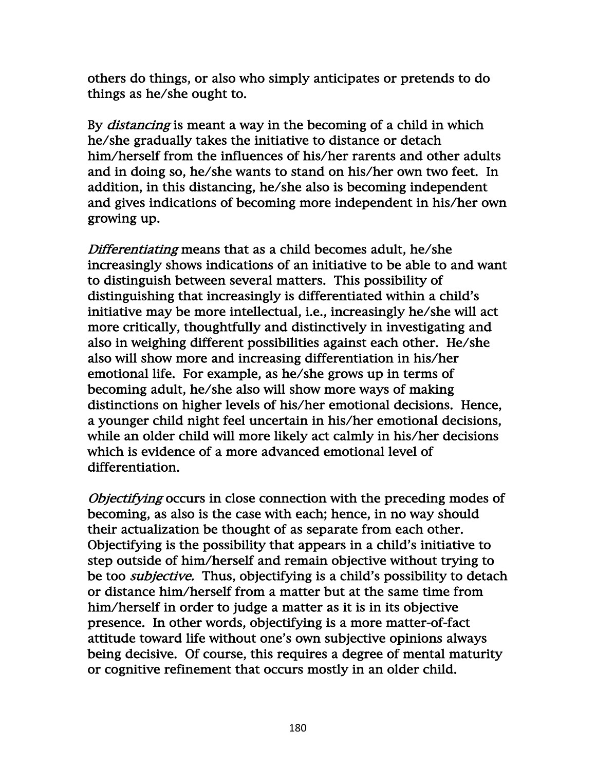others do things, or also who simply anticipates or pretends to do things as he/she ought to.

By *distancing* is meant a way in the becoming of a child in which he/she gradually takes the initiative to distance or detach him/herself from the influences of his/her rarents and other adults and in doing so, he/she wants to stand on his/her own two feet. In addition, in this distancing, he/she also is becoming independent and gives indications of becoming more independent in his/her own growing up.

*Differentiating* means that as a child becomes adult, he/she increasingly shows indications of an initiative to be able to and want to distinguish between several matters. This possibility of distinguishing that increasingly is differentiated within a child's initiative may be more intellectual, i.e., increasingly he/she will act more critically, thoughtfully and distinctively in investigating and also in weighing different possibilities against each other. He/she also will show more and increasing differentiation in his/her emotional life. For example, as he/she grows up in terms of becoming adult, he/she also will show more ways of making distinctions on higher levels of his/her emotional decisions. Hence, a younger child night feel uncertain in his/her emotional decisions, while an older child will more likely act calmly in his/her decisions which is evidence of a more advanced emotional level of differentiation.

*Objectifying* occurs in close connection with the preceding modes of becoming, as also is the case with each; hence, in no way should their actualization be thought of as separate from each other. Objectifying is the possibility that appears in a child's initiative to step outside of him/herself and remain objective without trying to be too *subjective.* Thus, objectifying is a child's possibility to detach or distance him/herself from a matter but at the same time from him/herself in order to judge a matter as it is in its objective presence. In other words, objectifying is a more matter-of-fact attitude toward life without one's own subjective opinions always being decisive. Of course, this requires a degree of mental maturity or cognitive refinement that occurs mostly in an older child.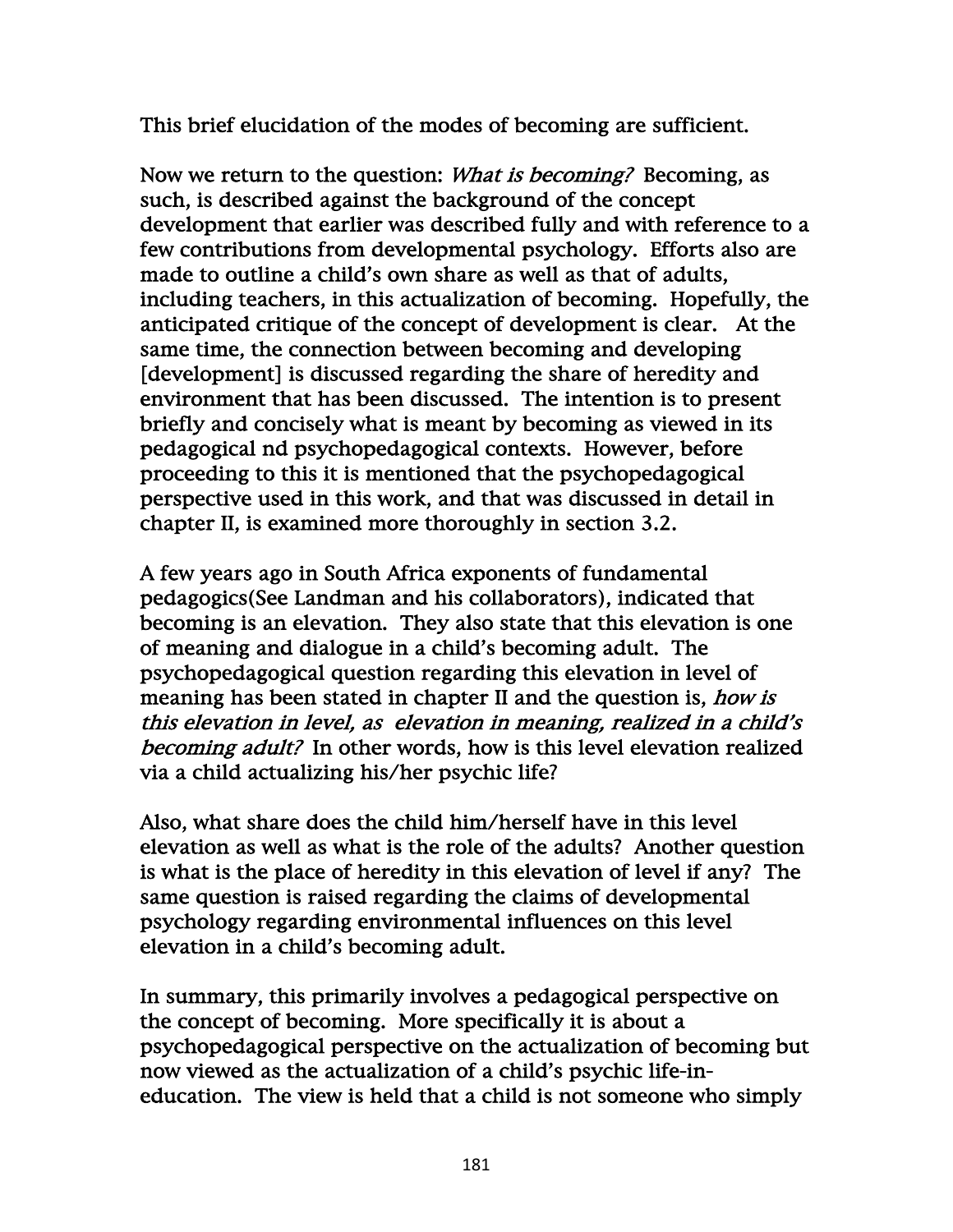This brief elucidation of the modes of becoming are sufficient.

Now we return to the question: *What is becoming?* Becoming, as such, is described against the background of the concept development that earlier was described fully and with reference to a few contributions from developmental psychology. Efforts also are made to outline a child's own share as well as that of adults, including teachers, in this actualization of becoming. Hopefully, the anticipated critique of the concept of development is clear. At the same time, the connection between becoming and developing [development] is discussed regarding the share of heredity and environment that has been discussed. The intention is to present briefly and concisely what is meant by becoming as viewed in its pedagogical nd psychopedagogical contexts. However, before proceeding to this it is mentioned that the psychopedagogical perspective used in this work, and that was discussed in detail in chapter II, is examined more thoroughly in section 3.2.

A few years ago in South Africa exponents of fundamental pedagogics(See Landman and his collaborators), indicated that becoming is an elevation. They also state that this elevation is one of meaning and dialogue in a child's becoming adult. The psychopedagogical question regarding this elevation in level of meaning has been stated in chapter II and the question is, *how is this elevation in level, as elevation in meaning, realized in a child's becoming adult?* In other words, how is this level elevation realized via a child actualizing his/her psychic life?

Also, what share does the child him/herself have in this level elevation as well as what is the role of the adults? Another question is what is the place of heredity in this elevation of level if any? The same question is raised regarding the claims of developmental psychology regarding environmental influences on this level elevation in a child's becoming adult.

In summary, this primarily involves a pedagogical perspective on the concept of becoming. More specifically it is about a psychopedagogical perspective on the actualization of becoming but now viewed as the actualization of a child's psychic life-in-education. The view is held that a child is not someone who simply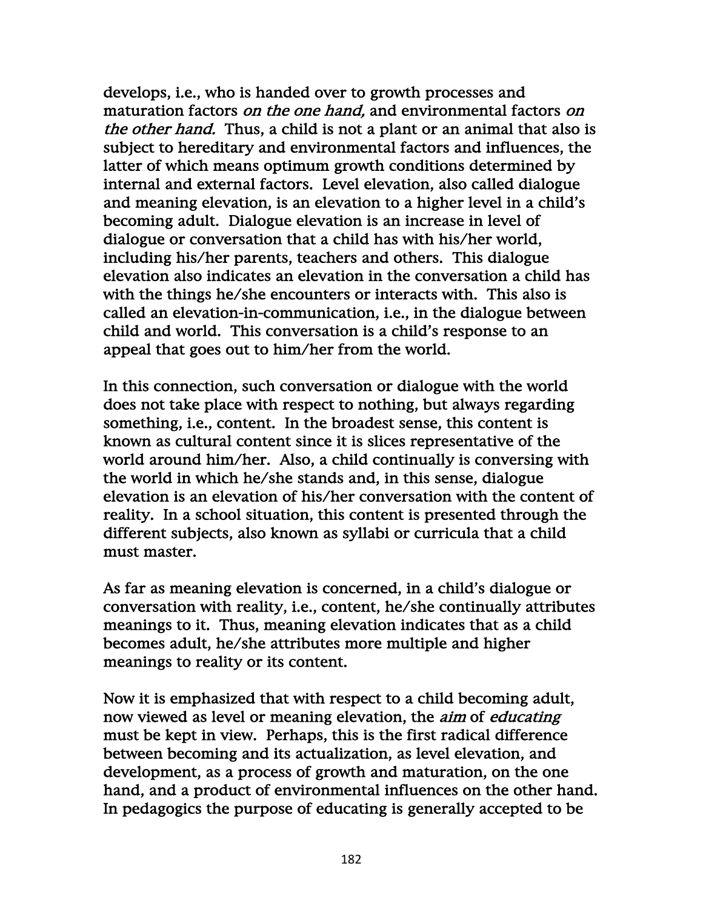develops, i.e., who is handed over to growth processes and maturation factors *on the one hand,* and environmental factors *on the other hand.* Thus, a child is not a plant or an animal that also is subject to hereditary and environmental factors and influences, the latter of which means optimum growth conditions determined by internal and external factors. Level elevation, also called dialogue and meaning elevation, is an elevation to a higher level in a child's becoming adult. Dialogue elevation is an increase in level of dialogue or conversation that a child has with his/her world, including his/her parents, teachers and others. This dialogue elevation also indicates an elevation in the conversation a child has with the things he/she encounters or interacts with. This also is called an elevation-in-communication, i.e., in the dialogue between child and world. This conversation is a child's response to an appeal that goes out to him/her from the world.

In this connection, such conversation or dialogue with the world does not take place with respect to nothing, but always regarding something, i.e., content. In the broadest sense, this content is known as cultural content since it is slices representative of the world around him/her. Also, a child continually is conversing with the world in which he/she stands and, in this sense, dialogue elevation is an elevation of his/her conversation with the content of reality. In a school situation, this content is presented through the different subjects, also known as syllabi or curricula that a child must master.

As far as meaning elevation is concerned, in a child's dialogue or conversation with reality, i.e., content, he/she continually attributes meanings to it. Thus, meaning elevation indicates that as a child becomes adult, he/she attributes more multiple and higher meanings to reality or its content.

Now it is emphasized that with respect to a child becoming adult, now viewed as level or meaning elevation, the *aim* of *educating* must be kept in view. Perhaps, this is the first radical difference between becoming and its actualization, as level elevation, and development, as a process of growth and maturation, on the one hand, and a product of environmental influences on the other hand. In pedagogics the purpose of educating is generally accepted to be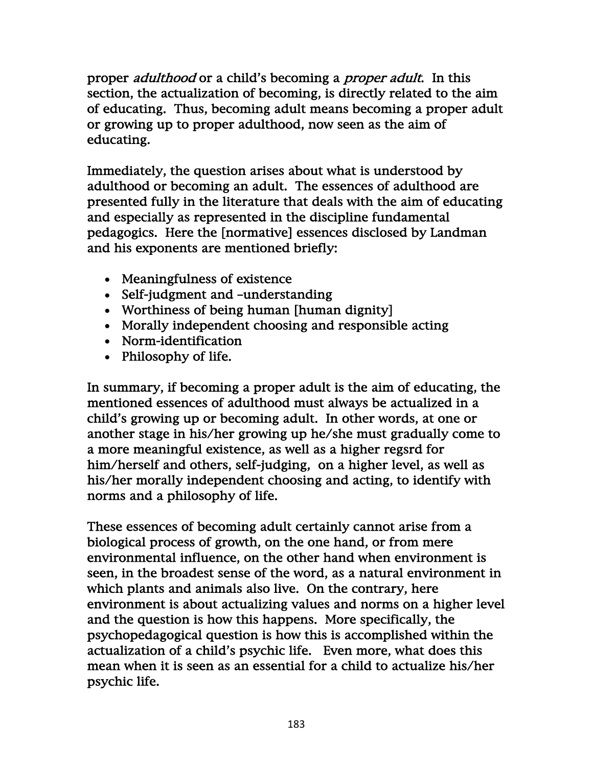proper *adulthood* or a child's becoming a *proper adult*. In this section, the actualization of becoming, is directly related to the aim of educating. Thus, becoming adult means becoming a proper adult or growing up to proper adulthood, now seen as the aim of educating.

Immediately, the question arises about what is understood by adulthood or becoming an adult. The essences of adulthood are presented fully in the literature that deals with the aim of educating and especially as represented in the discipline fundamental pedagogics. Here the [normative] essences disclosed by Landman and his exponents are mentioned briefly:

- Meaningfulness of existence
- Self-judgment and –understanding
- Worthiness of being human [human dignity]
- Morally independent choosing and responsible acting
- Norm-identification
- Philosophy of life.

In summary, if becoming a proper adult is the aim of educating, the mentioned essences of adulthood must always be actualized in a child's growing up or becoming adult. In other words, at one or another stage in his/her growing up he/she must gradually come to a more meaningful existence, as well as a higher regsrd for him/herself and others, self-judging, on a higher level, as well as his/her morally independent choosing and acting, to identify with norms and a philosophy of life.

These essences of becoming adult certainly cannot arise from a biological process of growth, on the one hand, or from mere environmental influence, on the other hand when environment is seen, in the broadest sense of the word, as a natural environment in which plants and animals also live. On the contrary, here environment is about actualizing values and norms on a higher level and the question is how this happens. More specifically, the psychopedagogical question is how this is accomplished within the actualization of a child's psychic life. Even more, what does this mean when it is seen as an essential for a child to actualize his/her psychic life.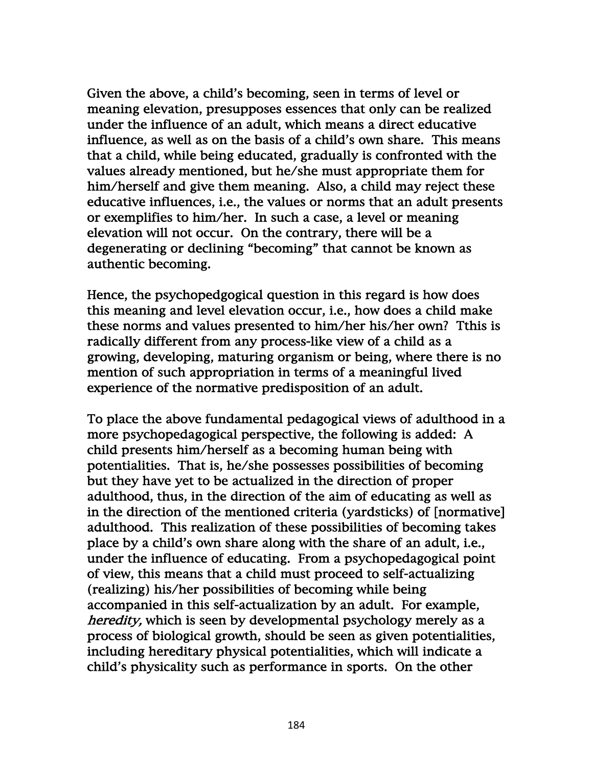Given the above, a child's becoming, seen in terms of level or meaning elevation, presupposes essences that only can be realized under the influence of an adult, which means a direct educative influence, as well as on the basis of a child's own share. This means that a child, while being educated, gradually is confronted with the values already mentioned, but he/she must appropriate them for him/herself and give them meaning. Also, a child may reject these educative influences, i.e., the values or norms that an adult presents or exemplifies to him/her. In such a case, a level or meaning elevation will not occur. On the contrary, there will be a degenerating or declining "becoming" that cannot be known as authentic becoming.

Hence, the psychopedgogical question in this regard is how does this meaning and level elevation occur, i.e., how does a child make these norms and values presented to him/her his/her own? Tthis is radically different from any process-like view of a child as a growing, developing, maturing organism or being, where there is no mention of such appropriation in terms of a meaningful lived experience of the normative predisposition of an adult.

To place the above fundamental pedagogical views of adulthood in a more psychopedagogical perspective, the following is added: A child presents him/herself as a becoming human being with potentialities. That is, he/she possesses possibilities of becoming but they have yet to be actualized in the direction of proper adulthood, thus, in the direction of the aim of educating as well as in the direction of the mentioned criteria (yardsticks) of [normative] adulthood. This realization of these possibilities of becoming takes place by a child's own share along with the share of an adult, i.e., under the influence of educating. From a psychopedagogical point of view, this means that a child must proceed to self-actualizing (realizing) his/her possibilities of becoming while being accompanied in this self-actualization by an adult. For example, *heredity,* which is seen by developmental psychology merely as a process of biological growth, should be seen as given potentialities, including hereditary physical potentialities, which will indicate a child's physicality such as performance in sports. On the other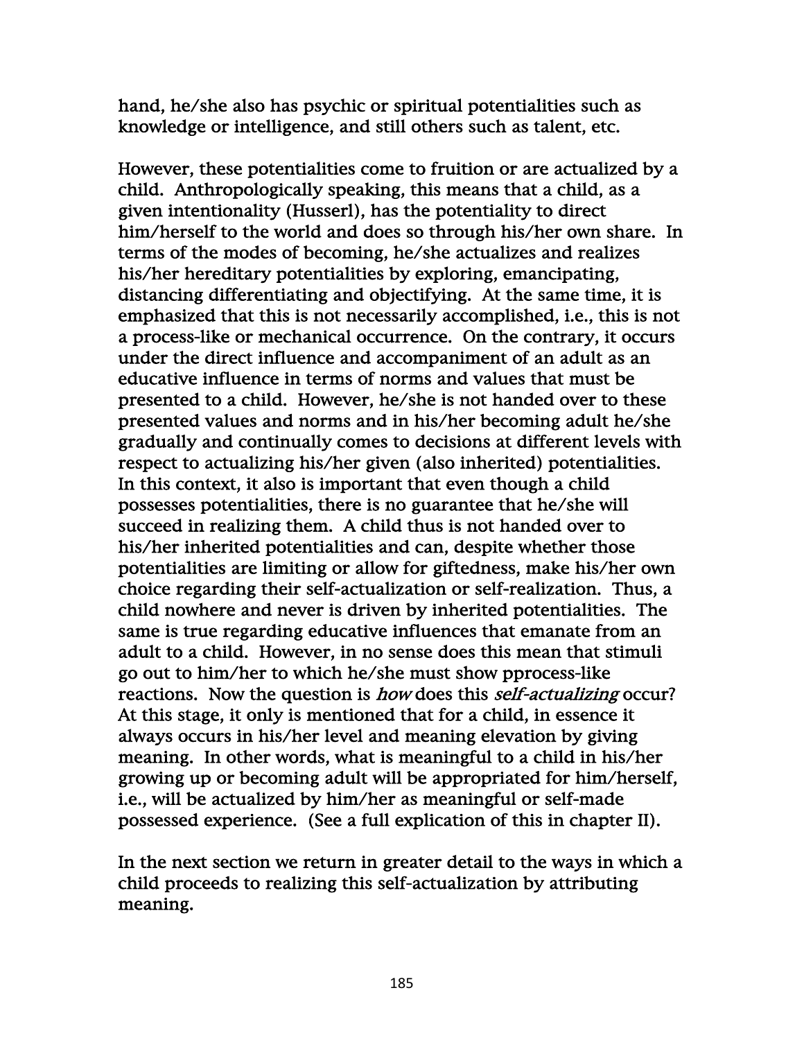hand, he/she also has psychic or spiritual potentialities such as knowledge or intelligence, and still others such as talent, etc.

However, these potentialities come to fruition or are actualized by a child. Anthropologically speaking, this means that a child, as a given intentionality (Husserl), has the potentiality to direct him/herself to the world and does so through his/her own share. In terms of the modes of becoming, he/she actualizes and realizes his/her hereditary potentialities by exploring, emancipating, distancing differentiating and objectifying. At the same time, it is emphasized that this is not necessarily accomplished, i.e., this is not a process-like or mechanical occurrence. On the contrary, it occurs under the direct influence and accompaniment of an adult as an educative influence in terms of norms and values that must be presented to a child. However, he/she is not handed over to these presented values and norms and in his/her becoming adult he/she gradually and continually comes to decisions at different levels with respect to actualizing his/her given (also inherited) potentialities. In this context, it also is important that even though a child possesses potentialities, there is no guarantee that he/she will succeed in realizing them. A child thus is not handed over to his/her inherited potentialities and can, despite whether those potentialities are limiting or allow for giftedness, make his/her own choice regarding their self-actualization or self-realization. Thus, a child nowhere and never is driven by inherited potentialities. The same is true regarding educative influences that emanate from an adult to a child. However, in no sense does this mean that stimuli go out to him/her to which he/she must show pprocess-like reactions. Now the question is *how* does this *self-actualizing* occur? At this stage, it only is mentioned that for a child, in essence it always occurs in his/her level and meaning elevation by giving meaning. In other words, what is meaningful to a child in his/her growing up or becoming adult will be appropriated for him/herself, i.e., will be actualized by him/her as meaningful or self-made possessed experience. (See a full explication of this in chapter II).

In the next section we return in greater detail to the ways in which a child proceeds to realizing this self-actualization by attributing meaning.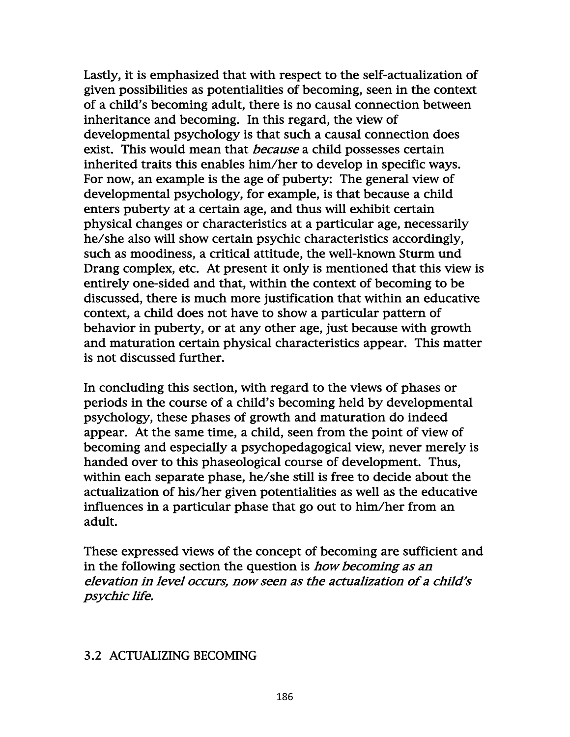Lastly, it is emphasized that with respect to the self-actualization of given possibilities as potentialities of becoming, seen in the context of a child's becoming adult, there is no causal connection between inheritance and becoming. In this regard, the view of developmental psychology is that such a causal connection does exist. This would mean that *because* a child possesses certain inherited traits this enables him/her to develop in specific ways. For now, an example is the age of puberty: The general view of developmental psychology, for example, is that because a child enters puberty at a certain age, and thus will exhibit certain physical changes or characteristics at a particular age, necessarily he/she also will show certain psychic characteristics accordingly, such as moodiness, a critical attitude, the well-known Sturm und Drang complex, etc. At present it only is mentioned that this view is entirely one-sided and that, within the context of becoming to be discussed, there is much more justification that within an educative context, a child does not have to show a particular pattern of behavior in puberty, or at any other age, just because with growth and maturation certain physical characteristics appear. This matter is not discussed further.

In concluding this section, with regard to the views of phases or periods in the course of a child's becoming held by developmental psychology, these phases of growth and maturation do indeed appear. At the same time, a child, seen from the point of view of becoming and especially a psychopedagogical view, never merely is handed over to this phaseological course of development. Thus, within each separate phase, he/she still is free to decide about the actualization of his/her given potentialities as well as the educative influences in a particular phase that go out to him/her from an adult.

These expressed views of the concept of becoming are sufficient and in the following section the question is *how becoming as an elevation in level occurs, now seen as the actualization of a child's psychic life.*

## 3.2 ACTUALIZING BECOMING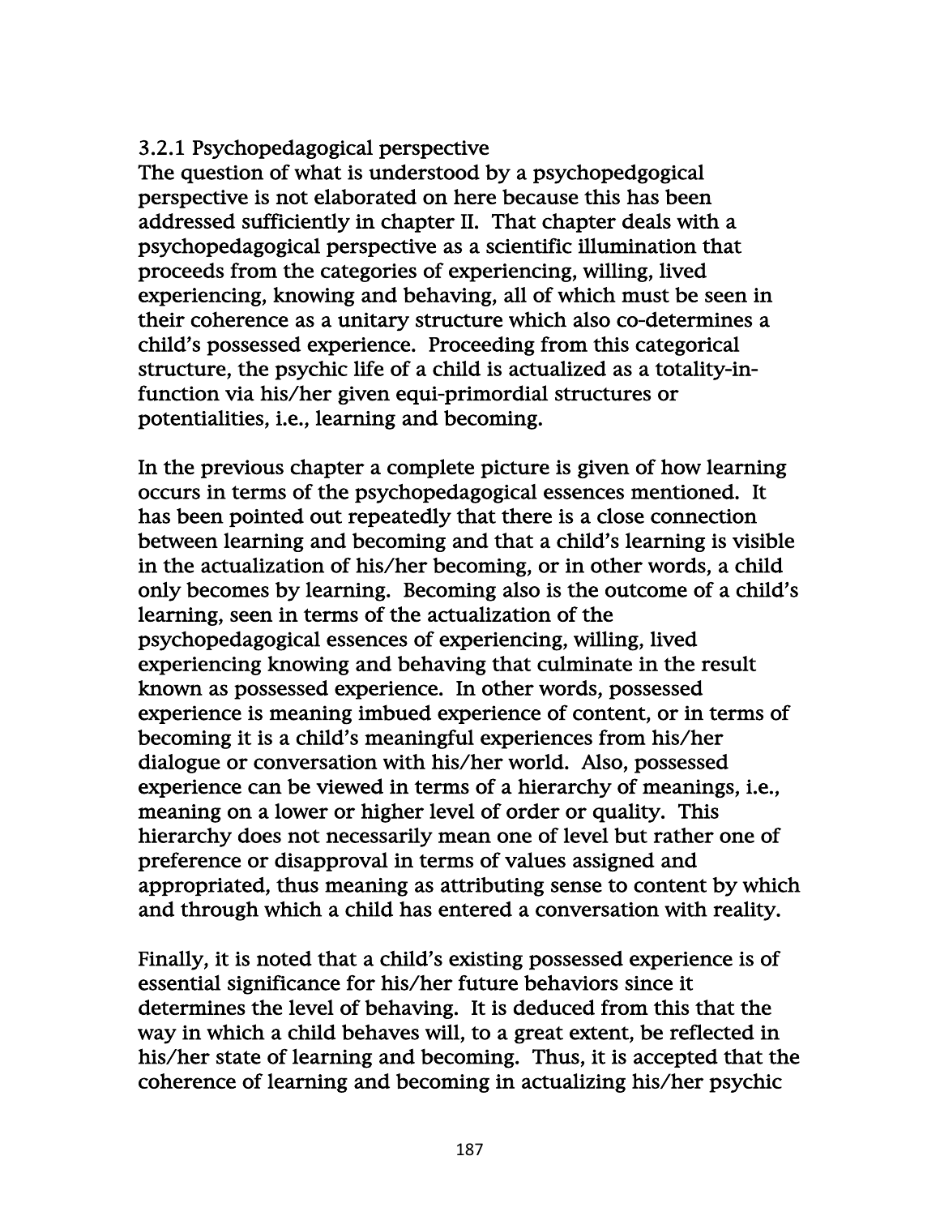### 3.2.1 Psychopedagogical perspective

The question of what is understood by a psychopedgogical perspective is not elaborated on here because this has been addressed sufficiently in chapter II. That chapter deals with a psychopedagogical perspective as a scientific illumination that proceeds from the categories of experiencing, willing, lived experiencing, knowing and behaving, all of which must be seen in their coherence as a unitary structure which also co-determines a child's possessed experience. Proceeding from this categorical structure, the psychic life of a child is actualized as a totality-in-function via his/her given equi-primordial structures or potentialities, i.e., learning and becoming.

In the previous chapter a complete picture is given of how learning occurs in terms of the psychopedagogical essences mentioned. It has been pointed out repeatedly that there is a close connection between learning and becoming and that a child's learning is visible in the actualization of his/her becoming, or in other words, a child only becomes by learning. Becoming also is the outcome of a child's learning, seen in terms of the actualization of the psychopedagogical essences of experiencing, willing, lived experiencing knowing and behaving that culminate in the result known as possessed experience. In other words, possessed experience is meaning imbued experience of content, or in terms of becoming it is a child's meaningful experiences from his/her dialogue or conversation with his/her world. Also, possessed experience can be viewed in terms of a hierarchy of meanings, i.e., meaning on a lower or higher level of order or quality. This hierarchy does not necessarily mean one of level but rather one of preference or disapproval in terms of values assigned and appropriated, thus meaning as attributing sense to content by which and through which a child has entered a conversation with reality.

Finally, it is noted that a child's existing possessed experience is of essential significance for his/her future behaviors since it determines the level of behaving. It is deduced from this that the way in which a child behaves will, to a great extent, be reflected in his/her state of learning and becoming. Thus, it is accepted that the coherence of learning and becoming in actualizing his/her psychic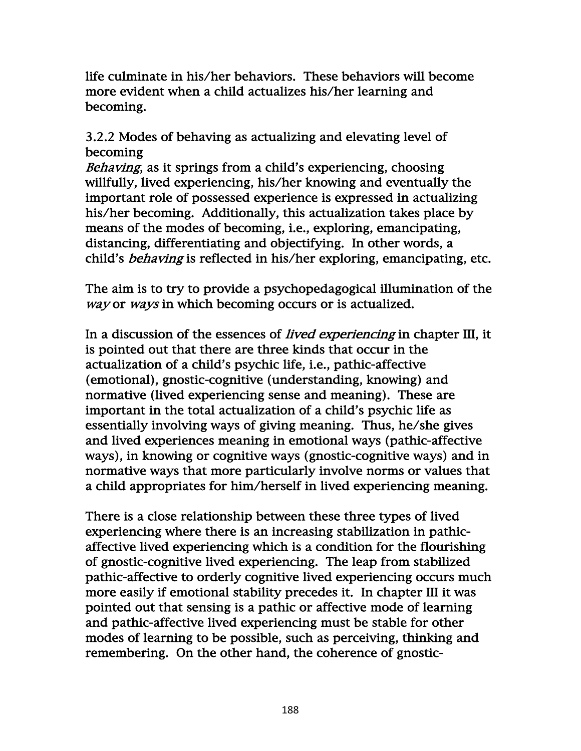life culminate in his/her behaviors. These behaviors will become more evident when a child actualizes his/her learning and becoming.

### 3.2.2 Modes of behaving as actualizing and elevating level of becoming

*Behaving*, as it springs from a child's experiencing, choosing willfully, lived experiencing, his/her knowing and eventually the important role of possessed experience is expressed in actualizing his/her becoming. Additionally, this actualization takes place by means of the modes of becoming, i.e., exploring, emancipating, distancing, differentiating and objectifying. In other words, a child's *behaving* is reflected in his/her exploring, emancipating, etc.

The aim is to try to provide a psychopedagogical illumination of the *way* or *ways* in which becoming occurs or is actualized.

In a discussion of the essences of *lived experiencing* in chapter III, it is pointed out that there are three kinds that occur in the actualization of a child's psychic life, i.e., pathic-affective (emotional), gnostic-cognitive (understanding, knowing) and normative (lived experiencing sense and meaning). These are important in the total actualization of a child's psychic life as essentially involving ways of giving meaning. Thus, he/she gives and lived experiences meaning in emotional ways (pathic-affective ways), in knowing or cognitive ways (gnostic-cognitive ways) and in normative ways that more particularly involve norms or values that a child appropriates for him/herself in lived experiencing meaning.

There is a close relationship between these three types of lived experiencing where there is an increasing stabilization in pathic-affective lived experiencing which is a condition for the flourishing of gnostic-cognitive lived experiencing. The leap from stabilized pathic-affective to orderly cognitive lived experiencing occurs much more easily if emotional stability precedes it. In chapter III it was pointed out that sensing is a pathic or affective mode of learning and pathic-affective lived experiencing must be stable for other modes of learning to be possible, such as perceiving, thinking and remembering. On the other hand, the coherence of gnostic-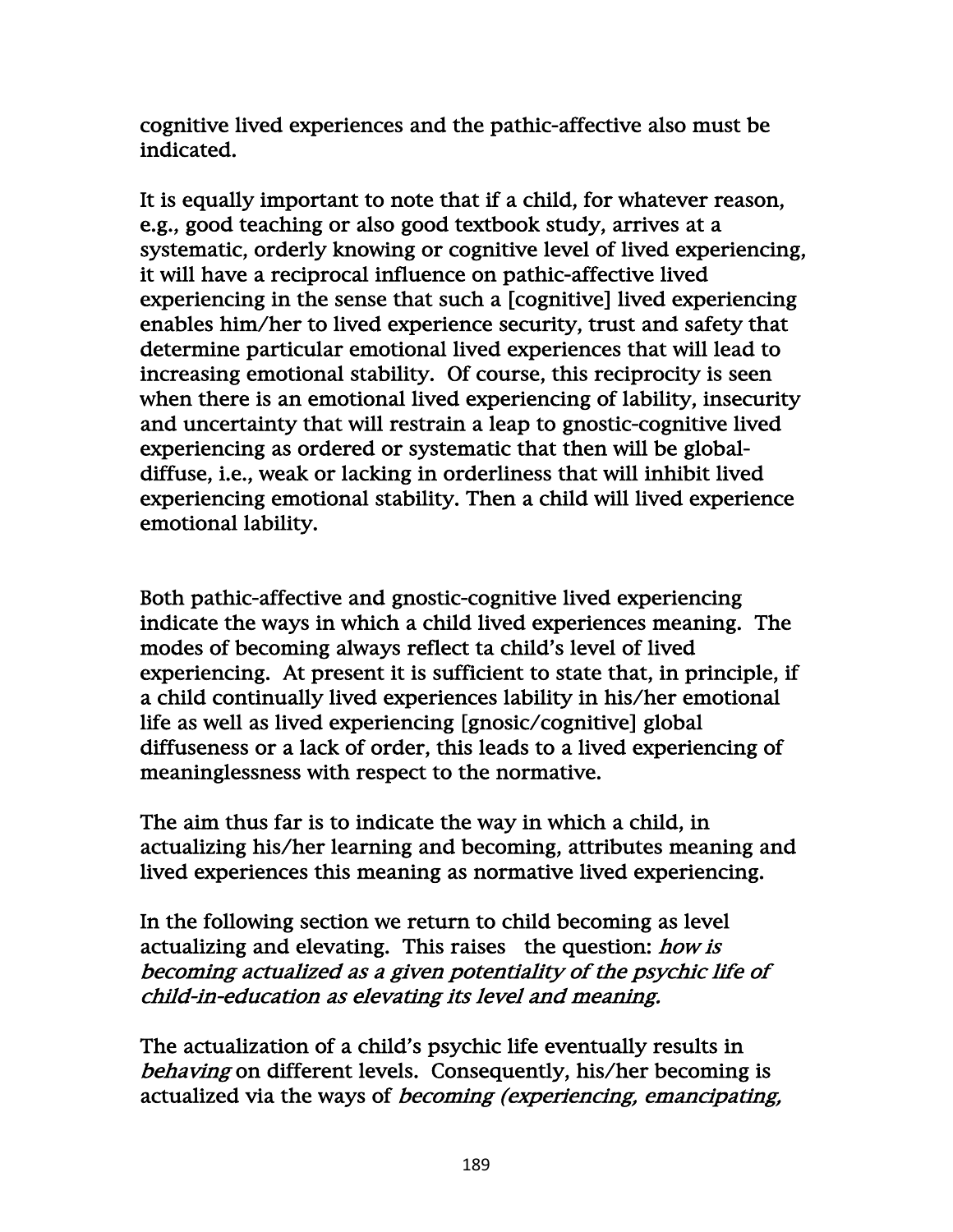cognitive lived experiences and the pathic-affective also must be indicated.

It is equally important to note that if a child, for whatever reason, e.g., good teaching or also good textbook study, arrives at a systematic, orderly knowing or cognitive level of lived experiencing, it will have a reciprocal influence on pathic-affective lived experiencing in the sense that such a [cognitive] lived experiencing enables him/her to lived experience security, trust and safety that determine particular emotional lived experiences that will lead to increasing emotional stability. Of course, this reciprocity is seen when there is an emotional lived experiencing of lability, insecurity and uncertainty that will restrain a leap to gnostic-cognitive lived experiencing as ordered or systematic that then will be global-diffuse, i.e., weak or lacking in orderliness that will inhibit lived experiencing emotional stability. Then a child will lived experience emotional lability.

Both pathic-affective and gnostic-cognitive lived experiencing indicate the ways in which a child lived experiences meaning. The modes of becoming always reflect ta child's level of lived experiencing. At present it is sufficient to state that, in principle, if a child continually lived experiences lability in his/her emotional life as well as lived experiencing [gnosic/cognitive] global diffuseness or a lack of order, this leads to a lived experiencing of meaninglessness with respect to the normative.

The aim thus far is to indicate the way in which a child, in actualizing his/her learning and becoming, attributes meaning and lived experiences this meaning as normative lived experiencing.

In the following section we return to child becoming as level actualizing and elevating. This raises the question: *how is becoming actualized as a given potentiality of the psychic life of child-in-education as elevating its level and meaning.*

The actualization of a child's psychic life eventually results in *behaving* on different levels. Consequently, his/her becoming is actualized via the ways of *becoming (experiencing, emancipating,*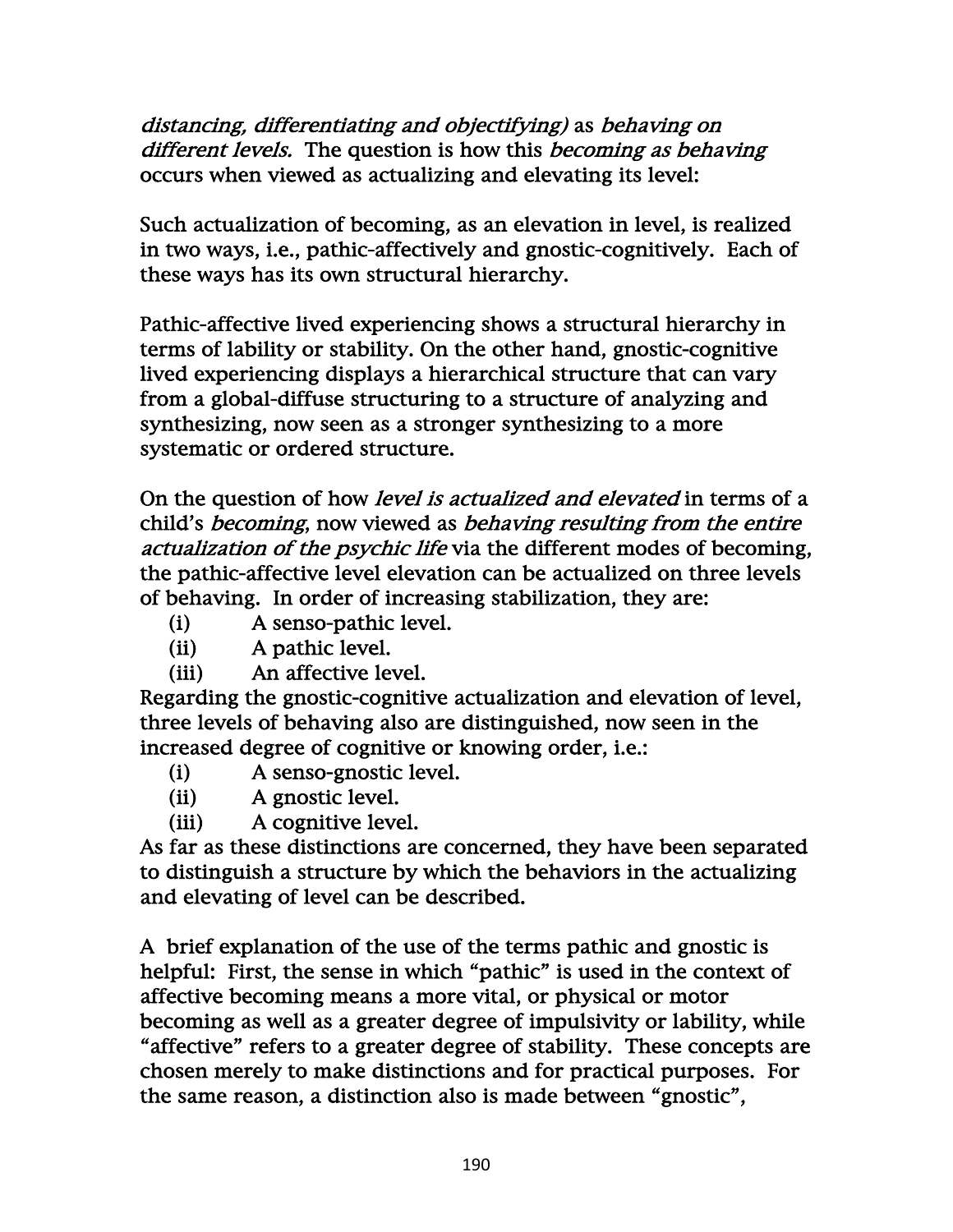*distancing, differentiating and objectifying)* as *behaving on different levels.* The question is how this *becoming as behaving* occurs when viewed as actualizing and elevating its level:

Such actualization of becoming, as an elevation in level, is realized in two ways, i.e., pathic-affectively and gnostic-cognitively. Each of these ways has its own structural hierarchy.

Pathic-affective lived experiencing shows a structural hierarchy in terms of lability or stability. On the other hand, gnostic-cognitive lived experiencing displays a hierarchical structure that can vary from a global-diffuse structuring to a structure of analyzing and synthesizing, now seen as a stronger synthesizing to a more systematic or ordered structure.

On the question of how *level is actualized and elevated* in terms of a child's *becoming*, now viewed as *behaving resulting from the entire actualization of the psychic life* via the different modes of becoming, the pathic-affective level elevation can be actualized on three levels of behaving. In order of increasing stabilization, they are:

(i) A senso-pathic level.
(ii) A pathic level.
(iii) An affective level.

Regarding the gnostic-cognitive actualization and elevation of level, three levels of behaving also are distinguished, now seen in the increased degree of cognitive or knowing order, i.e.:

(i) A senso-gnostic level.
(ii) A gnostic level.
(iii) A cognitive level.

As far as these distinctions are concerned, they have been separated to distinguish a structure by which the behaviors in the actualizing and elevating of level can be described.

A brief explanation of the use of the terms pathic and gnostic is helpful: First, the sense in which "pathic" is used in the context of affective becoming means a more vital, or physical or motor becoming as well as a greater degree of impulsivity or lability, while "affective" refers to a greater degree of stability. These concepts are chosen merely to make distinctions and for practical purposes. For the same reason, a distinction also is made between "gnostic",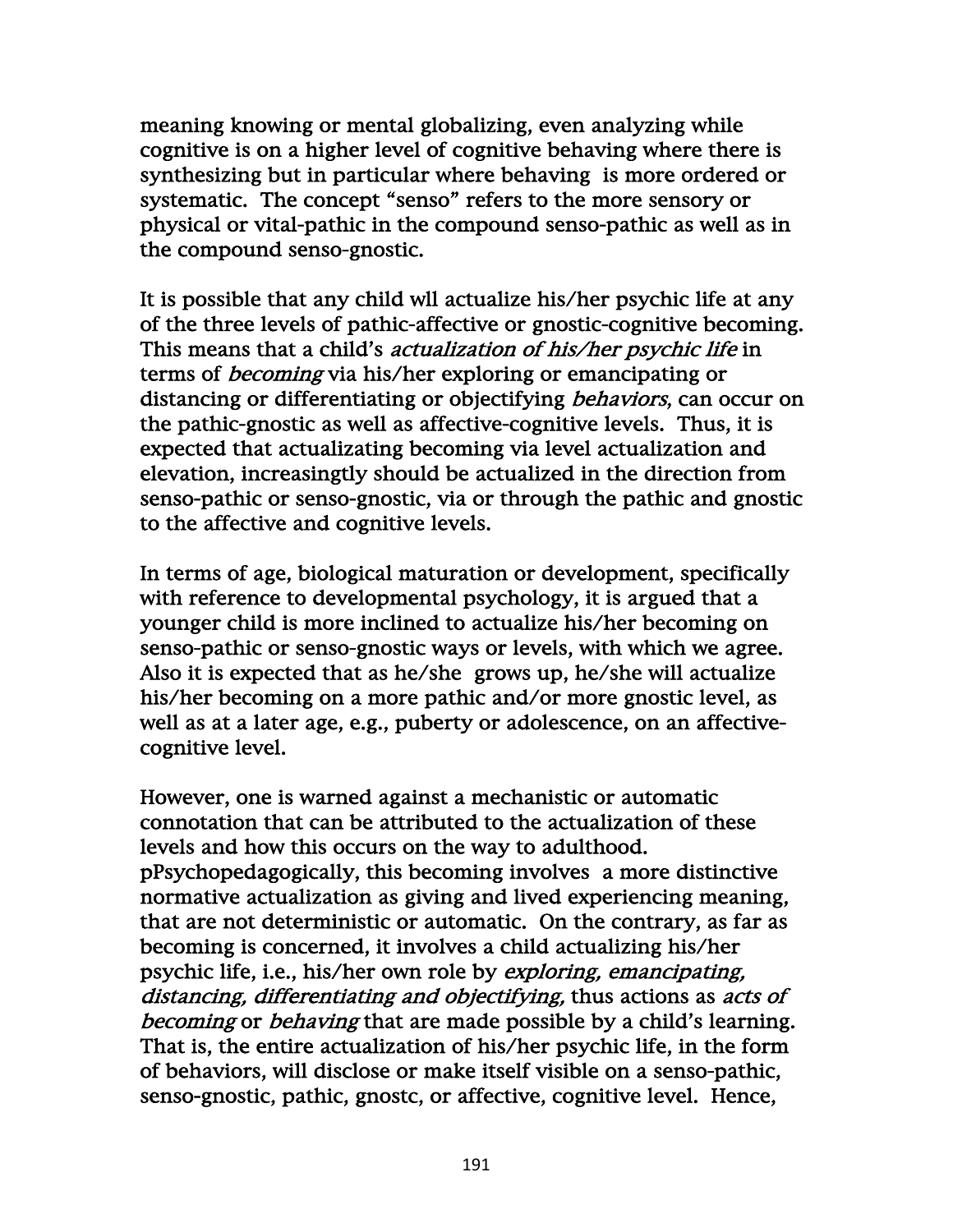meaning knowing or mental globalizing, even analyzing while cognitive is on a higher level of cognitive behaving where there is synthesizing but in particular where behaving is more ordered or systematic. The concept "senso" refers to the more sensory or physical or vital-pathic in the compound senso-pathic as well as in the compound senso-gnostic.

It is possible that any child wll actualize his/her psychic life at any of the three levels of pathic-affective or gnostic-cognitive becoming. This means that a child's *actualization of his/her psychic life* in terms of *becoming* via his/her exploring or emancipating or distancing or differentiating or objectifying *behaviors*, can occur on the pathic-gnostic as well as affective-cognitive levels. Thus, it is expected that actualizating becoming via level actualization and elevation, increasingtly should be actualized in the direction from senso-pathic or senso-gnostic, via or through the pathic and gnostic to the affective and cognitive levels.

In terms of age, biological maturation or development, specifically with reference to developmental psychology, it is argued that a younger child is more inclined to actualize his/her becoming on senso-pathic or senso-gnostic ways or levels, with which we agree. Also it is expected that as he/she grows up, he/she will actualize his/her becoming on a more pathic and/or more gnostic level, as well as at a later age, e.g., puberty or adolescence, on an affective-cognitive level.

However, one is warned against a mechanistic or automatic connotation that can be attributed to the actualization of these levels and how this occurs on the way to adulthood. pPsychopedagogically, this becoming involves a more distinctive normative actualization as giving and lived experiencing meaning, that are not deterministic or automatic. On the contrary, as far as becoming is concerned, it involves a child actualizing his/her psychic life, i.e., his/her own role by *exploring, emancipating, distancing, differentiating and objectifying,* thus actions as *acts of becoming* or *behaving* that are made possible by a child's learning. That is, the entire actualization of his/her psychic life, in the form of behaviors, will disclose or make itself visible on a senso-pathic, senso-gnostic, pathic, gnostc, or affective, cognitive level. Hence,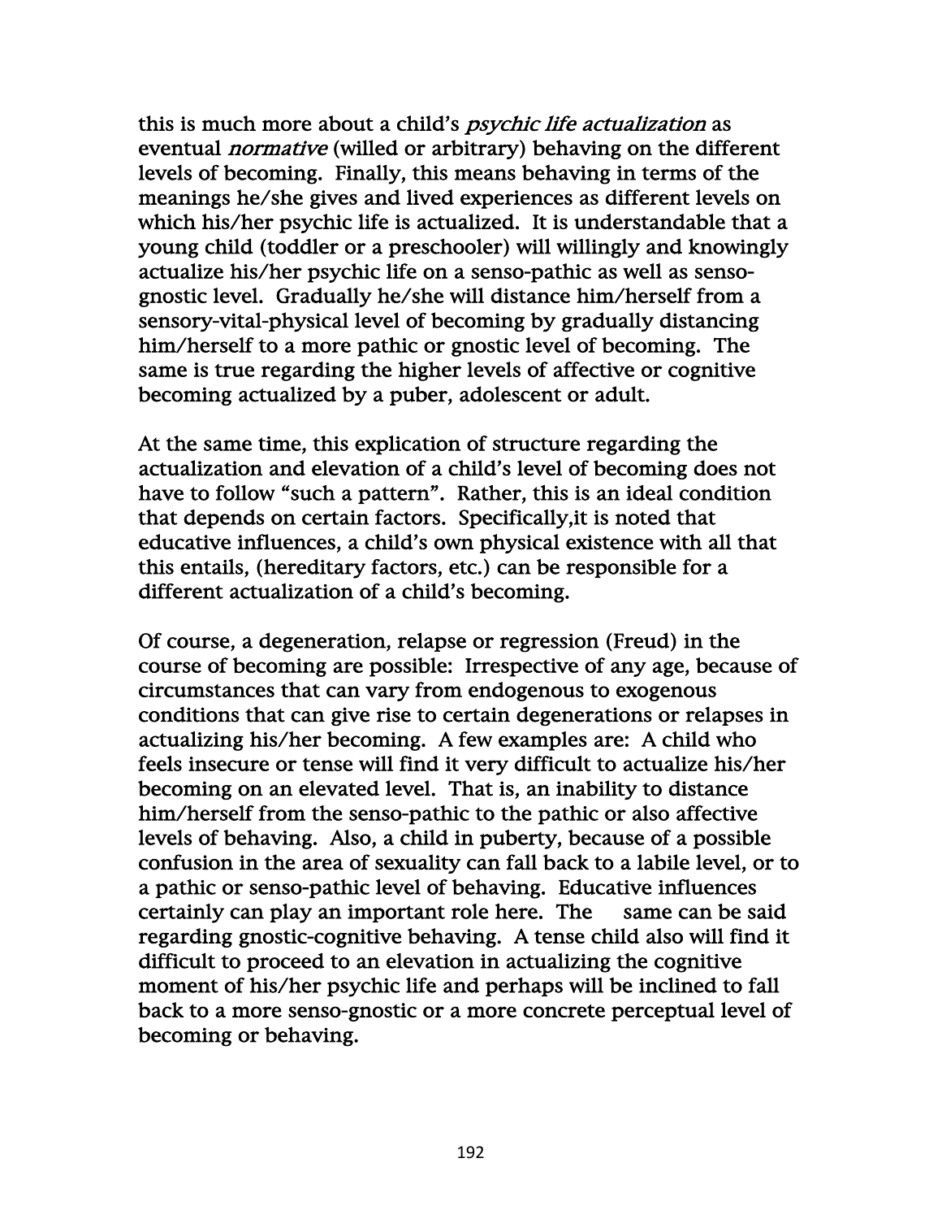this is much more about a child's *psychic life actualization* as eventual *normative* (willed or arbitrary) behaving on the different levels of becoming. Finally, this means behaving in terms of the meanings he/she gives and lived experiences as different levels on which his/her psychic life is actualized. It is understandable that a young child (toddler or a preschooler) will willingly and knowingly actualize his/her psychic life on a senso-pathic as well as senso-gnostic level. Gradually he/she will distance him/herself from a sensory-vital-physical level of becoming by gradually distancing him/herself to a more pathic or gnostic level of becoming. The same is true regarding the higher levels of affective or cognitive becoming actualized by a puber, adolescent or adult.

At the same time, this explication of structure regarding the actualization and elevation of a child's level of becoming does not have to follow "such a pattern". Rather, this is an ideal condition that depends on certain factors. Specifically,it is noted that educative influences, a child's own physical existence with all that this entails, (hereditary factors, etc.) can be responsible for a different actualization of a child's becoming.

Of course, a degeneration, relapse or regression (Freud) in the course of becoming are possible: Irrespective of any age, because of circumstances that can vary from endogenous to exogenous conditions that can give rise to certain degenerations or relapses in actualizing his/her becoming. A few examples are: A child who feels insecure or tense will find it very difficult to actualize his/her becoming on an elevated level. That is, an inability to distance him/herself from the senso-pathic to the pathic or also affective levels of behaving. Also, a child in puberty, because of a possible confusion in the area of sexuality can fall back to a labile level, or to a pathic or senso-pathic level of behaving. Educative influences certainly can play an important role here. The same can be said regarding gnostic-cognitive behaving. A tense child also will find it difficult to proceed to an elevation in actualizing the cognitive moment of his/her psychic life and perhaps will be inclined to fall back to a more senso-gnostic or a more concrete perceptual level of becoming or behaving.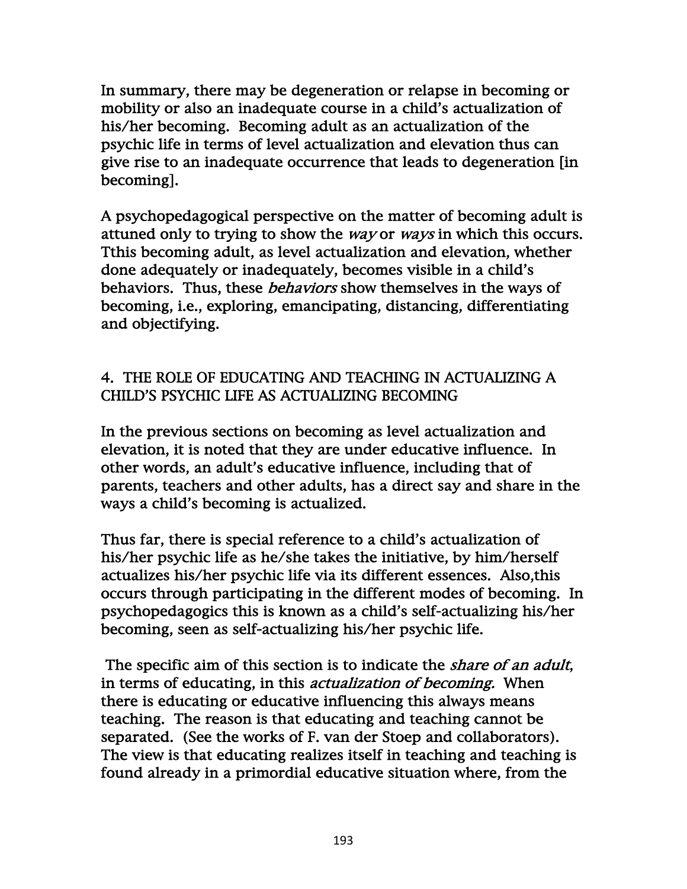In summary, there may be degeneration or relapse in becoming or mobility or also an inadequate course in a child's actualization of his/her becoming. Becoming adult as an actualization of the psychic life in terms of level actualization and elevation thus can give rise to an inadequate occurrence that leads to degeneration [in becoming].

A psychopedagogical perspective on the matter of becoming adult is attuned only to trying to show the *way* or *ways* in which this occurs. Tthis becoming adult, as level actualization and elevation, whether done adequately or inadequately, becomes visible in a child's behaviors. Thus, these *behaviors* show themselves in the ways of becoming, i.e., exploring, emancipating, distancing, differentiating and objectifying.

## 4. THE ROLE OF EDUCATING AND TEACHING IN ACTUALIZING A CHILD'S PSYCHIC LIFE AS ACTUALIZING BECOMING

In the previous sections on becoming as level actualization and elevation, it is noted that they are under educative influence. In other words, an adult's educative influence, including that of parents, teachers and other adults, has a direct say and share in the ways a child's becoming is actualized.

Thus far, there is special reference to a child's actualization of his/her psychic life as he/she takes the initiative, by him/herself actualizes his/her psychic life via its different essences. Also,this occurs through participating in the different modes of becoming. In psychopedagogics this is known as a child's self-actualizing his/her becoming, seen as self-actualizing his/her psychic life.

The specific aim of this section is to indicate the *share of an adult*, in terms of educating, in this *actualization of becoming*. When there is educating or educative influencing this always means teaching. The reason is that educating and teaching cannot be separated. (See the works of F. van der Stoep and collaborators). The view is that educating realizes itself in teaching and teaching is found already in a primordial educative situation where, from the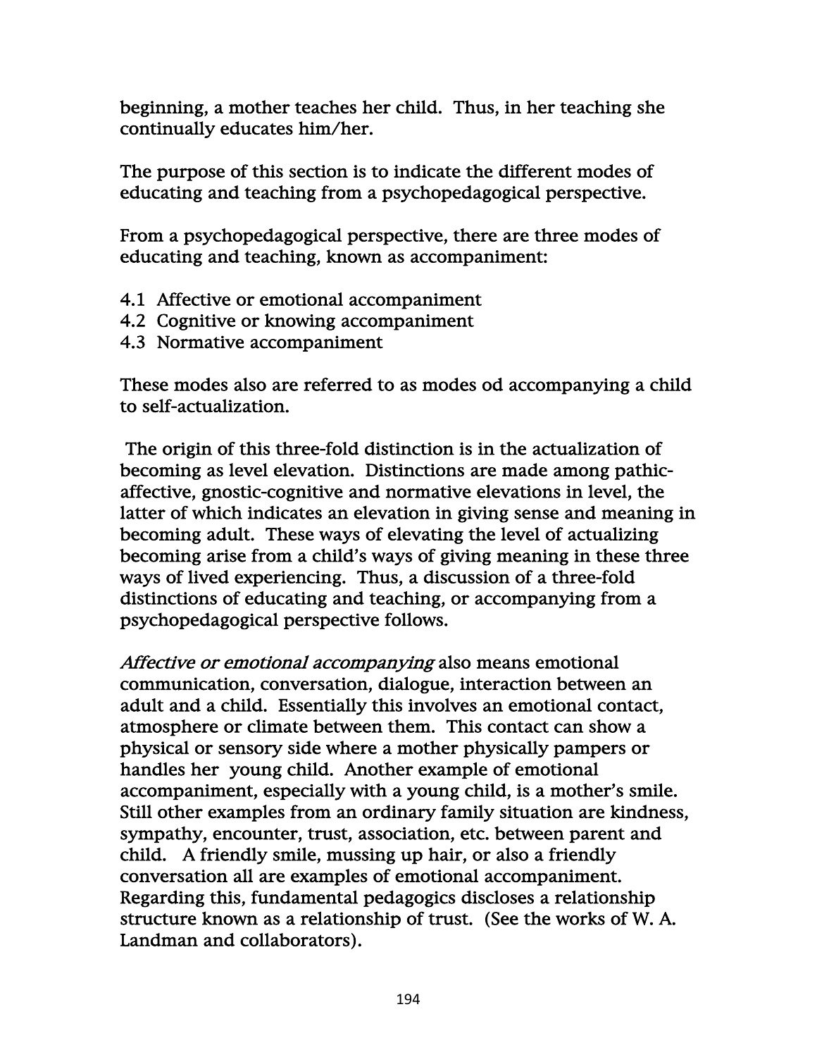beginning, a mother teaches her child. Thus, in her teaching she continually educates him/her.

The purpose of this section is to indicate the different modes of educating and teaching from a psychopedagogical perspective.

From a psychopedagogical perspective, there are three modes of educating and teaching, known as accompaniment:

4.1 Affective or emotional accompaniment
4.2 Cognitive or knowing accompaniment
4.3 Normative accompaniment

These modes also are referred to as modes od accompanying a child to self-actualization.

The origin of this three-fold distinction is in the actualization of becoming as level elevation. Distinctions are made among pathic-affective, gnostic-cognitive and normative elevations in level, the latter of which indicates an elevation in giving sense and meaning in becoming adult. These ways of elevating the level of actualizing becoming arise from a child's ways of giving meaning in these three ways of lived experiencing. Thus, a discussion of a three-fold distinctions of educating and teaching, or accompanying from a psychopedagogical perspective follows.

*Affective or emotional accompanying* also means emotional communication, conversation, dialogue, interaction between an adult and a child. Essentially this involves an emotional contact, atmosphere or climate between them. This contact can show a physical or sensory side where a mother physically pampers or handles her young child. Another example of emotional accompaniment, especially with a young child, is a mother's smile. Still other examples from an ordinary family situation are kindness, sympathy, encounter, trust, association, etc. between parent and child. A friendly smile, mussing up hair, or also a friendly conversation all are examples of emotional accompaniment. Regarding this, fundamental pedagogics discloses a relationship structure known as a relationship of trust. (See the works of W. A. Landman and collaborators).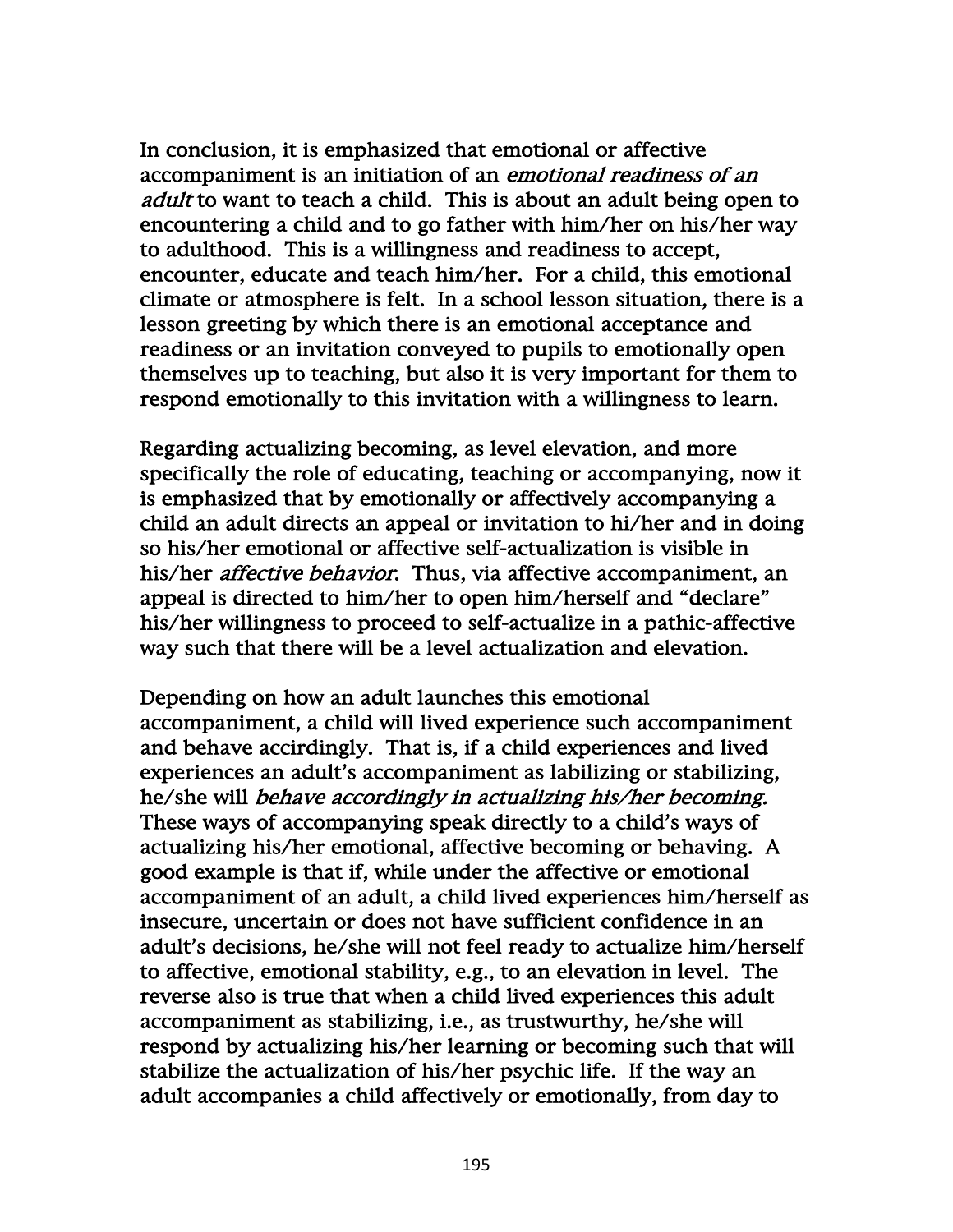In conclusion, it is emphasized that emotional or affective accompaniment is an initiation of an *emotional readiness of an adult* to want to teach a child. This is about an adult being open to encountering a child and to go father with him/her on his/her way to adulthood. This is a willingness and readiness to accept, encounter, educate and teach him/her. For a child, this emotional climate or atmosphere is felt. In a school lesson situation, there is a lesson greeting by which there is an emotional acceptance and readiness or an invitation conveyed to pupils to emotionally open themselves up to teaching, but also it is very important for them to respond emotionally to this invitation with a willingness to learn.

Regarding actualizing becoming, as level elevation, and more specifically the role of educating, teaching or accompanying, now it is emphasized that by emotionally or affectively accompanying a child an adult directs an appeal or invitation to hi/her and in doing so his/her emotional or affective self-actualization is visible in his/her *affective behavior*. Thus, via affective accompaniment, an appeal is directed to him/her to open him/herself and "declare" his/her willingness to proceed to self-actualize in a pathic-affective way such that there will be a level actualization and elevation.

Depending on how an adult launches this emotional accompaniment, a child will lived experience such accompaniment and behave accirdingly. That is, if a child experiences and lived experiences an adult's accompaniment as labilizing or stabilizing, he/she will *behave accordingly in actualizing his/her becoming.* These ways of accompanying speak directly to a child's ways of actualizing his/her emotional, affective becoming or behaving. A good example is that if, while under the affective or emotional accompaniment of an adult, a child lived experiences him/herself as insecure, uncertain or does not have sufficient confidence in an adult's decisions, he/she will not feel ready to actualize him/herself to affective, emotional stability, e.g., to an elevation in level. The reverse also is true that when a child lived experiences this adult accompaniment as stabilizing, i.e., as trustwurthy, he/she will respond by actualizing his/her learning or becoming such that will stabilize the actualization of his/her psychic life. If the way an adult accompanies a child affectively or emotionally, from day to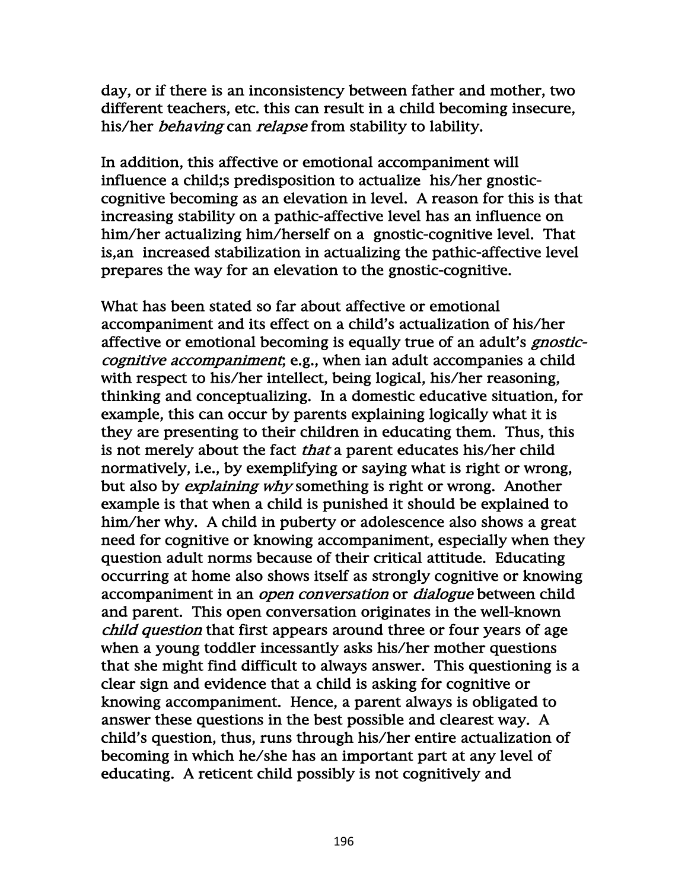day, or if there is an inconsistency between father and mother, two different teachers, etc. this can result in a child becoming insecure, his/her *behaving* can *relapse* from stability to lability.

In addition, this affective or emotional accompaniment will influence a child;s predisposition to actualize his/her gnostic-cognitive becoming as an elevation in level. A reason for this is that increasing stability on a pathic-affective level has an influence on him/her actualizing him/herself on a gnostic-cognitive level. That is,an increased stabilization in actualizing the pathic-affective level prepares the way for an elevation to the gnostic-cognitive.

What has been stated so far about affective or emotional accompaniment and its effect on a child's actualization of his/her affective or emotional becoming is equally true of an adult's *gnostic-cognitive accompaniment*; e.g., when ian adult accompanies a child with respect to his/her intellect, being logical, his/her reasoning, thinking and conceptualizing. In a domestic educative situation, for example, this can occur by parents explaining logically what it is they are presenting to their children in educating them. Thus, this is not merely about the fact *that* a parent educates his/her child normatively, i.e., by exemplifying or saying what is right or wrong, but also by *explaining why* something is right or wrong. Another example is that when a child is punished it should be explained to him/her why. A child in puberty or adolescence also shows a great need for cognitive or knowing accompaniment, especially when they question adult norms because of their critical attitude. Educating occurring at home also shows itself as strongly cognitive or knowing accompaniment in an *open conversation* or *dialogue* between child and parent. This open conversation originates in the well-known *child question* that first appears around three or four years of age when a young toddler incessantly asks his/her mother questions that she might find difficult to always answer. This questioning is a clear sign and evidence that a child is asking for cognitive or knowing accompaniment. Hence, a parent always is obligated to answer these questions in the best possible and clearest way. A child's question, thus, runs through his/her entire actualization of becoming in which he/she has an important part at any level of educating. A reticent child possibly is not cognitively and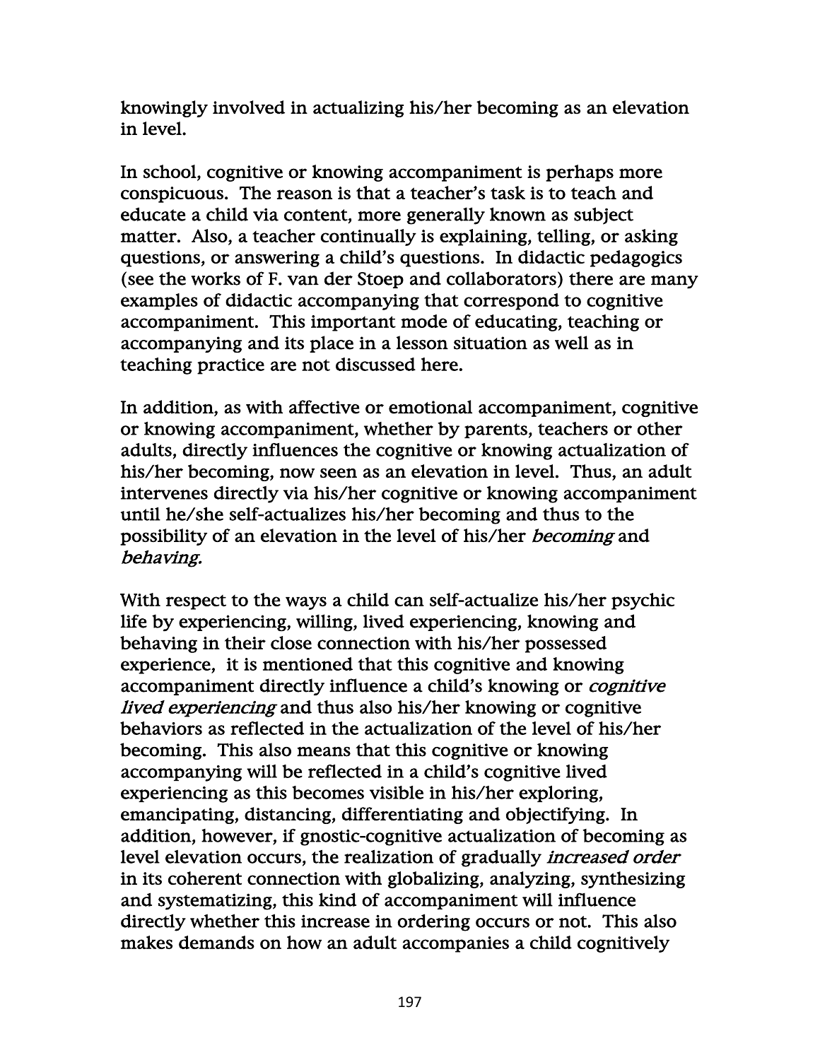knowingly involved in actualizing his/her becoming as an elevation in level.

In school, cognitive or knowing accompaniment is perhaps more conspicuous. The reason is that a teacher's task is to teach and educate a child via content, more generally known as subject matter. Also, a teacher continually is explaining, telling, or asking questions, or answering a child's questions. In didactic pedagogics (see the works of F. van der Stoep and collaborators) there are many examples of didactic accompanying that correspond to cognitive accompaniment. This important mode of educating, teaching or accompanying and its place in a lesson situation as well as in teaching practice are not discussed here.

In addition, as with affective or emotional accompaniment, cognitive or knowing accompaniment, whether by parents, teachers or other adults, directly influences the cognitive or knowing actualization of his/her becoming, now seen as an elevation in level. Thus, an adult intervenes directly via his/her cognitive or knowing accompaniment until he/she self-actualizes his/her becoming and thus to the possibility of an elevation in the level of his/her *becoming* and *behaving.*

With respect to the ways a child can self-actualize his/her psychic life by experiencing, willing, lived experiencing, knowing and behaving in their close connection with his/her possessed experience, it is mentioned that this cognitive and knowing accompaniment directly influence a child's knowing or *cognitive lived experiencing* and thus also his/her knowing or cognitive behaviors as reflected in the actualization of the level of his/her becoming. This also means that this cognitive or knowing accompanying will be reflected in a child's cognitive lived experiencing as this becomes visible in his/her exploring, emancipating, distancing, differentiating and objectifying. In addition, however, if gnostic-cognitive actualization of becoming as level elevation occurs, the realization of gradually *increased order* in its coherent connection with globalizing, analyzing, synthesizing and systematizing, this kind of accompaniment will influence directly whether this increase in ordering occurs or not. This also makes demands on how an adult accompanies a child cognitively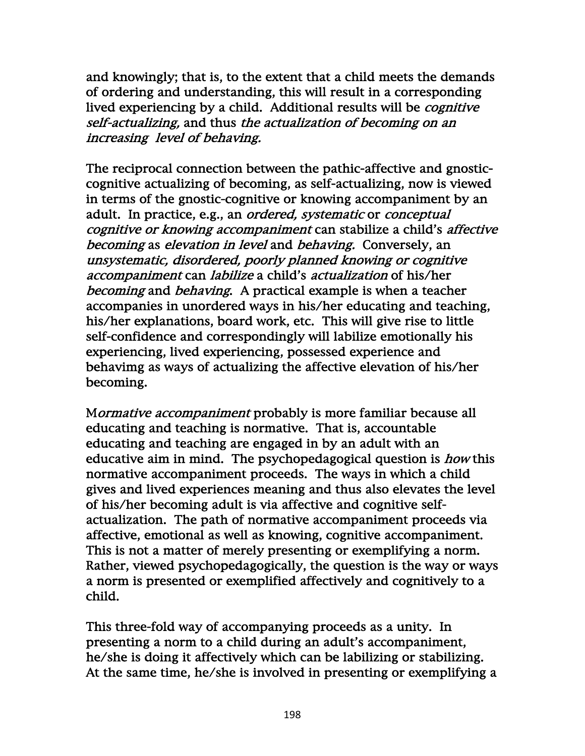and knowingly; that is, to the extent that a child meets the demands of ordering and understanding, this will result in a corresponding lived experiencing by a child. Additional results will be *cognitive self-actualizing,* and thus *the actualization of becoming on an increasing level of behaving.*

The reciprocal connection between the pathic-affective and gnostic-cognitive actualizing of becoming, as self-actualizing, now is viewed in terms of the gnostic-cognitive or knowing accompaniment by an adult. In practice, e.g., an *ordered, systematic* or *conceptual cognitive or knowing accompaniment* can stabilize a child's *affective becoming* as *elevation in level* and *behaving.* Conversely, an *unsystematic, disordered, poorly planned knowing or cognitive accompaniment* can *labilize* a child's *actualization* of his/her *becoming* and *behaving.* A practical example is when a teacher accompanies in unordered ways in his/her educating and teaching, his/her explanations, board work, etc. This will give rise to little self-confidence and correspondingly will labilize emotionally his experiencing, lived experiencing, possessed experience and behavimg as ways of actualizing the affective elevation of his/her becoming.

M*ormative accompaniment* probably is more familiar because all educating and teaching is normative. That is, accountable educating and teaching are engaged in by an adult with an educative aim in mind. The psychopedagogical question is *how* this normative accompaniment proceeds. The ways in which a child gives and lived experiences meaning and thus also elevates the level of his/her becoming adult is via affective and cognitive self-actualization. The path of normative accompaniment proceeds via affective, emotional as well as knowing, cognitive accompaniment. This is not a matter of merely presenting or exemplifying a norm. Rather, viewed psychopedagogically, the question is the way or ways a norm is presented or exemplified affectively and cognitively to a child.

This three-fold way of accompanying proceeds as a unity. In presenting a norm to a child during an adult's accompaniment, he/she is doing it affectively which can be labilizing or stabilizing. At the same time, he/she is involved in presenting or exemplifying a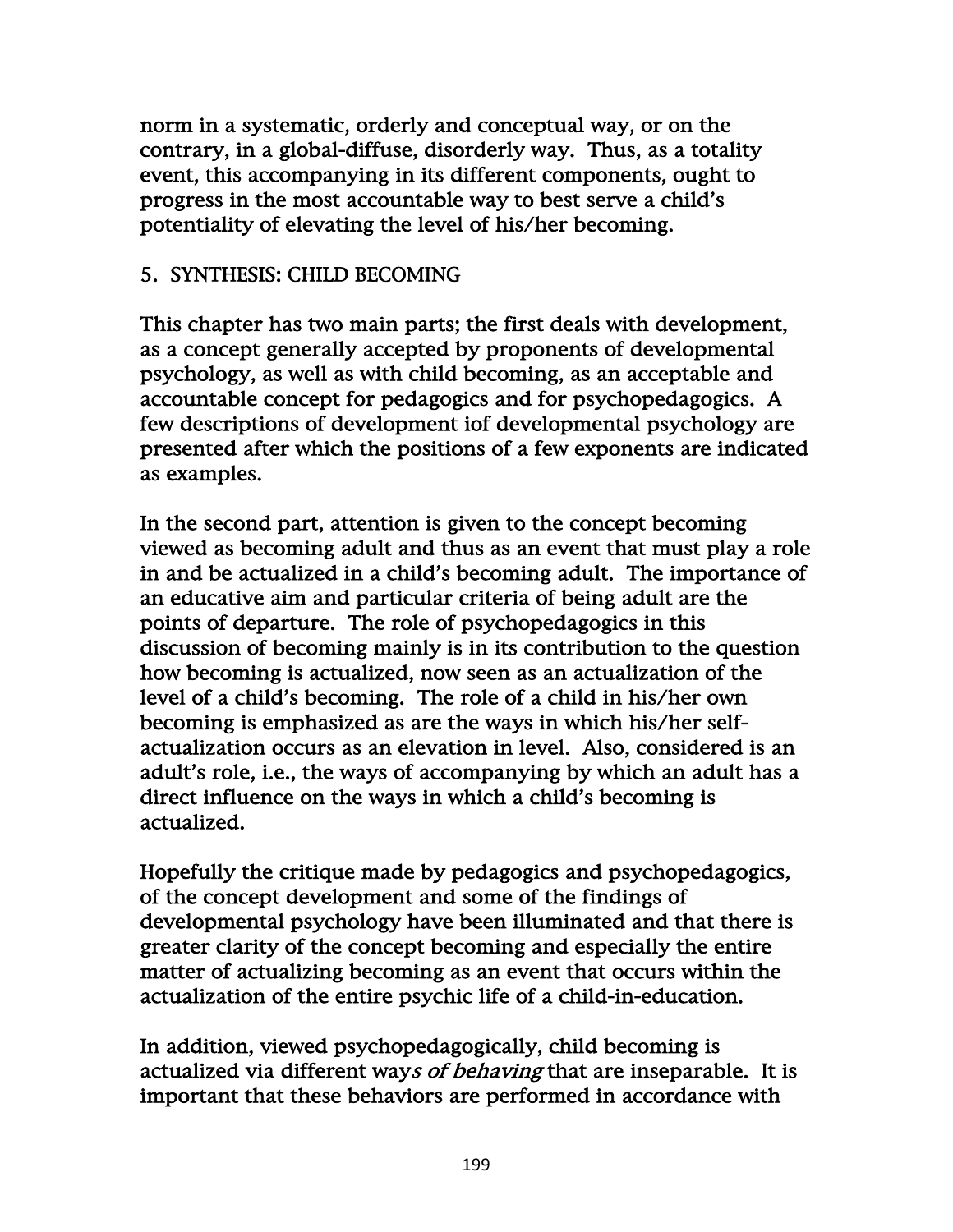norm in a systematic, orderly and conceptual way, or on the contrary, in a global-diffuse, disorderly way. Thus, as a totality event, this accompanying in its different components, ought to progress in the most accountable way to best serve a child's potentiality of elevating the level of his/her becoming.

## 5. SYNTHESIS: CHILD BECOMING

This chapter has two main parts; the first deals with development, as a concept generally accepted by proponents of developmental psychology, as well as with child becoming, as an acceptable and accountable concept for pedagogics and for psychopedagogics. A few descriptions of development iof developmental psychology are presented after which the positions of a few exponents are indicated as examples.

In the second part, attention is given to the concept becoming viewed as becoming adult and thus as an event that must play a role in and be actualized in a child's becoming adult. The importance of an educative aim and particular criteria of being adult are the points of departure. The role of psychopedagogics in this discussion of becoming mainly is in its contribution to the question how becoming is actualized, now seen as an actualization of the level of a child's becoming. The role of a child in his/her own becoming is emphasized as are the ways in which his/her self-actualization occurs as an elevation in level. Also, considered is an adult's role, i.e., the ways of accompanying by which an adult has a direct influence on the ways in which a child's becoming is actualized.

Hopefully the critique made by pedagogics and psychopedagogics, of the concept development and some of the findings of developmental psychology have been illuminated and that there is greater clarity of the concept becoming and especially the entire matter of actualizing becoming as an event that occurs within the actualization of the entire psychic life of a child-in-education.

In addition, viewed psychopedagogically, child becoming is actualized via different way*s of behaving* that are inseparable. It is important that these behaviors are performed in accordance with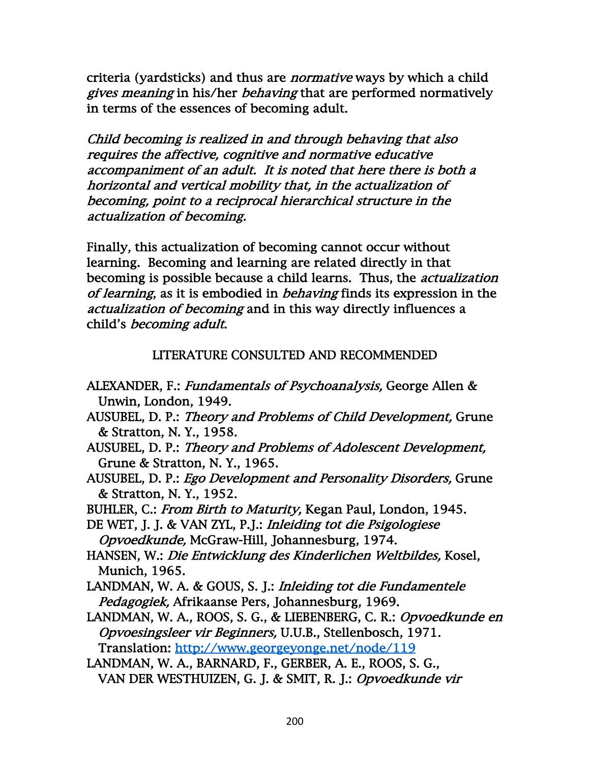criteria (yardsticks) and thus are *normative* ways by which a child *gives meaning* in his/her *behaving* that are performed normatively in terms of the essences of becoming adult.

*Child becoming is realized in and through behaving that also requires the affective, cognitive and normative educative accompaniment of an adult. It is noted that here there is both a horizontal and vertical mobility that, in the actualization of becoming, point to a reciprocal hierarchical structure in the actualization of becoming.*

Finally, this actualization of becoming cannot occur without learning. Becoming and learning are related directly in that becoming is possible because a child learns. Thus, the *actualization of learning*, as it is embodied in *behaving* finds its expression in the *actualization of becoming* and in this way directly influences a child's *becoming adult*.

## LITERATURE CONSULTED AND RECOMMENDED

ALEXANDER, F.: *Fundamentals of Psychoanalysis,* George Allen & Unwin, London, 1949.

AUSUBEL, D. P.: *Theory and Problems of Child Development,* Grune & Stratton, N. Y., 1958.

AUSUBEL, D. P.: *Theory and Problems of Adolescent Development,* Grune & Stratton, N. Y., 1965.

AUSUBEL, D. P.: *Ego Development and Personality Disorders,* Grune & Stratton, N. Y., 1952.

BUHLER, C.: *From Birth to Maturity,* Kegan Paul, London, 1945.

DE WET, J. J. & VAN ZYL, P.J.: *Inleiding tot die Psigologiese Opvoedkunde,* McGraw-Hill, Johannesburg, 1974.

HANSEN, W.: *Die Entwicklung des Kinderlichen Weltbildes,* Kosel, Munich, 1965.

LANDMAN, W. A. & GOUS, S. J.: *Inleiding tot die Fundamentele Pedagogiek,* Afrikaanse Pers, Johannesburg, 1969.

LANDMAN, W. A., ROOS, S. G., & LIEBENBERG, C. R.: *Opvoedkunde en Opvoesingsleer vir Beginners,* U.U.B., Stellenbosch, 1971. Translation: http://www.georgeyonge.net/node/119

LANDMAN, W. A., BARNARD, F., GERBER, A. E., ROOS, S. G., VAN DER WESTHUIZEN, G. J. & SMIT, R. J.: *Opvoedkunde vir*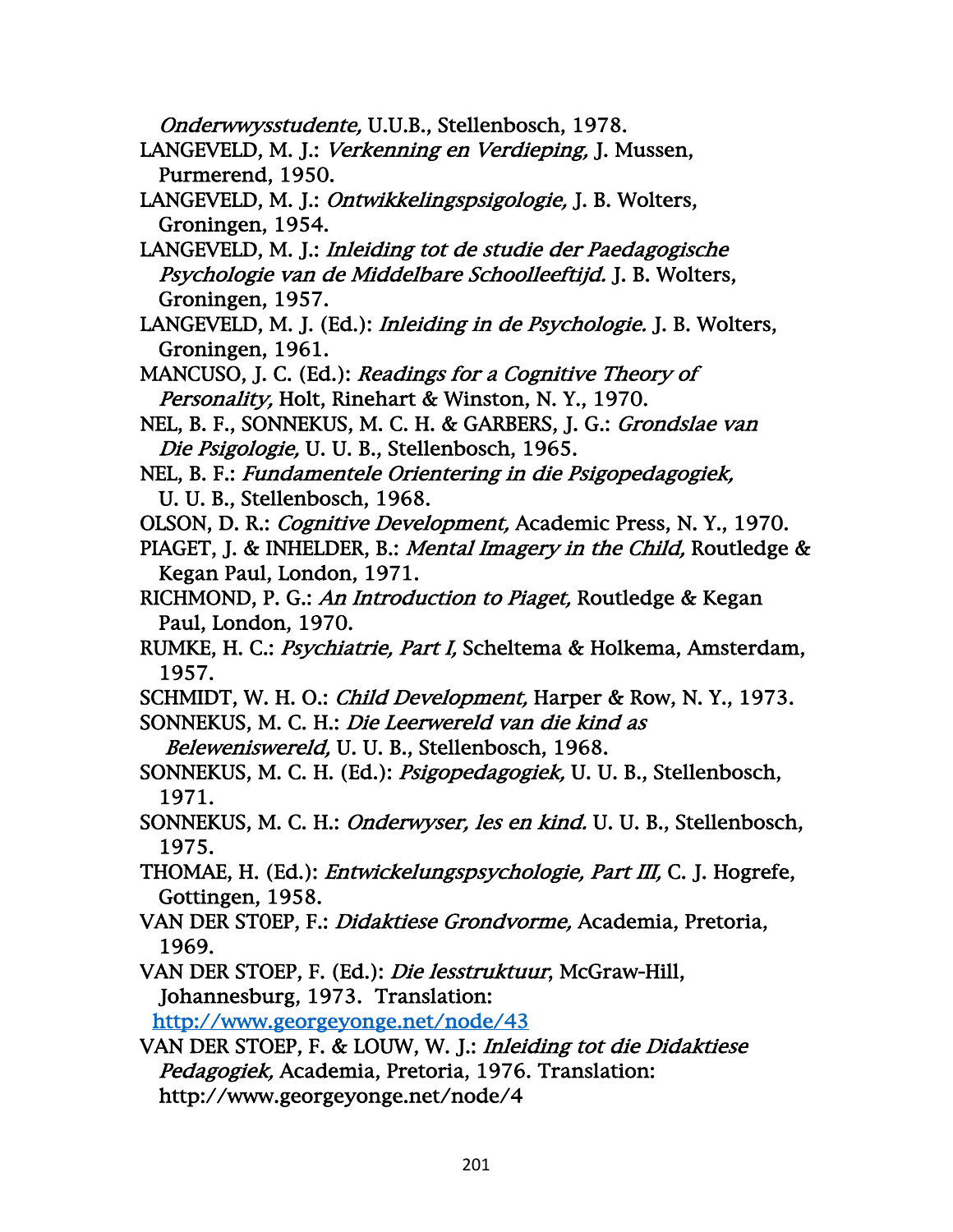*Onderwwysstudente,* U.U.B., Stellenbosch, 1978.

LANGEVELD, M. J.: *Verkenning en Verdieping,* J. Mussen, Purmerend, 1950.

LANGEVELD, M. J.: *Ontwikkelingspsigologie,* J. B. Wolters, Groningen, 1954.

LANGEVELD, M. J.: *Inleiding tot de studie der Paedagogische Psychologie van de Middelbare Schoolleeftijd.* J. B. Wolters, Groningen, 1957.

LANGEVELD, M. J. (Ed.): *Inleiding in de Psychologie.* J. B. Wolters, Groningen, 1961.

MANCUSO, J. C. (Ed.): *Readings for a Cognitive Theory of Personality,* Holt, Rinehart & Winston, N. Y., 1970.

NEL, B. F., SONNEKUS, M. C. H. & GARBERS, J. G.: *Grondslae van Die Psigologie,* U. U. B., Stellenbosch, 1965.

NEL, B. F.: *Fundamentele Orientering in die Psigopedagogiek,* U. U. B., Stellenbosch, 1968.

OLSON, D. R.: *Cognitive Development,* Academic Press, N. Y., 1970.

PIAGET, J. & INHELDER, B.: *Mental Imagery in the Child,* Routledge & Kegan Paul, London, 1971.

RICHMOND, P. G.: *An Introduction to Piaget,* Routledge & Kegan Paul, London, 1970.

RUMKE, H. C.: *Psychiatrie, Part I,* Scheltema & Holkema, Amsterdam, 1957.

SCHMIDT, W. H. O.: *Child Development,* Harper & Row, N. Y., 1973.

SONNEKUS, M. C. H.: *Die Leerwereld van die kind as Beleweniswereld,* U. U. B., Stellenbosch, 1968.

SONNEKUS, M. C. H. (Ed.): *Psigopedagogiek,* U. U. B., Stellenbosch, 1971.

SONNEKUS, M. C. H.: *Onderwyser, les en kind.* U. U. B., Stellenbosch, 1975.

THOMAE, H. (Ed.): *Entwickelungspsychologie, Part III,* C. J. Hogrefe, Gottingen, 1958.

VAN DER STOEP, F.: *Didaktiese Grondvorme,* Academia, Pretoria, 1969.

VAN DER STOEP, F. (Ed.): *Die lesstruktuur*, McGraw-Hill, Johannesburg, 1973. Translation: http://www.georgeyonge.net/node/43

VAN DER STOEP, F. & LOUW, W. J.: *Inleiding tot die Didaktiese Pedagogiek,* Academia, Pretoria, 1976. Translation: http://www.georgeyonge.net/node/4